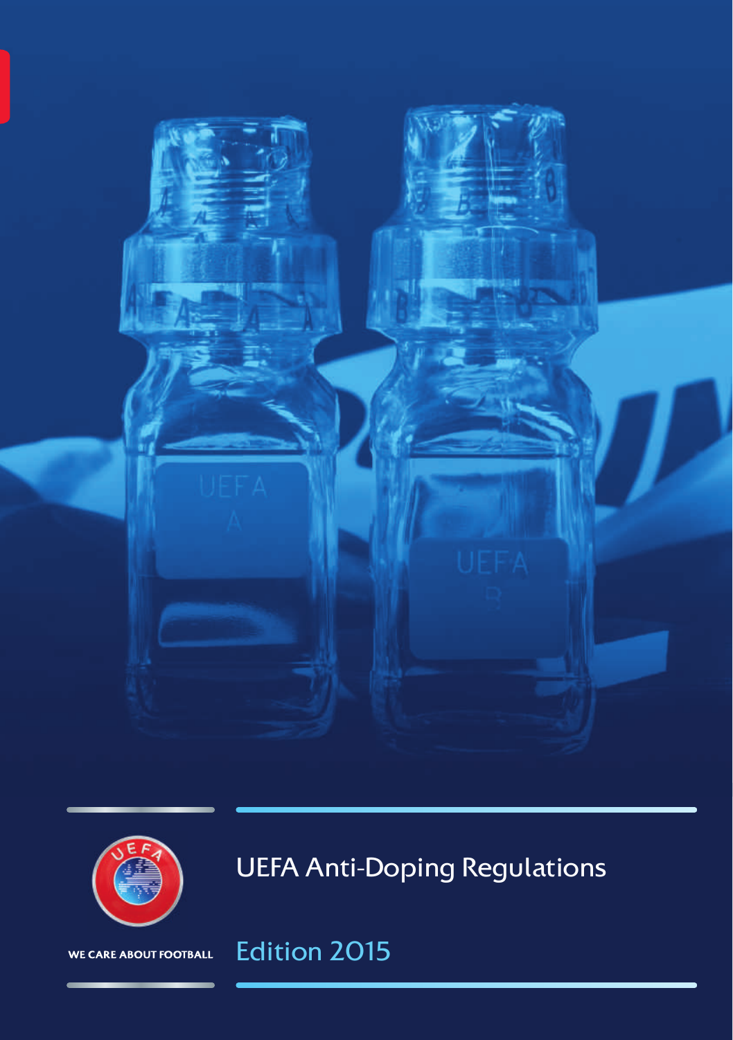# UEFA Anti-Doping Regulations

WE CARE ABOUT FOOTBALL

## Edition 2015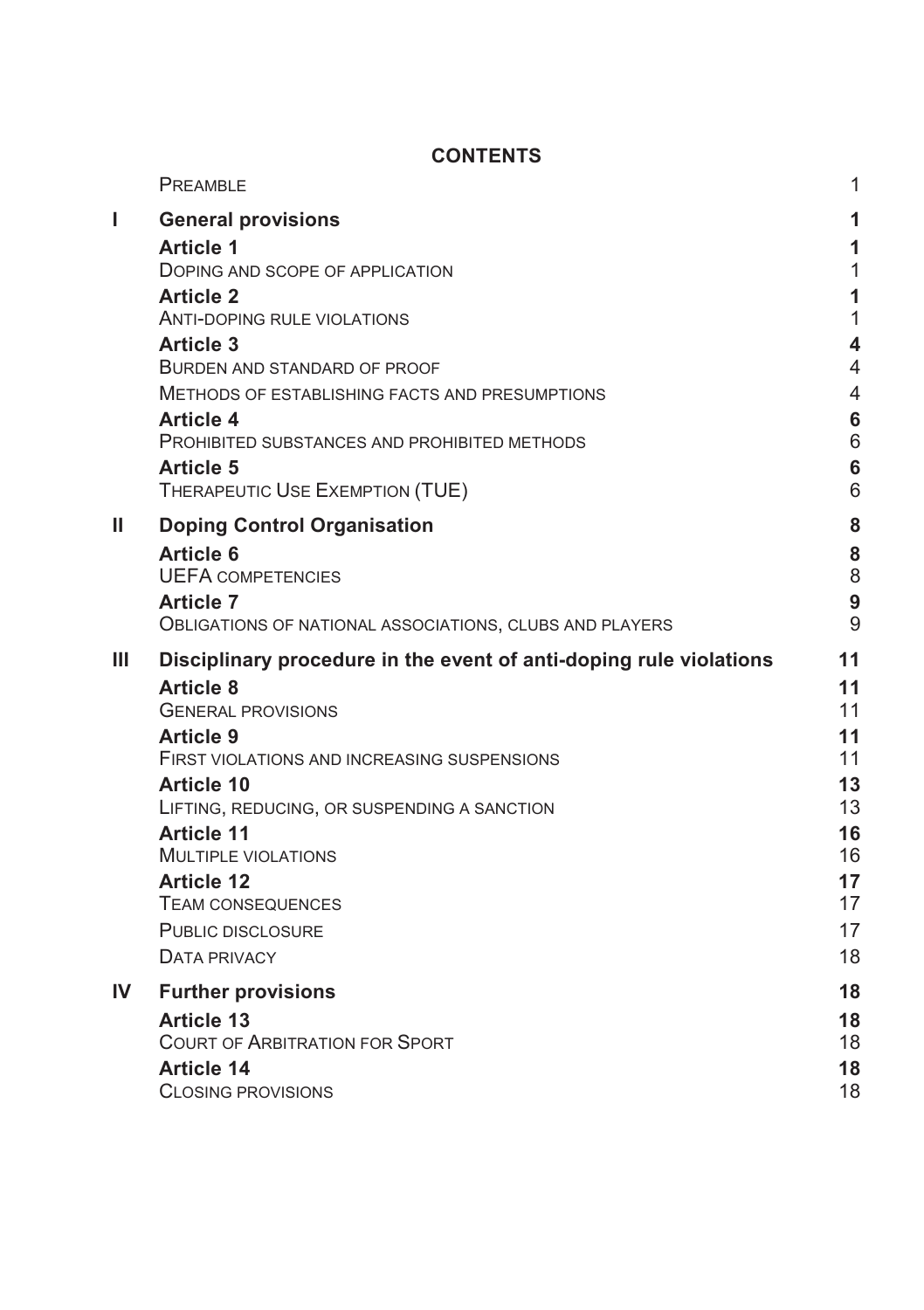# CONTENTS

| | | |
|---|---|---|
| | PREAMBLE | 1 |
| **I** | **General provisions** | **1** |
| | **Article 1** | **1** |
| | DOPING AND SCOPE OF APPLICATION | 1 |
| | **Article 2** | **1** |
| | ANTI-DOPING RULE VIOLATIONS | 1 |
| | **Article 3** | **4** |
| | BURDEN AND STANDARD OF PROOF | 4 |
| | METHODS OF ESTABLISHING FACTS AND PRESUMPTIONS | 4 |
| | **Article 4** | **6** |
| | PROHIBITED SUBSTANCES AND PROHIBITED METHODS | 6 |
| | **Article 5** | **6** |
| | THERAPEUTIC USE EXEMPTION (TUE) | 6 |
| **II** | **Doping Control Organisation** | **8** |
| | **Article 6** | **8** |
| | UEFA COMPETENCIES | 8 |
| | **Article 7** | **9** |
| | OBLIGATIONS OF NATIONAL ASSOCIATIONS, CLUBS AND PLAYERS | 9 |
| **III** | **Disciplinary procedure in the event of anti-doping rule violations** | **11** |
| | **Article 8** | **11** |
| | GENERAL PROVISIONS | 11 |
| | **Article 9** | **11** |
| | FIRST VIOLATIONS AND INCREASING SUSPENSIONS | 11 |
| | **Article 10** | **13** |
| | LIFTING, REDUCING, OR SUSPENDING A SANCTION | 13 |
| | **Article 11** | **16** |
| | MULTIPLE VIOLATIONS | 16 |
| | **Article 12** | **17** |
| | TEAM CONSEQUENCES | 17 |
| | PUBLIC DISCLOSURE | 17 |
| | DATA PRIVACY | 18 |
| **IV** | **Further provisions** | **18** |
| | **Article 13** | **18** |
| | COURT OF ARBITRATION FOR SPORT | 18 |
| | **Article 14** | **18** |
| | CLOSING PROVISIONS | 18 |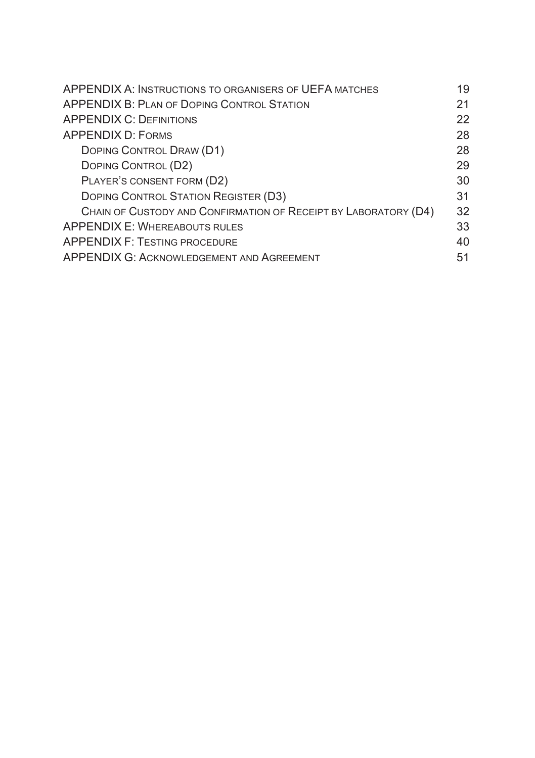| | |
|---|---|
| APPENDIX A: INSTRUCTIONS TO ORGANISERS OF UEFA MATCHES | 19 |
| APPENDIX B: PLAN OF DOPING CONTROL STATION | 21 |
| APPENDIX C: DEFINITIONS | 22 |
| APPENDIX D: FORMS | 28 |
| DOPING CONTROL DRAW (D1) | 28 |
| DOPING CONTROL (D2) | 29 |
| PLAYER'S CONSENT FORM (D2) | 30 |
| DOPING CONTROL STATION REGISTER (D3) | 31 |
| CHAIN OF CUSTODY AND CONFIRMATION OF RECEIPT BY LABORATORY (D4) | 32 |
| APPENDIX E: WHEREABOUTS RULES | 33 |
| APPENDIX F: TESTING PROCEDURE | 40 |
| APPENDIX G: ACKNOWLEDGEMENT AND AGREEMENT | 51 |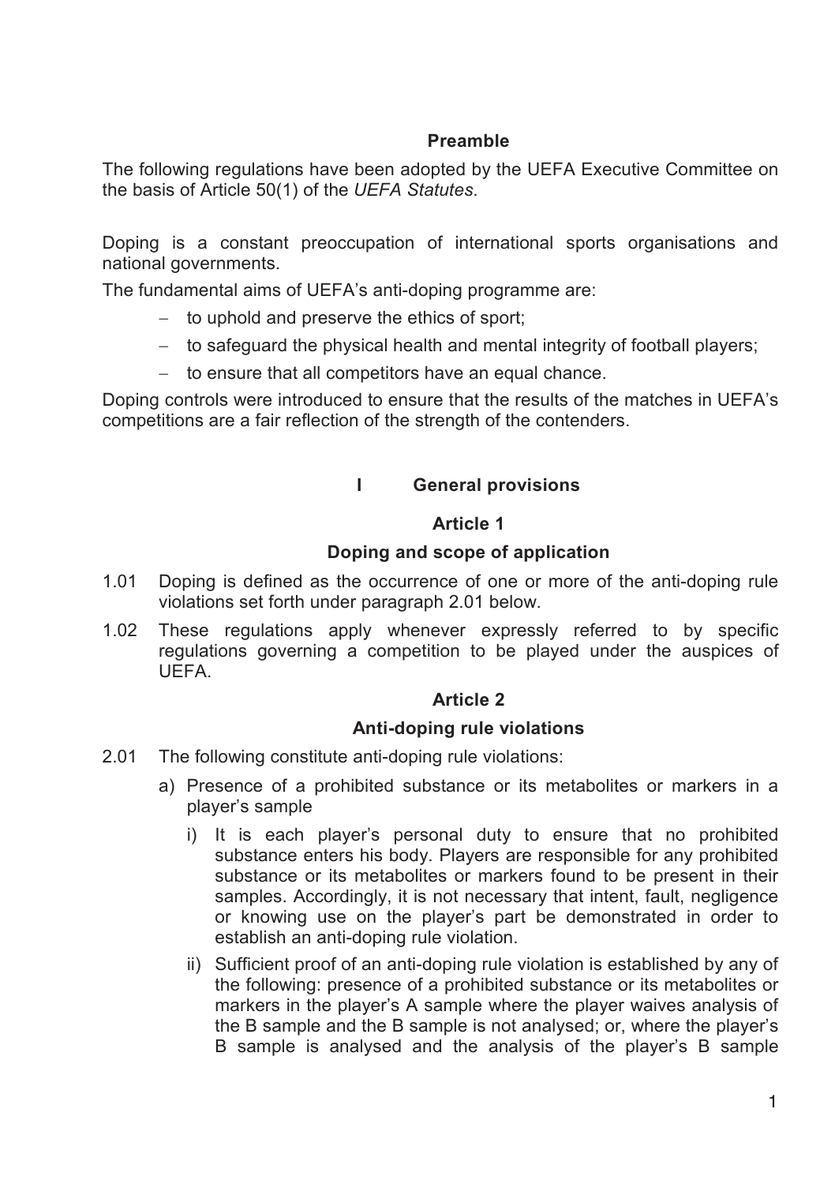## Preamble

The following regulations have been adopted by the UEFA Executive Committee on the basis of Article 50(1) of the *UEFA Statutes*.

Doping is a constant preoccupation of international sports organisations and national governments.

The fundamental aims of UEFA's anti-doping programme are:

- to uphold and preserve the ethics of sport;
- to safeguard the physical health and mental integrity of football players;
- to ensure that all competitors have an equal chance.

Doping controls were introduced to ensure that the results of the matches in UEFA's competitions are a fair reflection of the strength of the contenders.

# I General provisions

### Article 1

### Doping and scope of application

1.01 Doping is defined as the occurrence of one or more of the anti-doping rule violations set forth under paragraph 2.01 below.

1.02 These regulations apply whenever expressly referred to by specific regulations governing a competition to be played under the auspices of UEFA.

### Article 2

### Anti-doping rule violations

2.01 The following constitute anti-doping rule violations:

a) Presence of a prohibited substance or its metabolites or markers in a player's sample

i) It is each player's personal duty to ensure that no prohibited substance enters his body. Players are responsible for any prohibited substance or its metabolites or markers found to be present in their samples. Accordingly, it is not necessary that intent, fault, negligence or knowing use on the player's part be demonstrated in order to establish an anti-doping rule violation.

ii) Sufficient proof of an anti-doping rule violation is established by any of the following: presence of a prohibited substance or its metabolites or markers in the player's A sample where the player waives analysis of the B sample and the B sample is not analysed; or, where the player's B sample is analysed and the analysis of the player's B sample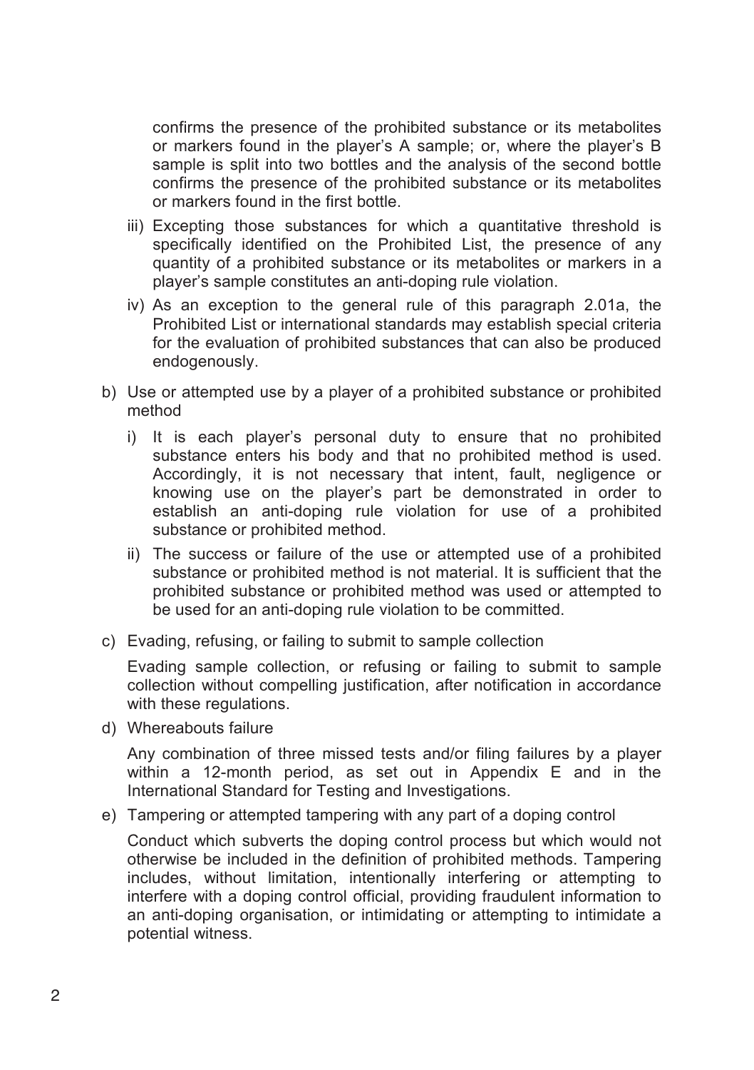confirms the presence of the prohibited substance or its metabolites or markers found in the player's A sample; or, where the player's B sample is split into two bottles and the analysis of the second bottle confirms the presence of the prohibited substance or its metabolites or markers found in the first bottle.

iii) Excepting those substances for which a quantitative threshold is specifically identified on the Prohibited List, the presence of any quantity of a prohibited substance or its metabolites or markers in a player's sample constitutes an anti-doping rule violation.

iv) As an exception to the general rule of this paragraph 2.01a, the Prohibited List or international standards may establish special criteria for the evaluation of prohibited substances that can also be produced endogenously.

b) Use or attempted use by a player of a prohibited substance or prohibited method

   i) It is each player's personal duty to ensure that no prohibited substance enters his body and that no prohibited method is used. Accordingly, it is not necessary that intent, fault, negligence or knowing use on the player's part be demonstrated in order to establish an anti-doping rule violation for use of a prohibited substance or prohibited method.

   ii) The success or failure of the use or attempted use of a prohibited substance or prohibited method is not material. It is sufficient that the prohibited substance or prohibited method was used or attempted to be used for an anti-doping rule violation to be committed.

c) Evading, refusing, or failing to submit to sample collection

   Evading sample collection, or refusing or failing to submit to sample collection without compelling justification, after notification in accordance with these regulations.

d) Whereabouts failure

   Any combination of three missed tests and/or filing failures by a player within a 12-month period, as set out in Appendix E and in the International Standard for Testing and Investigations.

e) Tampering or attempted tampering with any part of a doping control

   Conduct which subverts the doping control process but which would not otherwise be included in the definition of prohibited methods. Tampering includes, without limitation, intentionally interfering or attempting to interfere with a doping control official, providing fraudulent information to an anti-doping organisation, or intimidating or attempting to intimidate a potential witness.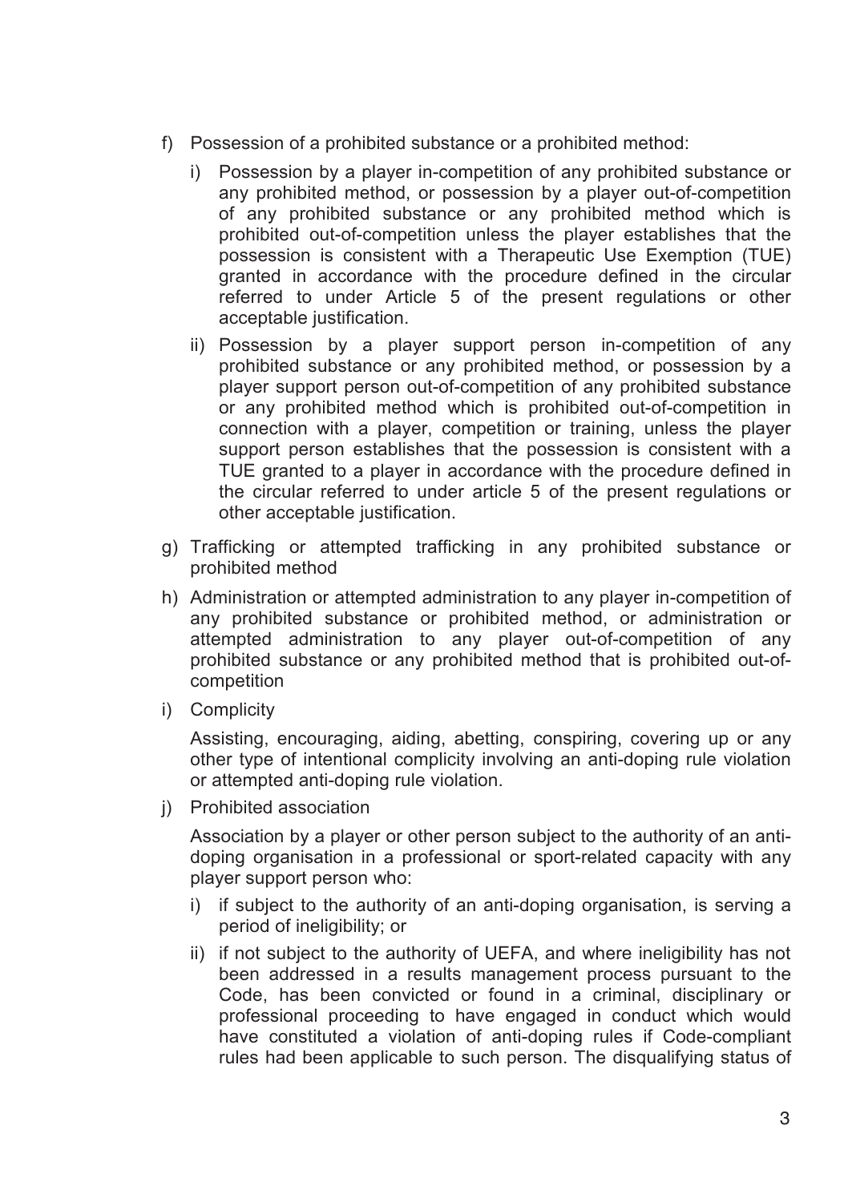f) Possession of a prohibited substance or a prohibited method:

   i) Possession by a player in-competition of any prohibited substance or any prohibited method, or possession by a player out-of-competition of any prohibited substance or any prohibited method which is prohibited out-of-competition unless the player establishes that the possession is consistent with a Therapeutic Use Exemption (TUE) granted in accordance with the procedure defined in the circular referred to under Article 5 of the present regulations or other acceptable justification.

   ii) Possession by a player support person in-competition of any prohibited substance or any prohibited method, or possession by a player support person out-of-competition of any prohibited substance or any prohibited method which is prohibited out-of-competition in connection with a player, competition or training, unless the player support person establishes that the possession is consistent with a TUE granted to a player in accordance with the procedure defined in the circular referred to under article 5 of the present regulations or other acceptable justification.

g) Trafficking or attempted trafficking in any prohibited substance or prohibited method

h) Administration or attempted administration to any player in-competition of any prohibited substance or prohibited method, or administration or attempted administration to any player out-of-competition of any prohibited substance or any prohibited method that is prohibited out-of-competition

i) Complicity

   Assisting, encouraging, aiding, abetting, conspiring, covering up or any other type of intentional complicity involving an anti-doping rule violation or attempted anti-doping rule violation.

j) Prohibited association

   Association by a player or other person subject to the authority of an anti-doping organisation in a professional or sport-related capacity with any player support person who:

   i) if subject to the authority of an anti-doping organisation, is serving a period of ineligibility; or

   ii) if not subject to the authority of UEFA, and where ineligibility has not been addressed in a results management process pursuant to the Code, has been convicted or found in a criminal, disciplinary or professional proceeding to have engaged in conduct which would have constituted a violation of anti-doping rules if Code-compliant rules had been applicable to such person. The disqualifying status of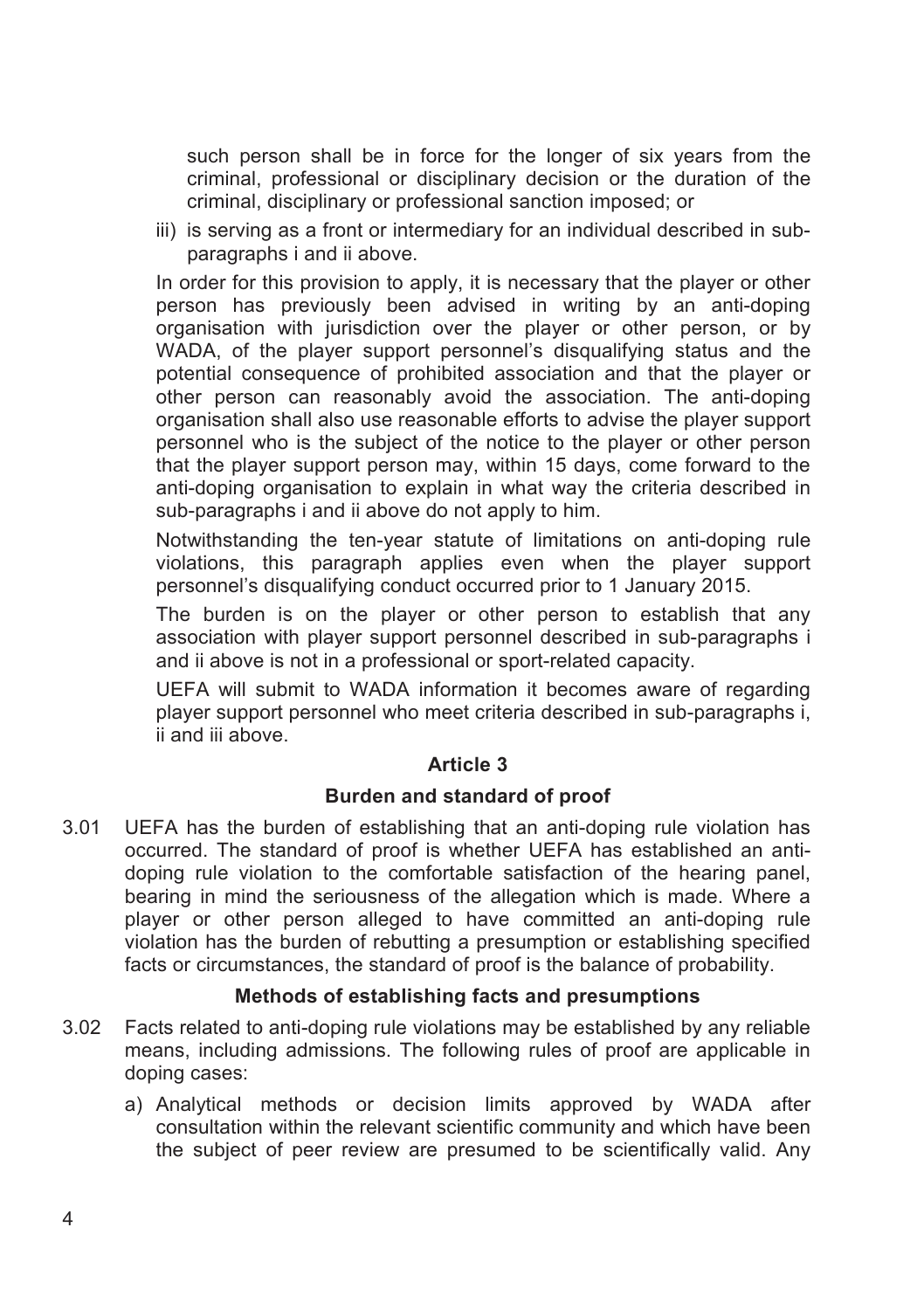such person shall be in force for the longer of six years from the criminal, professional or disciplinary decision or the duration of the criminal, disciplinary or professional sanction imposed; or

iii) is serving as a front or intermediary for an individual described in sub-paragraphs i and ii above.

In order for this provision to apply, it is necessary that the player or other person has previously been advised in writing by an anti-doping organisation with jurisdiction over the player or other person, or by WADA, of the player support personnel's disqualifying status and the potential consequence of prohibited association and that the player or other person can reasonably avoid the association. The anti-doping organisation shall also use reasonable efforts to advise the player support personnel who is the subject of the notice to the player or other person that the player support person may, within 15 days, come forward to the anti-doping organisation to explain in what way the criteria described in sub-paragraphs i and ii above do not apply to him.

Notwithstanding the ten-year statute of limitations on anti-doping rule violations, this paragraph applies even when the player support personnel's disqualifying conduct occurred prior to 1 January 2015.

The burden is on the player or other person to establish that any association with player support personnel described in sub-paragraphs i and ii above is not in a professional or sport-related capacity.

UEFA will submit to WADA information it becomes aware of regarding player support personnel who meet criteria described in sub-paragraphs i, ii and iii above.

## Article 3

### Burden and standard of proof

3.01 UEFA has the burden of establishing that an anti-doping rule violation has occurred. The standard of proof is whether UEFA has established an anti-doping rule violation to the comfortable satisfaction of the hearing panel, bearing in mind the seriousness of the allegation which is made. Where a player or other person alleged to have committed an anti-doping rule violation has the burden of rebutting a presumption or establishing specified facts or circumstances, the standard of proof is the balance of probability.

### Methods of establishing facts and presumptions

3.02 Facts related to anti-doping rule violations may be established by any reliable means, including admissions. The following rules of proof are applicable in doping cases:

a) Analytical methods or decision limits approved by WADA after consultation within the relevant scientific community and which have been the subject of peer review are presumed to be scientifically valid. Any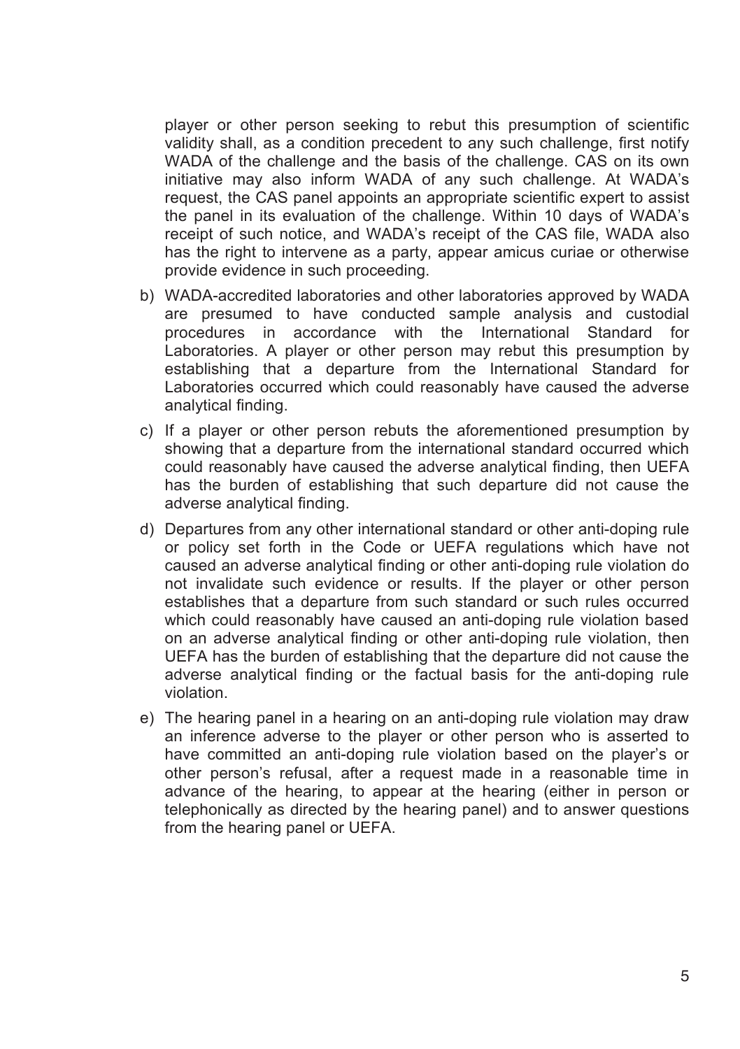player or other person seeking to rebut this presumption of scientific validity shall, as a condition precedent to any such challenge, first notify WADA of the challenge and the basis of the challenge. CAS on its own initiative may also inform WADA of any such challenge. At WADA's request, the CAS panel appoints an appropriate scientific expert to assist the panel in its evaluation of the challenge. Within 10 days of WADA's receipt of such notice, and WADA's receipt of the CAS file, WADA also has the right to intervene as a party, appear amicus curiae or otherwise provide evidence in such proceeding.

b) WADA-accredited laboratories and other laboratories approved by WADA are presumed to have conducted sample analysis and custodial procedures in accordance with the International Standard for Laboratories. A player or other person may rebut this presumption by establishing that a departure from the International Standard for Laboratories occurred which could reasonably have caused the adverse analytical finding.

c) If a player or other person rebuts the aforementioned presumption by showing that a departure from the international standard occurred which could reasonably have caused the adverse analytical finding, then UEFA has the burden of establishing that such departure did not cause the adverse analytical finding.

d) Departures from any other international standard or other anti-doping rule or policy set forth in the Code or UEFA regulations which have not caused an adverse analytical finding or other anti-doping rule violation do not invalidate such evidence or results. If the player or other person establishes that a departure from such standard or such rules occurred which could reasonably have caused an anti-doping rule violation based on an adverse analytical finding or other anti-doping rule violation, then UEFA has the burden of establishing that the departure did not cause the adverse analytical finding or the factual basis for the anti-doping rule violation.

e) The hearing panel in a hearing on an anti-doping rule violation may draw an inference adverse to the player or other person who is asserted to have committed an anti-doping rule violation based on the player's or other person's refusal, after a request made in a reasonable time in advance of the hearing, to appear at the hearing (either in person or telephonically as directed by the hearing panel) and to answer questions from the hearing panel or UEFA.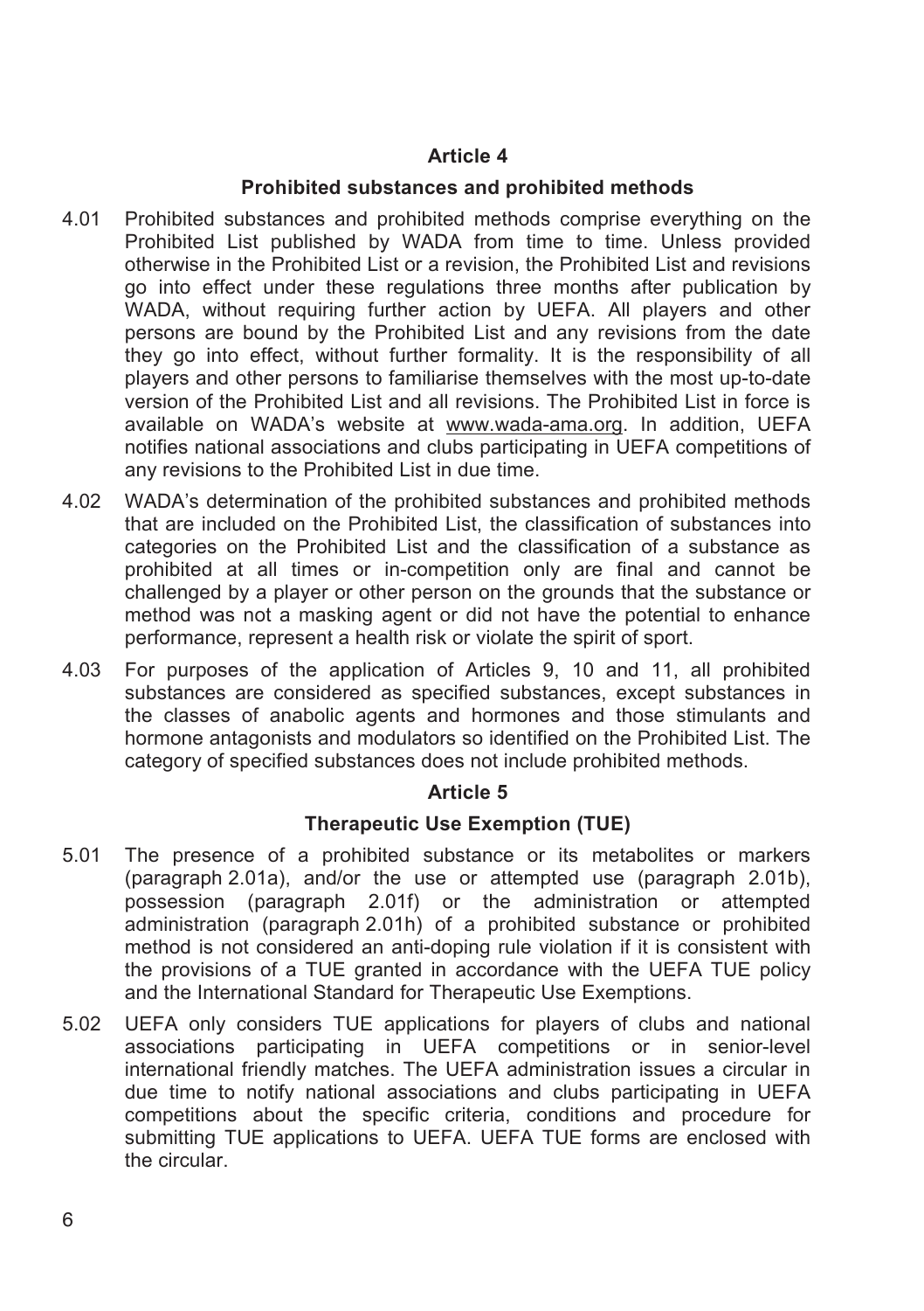## Article 4

### Prohibited substances and prohibited methods

4.01 Prohibited substances and prohibited methods comprise everything on the Prohibited List published by WADA from time to time. Unless provided otherwise in the Prohibited List or a revision, the Prohibited List and revisions go into effect under these regulations three months after publication by WADA, without requiring further action by UEFA. All players and other persons are bound by the Prohibited List and any revisions from the date they go into effect, without further formality. It is the responsibility of all players and other persons to familiarise themselves with the most up-to-date version of the Prohibited List and all revisions. The Prohibited List in force is available on WADA's website at www.wada-ama.org. In addition, UEFA notifies national associations and clubs participating in UEFA competitions of any revisions to the Prohibited List in due time.

4.02 WADA's determination of the prohibited substances and prohibited methods that are included on the Prohibited List, the classification of substances into categories on the Prohibited List and the classification of a substance as prohibited at all times or in-competition only are final and cannot be challenged by a player or other person on the grounds that the substance or method was not a masking agent or did not have the potential to enhance performance, represent a health risk or violate the spirit of sport.

4.03 For purposes of the application of Articles 9, 10 and 11, all prohibited substances are considered as specified substances, except substances in the classes of anabolic agents and hormones and those stimulants and hormone antagonists and modulators so identified on the Prohibited List. The category of specified substances does not include prohibited methods.

## Article 5

### Therapeutic Use Exemption (TUE)

5.01 The presence of a prohibited substance or its metabolites or markers (paragraph 2.01a), and/or the use or attempted use (paragraph 2.01b), possession (paragraph 2.01f) or the administration or attempted administration (paragraph 2.01h) of a prohibited substance or prohibited method is not considered an anti-doping rule violation if it is consistent with the provisions of a TUE granted in accordance with the UEFA TUE policy and the International Standard for Therapeutic Use Exemptions.

5.02 UEFA only considers TUE applications for players of clubs and national associations participating in UEFA competitions or in senior-level international friendly matches. The UEFA administration issues a circular in due time to notify national associations and clubs participating in UEFA competitions about the specific criteria, conditions and procedure for submitting TUE applications to UEFA. UEFA TUE forms are enclosed with the circular.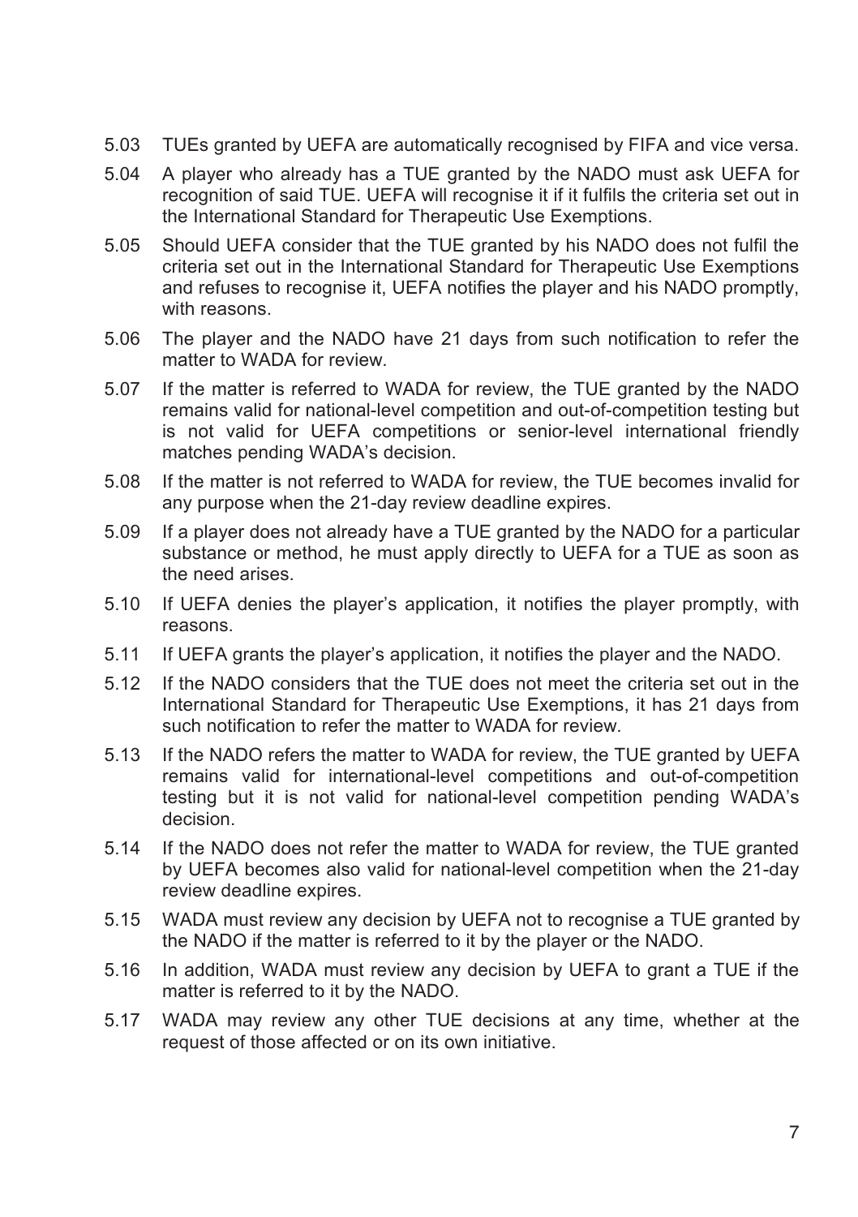5.03 TUEs granted by UEFA are automatically recognised by FIFA and vice versa.

5.04 A player who already has a TUE granted by the NADO must ask UEFA for recognition of said TUE. UEFA will recognise it if it fulfils the criteria set out in the International Standard for Therapeutic Use Exemptions.

5.05 Should UEFA consider that the TUE granted by his NADO does not fulfil the criteria set out in the International Standard for Therapeutic Use Exemptions and refuses to recognise it, UEFA notifies the player and his NADO promptly, with reasons.

5.06 The player and the NADO have 21 days from such notification to refer the matter to WADA for review.

5.07 If the matter is referred to WADA for review, the TUE granted by the NADO remains valid for national-level competition and out-of-competition testing but is not valid for UEFA competitions or senior-level international friendly matches pending WADA's decision.

5.08 If the matter is not referred to WADA for review, the TUE becomes invalid for any purpose when the 21-day review deadline expires.

5.09 If a player does not already have a TUE granted by the NADO for a particular substance or method, he must apply directly to UEFA for a TUE as soon as the need arises.

5.10 If UEFA denies the player's application, it notifies the player promptly, with reasons.

5.11 If UEFA grants the player's application, it notifies the player and the NADO.

5.12 If the NADO considers that the TUE does not meet the criteria set out in the International Standard for Therapeutic Use Exemptions, it has 21 days from such notification to refer the matter to WADA for review.

5.13 If the NADO refers the matter to WADA for review, the TUE granted by UEFA remains valid for international-level competitions and out-of-competition testing but it is not valid for national-level competition pending WADA's decision.

5.14 If the NADO does not refer the matter to WADA for review, the TUE granted by UEFA becomes also valid for national-level competition when the 21-day review deadline expires.

5.15 WADA must review any decision by UEFA not to recognise a TUE granted by the NADO if the matter is referred to it by the player or the NADO.

5.16 In addition, WADA must review any decision by UEFA to grant a TUE if the matter is referred to it by the NADO.

5.17 WADA may review any other TUE decisions at any time, whether at the request of those affected or on its own initiative.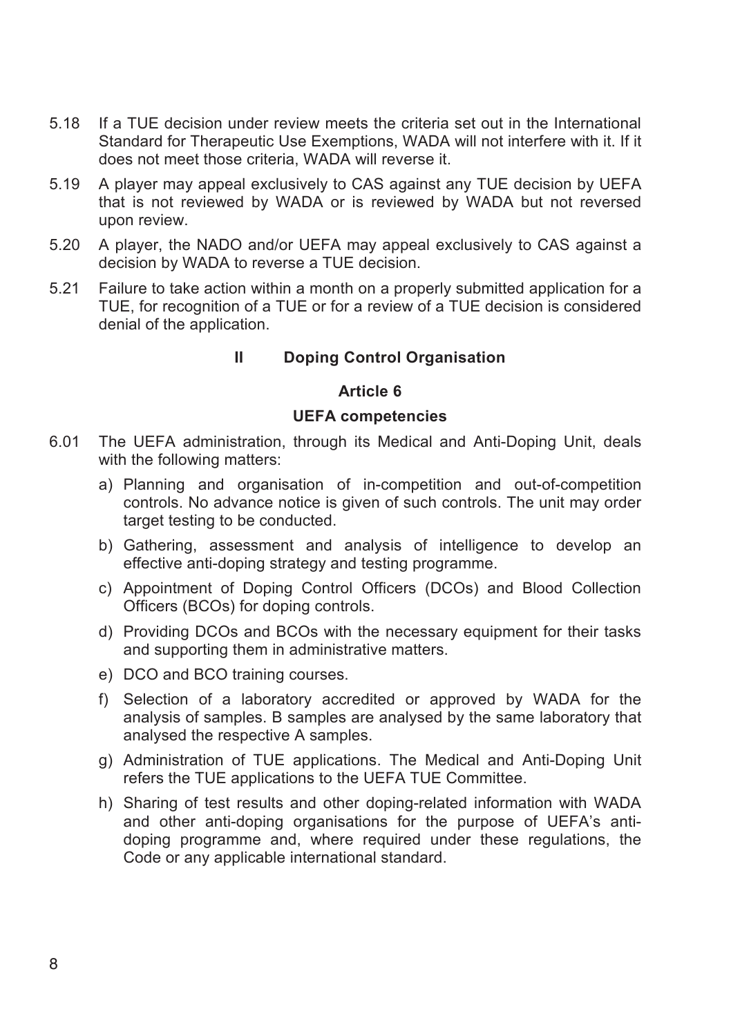5.18 If a TUE decision under review meets the criteria set out in the International Standard for Therapeutic Use Exemptions, WADA will not interfere with it. If it does not meet those criteria, WADA will reverse it.

5.19 A player may appeal exclusively to CAS against any TUE decision by UEFA that is not reviewed by WADA or is reviewed by WADA but not reversed upon review.

5.20 A player, the NADO and/or UEFA may appeal exclusively to CAS against a decision by WADA to reverse a TUE decision.

5.21 Failure to take action within a month on a properly submitted application for a TUE, for recognition of a TUE or for a review of a TUE decision is considered denial of the application.

## II Doping Control Organisation

### Article 6

### UEFA competencies

6.01 The UEFA administration, through its Medical and Anti-Doping Unit, deals with the following matters:

a) Planning and organisation of in-competition and out-of-competition controls. No advance notice is given of such controls. The unit may order target testing to be conducted.

b) Gathering, assessment and analysis of intelligence to develop an effective anti-doping strategy and testing programme.

c) Appointment of Doping Control Officers (DCOs) and Blood Collection Officers (BCOs) for doping controls.

d) Providing DCOs and BCOs with the necessary equipment for their tasks and supporting them in administrative matters.

e) DCO and BCO training courses.

f) Selection of a laboratory accredited or approved by WADA for the analysis of samples. B samples are analysed by the same laboratory that analysed the respective A samples.

g) Administration of TUE applications. The Medical and Anti-Doping Unit refers the TUE applications to the UEFA TUE Committee.

h) Sharing of test results and other doping-related information with WADA and other anti-doping organisations for the purpose of UEFA's anti-doping programme and, where required under these regulations, the Code or any applicable international standard.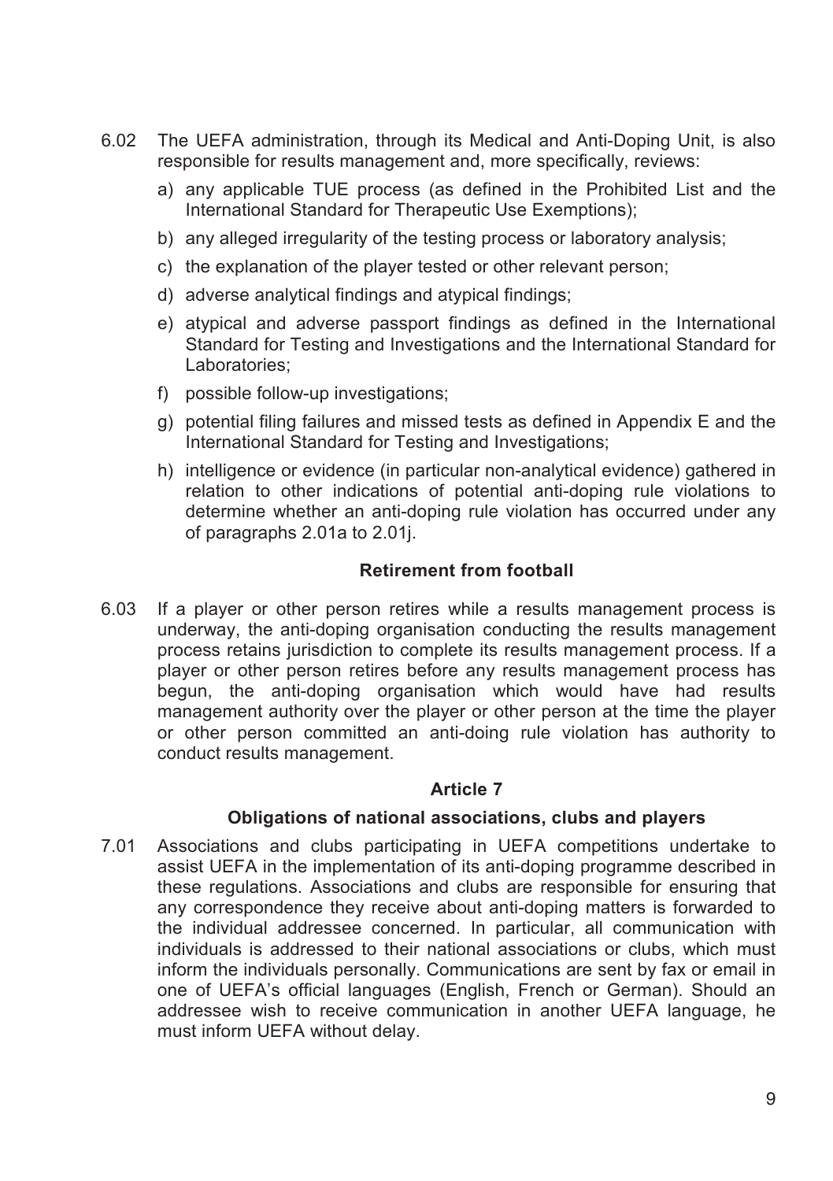6.02 The UEFA administration, through its Medical and Anti-Doping Unit, is also responsible for results management and, more specifically, reviews:

a) any applicable TUE process (as defined in the Prohibited List and the International Standard for Therapeutic Use Exemptions);

b) any alleged irregularity of the testing process or laboratory analysis;

c) the explanation of the player tested or other relevant person;

d) adverse analytical findings and atypical findings;

e) atypical and adverse passport findings as defined in the International Standard for Testing and Investigations and the International Standard for Laboratories;

f) possible follow-up investigations;

g) potential filing failures and missed tests as defined in Appendix E and the International Standard for Testing and Investigations;

h) intelligence or evidence (in particular non-analytical evidence) gathered in relation to other indications of potential anti-doping rule violations to determine whether an anti-doping rule violation has occurred under any of paragraphs 2.01a to 2.01j.

### Retirement from football

6.03 If a player or other person retires while a results management process is underway, the anti-doping organisation conducting the results management process retains jurisdiction to complete its results management process. If a player or other person retires before any results management process has begun, the anti-doping organisation which would have had results management authority over the player or other person at the time the player or other person committed an anti-doing rule violation has authority to conduct results management.

## Article 7

### Obligations of national associations, clubs and players

7.01 Associations and clubs participating in UEFA competitions undertake to assist UEFA in the implementation of its anti-doping programme described in these regulations. Associations and clubs are responsible for ensuring that any correspondence they receive about anti-doping matters is forwarded to the individual addressee concerned. In particular, all communication with individuals is addressed to their national associations or clubs, which must inform the individuals personally. Communications are sent by fax or email in one of UEFA's official languages (English, French or German). Should an addressee wish to receive communication in another UEFA language, he must inform UEFA without delay.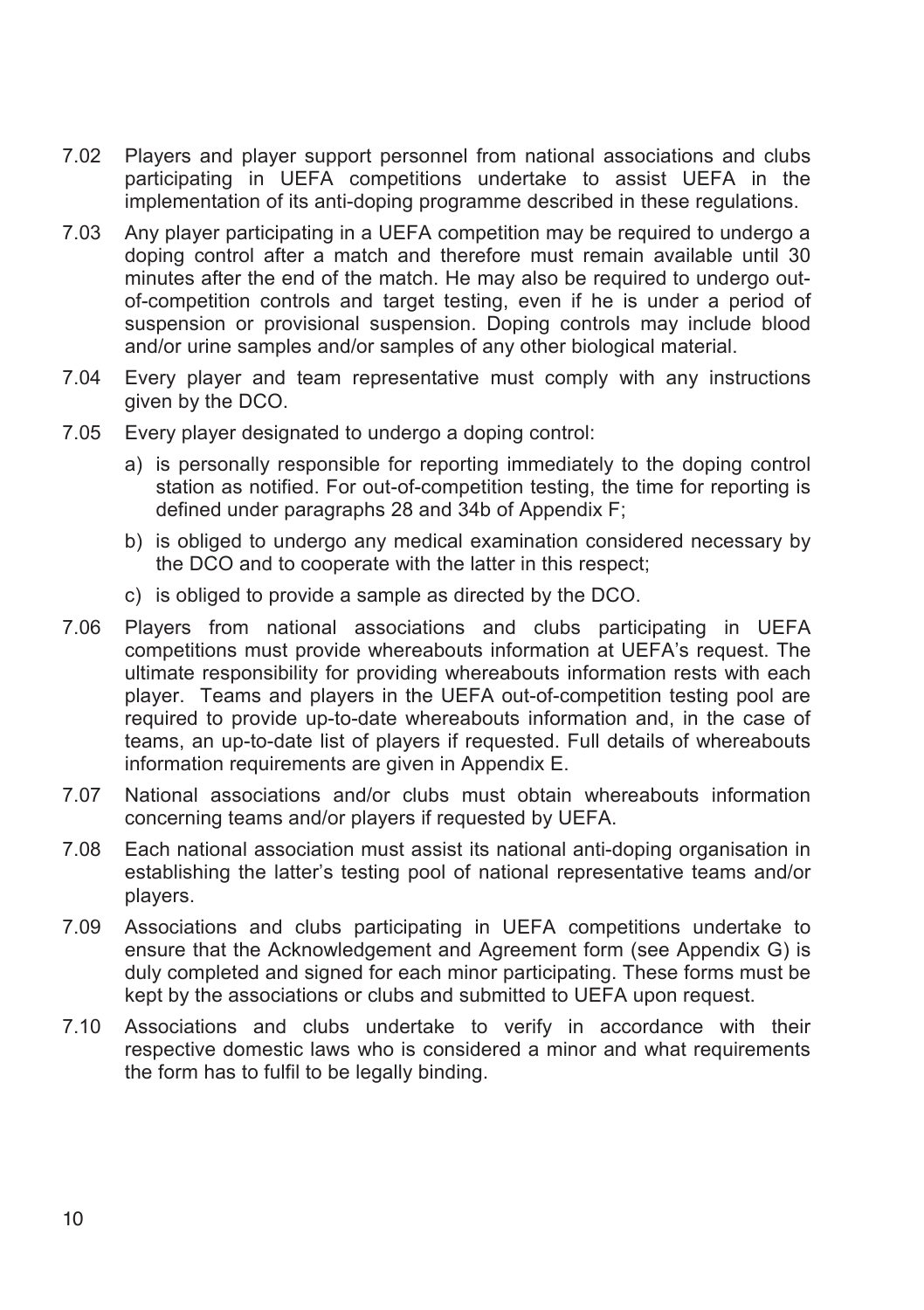7.02 Players and player support personnel from national associations and clubs participating in UEFA competitions undertake to assist UEFA in the implementation of its anti-doping programme described in these regulations.

7.03 Any player participating in a UEFA competition may be required to undergo a doping control after a match and therefore must remain available until 30 minutes after the end of the match. He may also be required to undergo out-of-competition controls and target testing, even if he is under a period of suspension or provisional suspension. Doping controls may include blood and/or urine samples and/or samples of any other biological material.

7.04 Every player and team representative must comply with any instructions given by the DCO.

7.05 Every player designated to undergo a doping control:

a) is personally responsible for reporting immediately to the doping control station as notified. For out-of-competition testing, the time for reporting is defined under paragraphs 28 and 34b of Appendix F;

b) is obliged to undergo any medical examination considered necessary by the DCO and to cooperate with the latter in this respect;

c) is obliged to provide a sample as directed by the DCO.

7.06 Players from national associations and clubs participating in UEFA competitions must provide whereabouts information at UEFA's request. The ultimate responsibility for providing whereabouts information rests with each player. Teams and players in the UEFA out-of-competition testing pool are required to provide up-to-date whereabouts information and, in the case of teams, an up-to-date list of players if requested. Full details of whereabouts information requirements are given in Appendix E.

7.07 National associations and/or clubs must obtain whereabouts information concerning teams and/or players if requested by UEFA.

7.08 Each national association must assist its national anti-doping organisation in establishing the latter's testing pool of national representative teams and/or players.

7.09 Associations and clubs participating in UEFA competitions undertake to ensure that the Acknowledgement and Agreement form (see Appendix G) is duly completed and signed for each minor participating. These forms must be kept by the associations or clubs and submitted to UEFA upon request.

7.10 Associations and clubs undertake to verify in accordance with their respective domestic laws who is considered a minor and what requirements the form has to fulfil to be legally binding.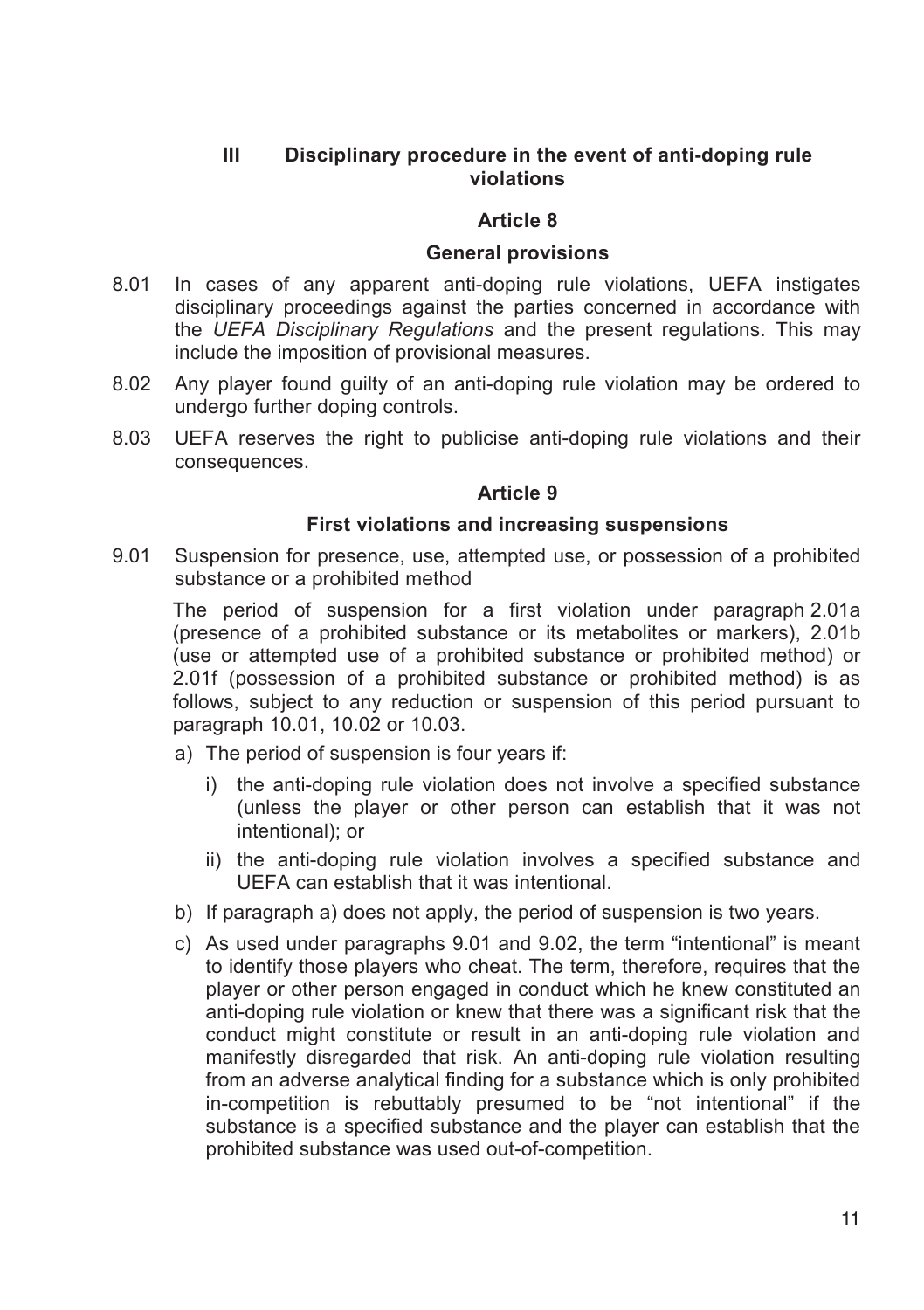## III Disciplinary procedure in the event of anti-doping rule violations

### Article 8

### General provisions

8.01 In cases of any apparent anti-doping rule violations, UEFA instigates disciplinary proceedings against the parties concerned in accordance with the *UEFA Disciplinary Regulations* and the present regulations. This may include the imposition of provisional measures.

8.02 Any player found guilty of an anti-doping rule violation may be ordered to undergo further doping controls.

8.03 UEFA reserves the right to publicise anti-doping rule violations and their consequences.

### Article 9

### First violations and increasing suspensions

9.01 Suspension for presence, use, attempted use, or possession of a prohibited substance or a prohibited method

The period of suspension for a first violation under paragraph 2.01a (presence of a prohibited substance or its metabolites or markers), 2.01b (use or attempted use of a prohibited substance or prohibited method) or 2.01f (possession of a prohibited substance or prohibited method) is as follows, subject to any reduction or suspension of this period pursuant to paragraph 10.01, 10.02 or 10.03.

a) The period of suspension is four years if:

   i) the anti-doping rule violation does not involve a specified substance (unless the player or other person can establish that it was not intentional); or

   ii) the anti-doping rule violation involves a specified substance and UEFA can establish that it was intentional.

b) If paragraph a) does not apply, the period of suspension is two years.

c) As used under paragraphs 9.01 and 9.02, the term "intentional" is meant to identify those players who cheat. The term, therefore, requires that the player or other person engaged in conduct which he knew constituted an anti-doping rule violation or knew that there was a significant risk that the conduct might constitute or result in an anti-doping rule violation and manifestly disregarded that risk. An anti-doping rule violation resulting from an adverse analytical finding for a substance which is only prohibited in-competition is rebuttably presumed to be "not intentional" if the substance is a specified substance and the player can establish that the prohibited substance was used out-of-competition.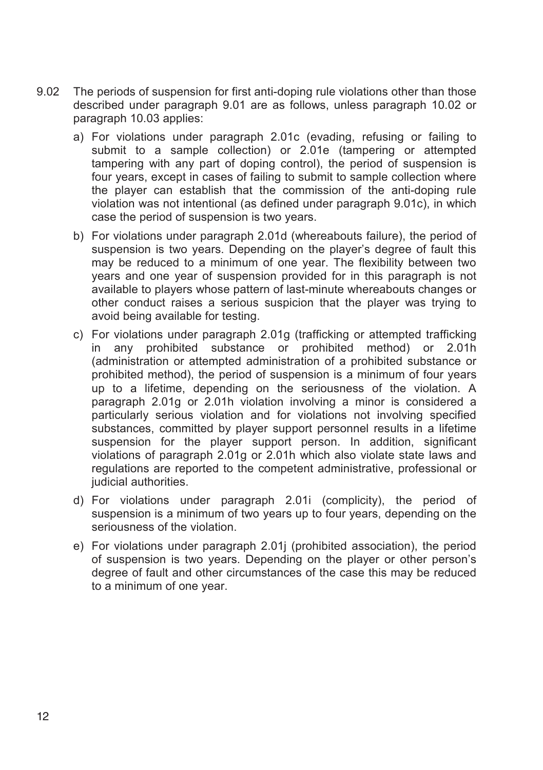9.02 The periods of suspension for first anti-doping rule violations other than those described under paragraph 9.01 are as follows, unless paragraph 10.02 or paragraph 10.03 applies:

a) For violations under paragraph 2.01c (evading, refusing or failing to submit to a sample collection) or 2.01e (tampering or attempted tampering with any part of doping control), the period of suspension is four years, except in cases of failing to submit to sample collection where the player can establish that the commission of the anti-doping rule violation was not intentional (as defined under paragraph 9.01c), in which case the period of suspension is two years.

b) For violations under paragraph 2.01d (whereabouts failure), the period of suspension is two years. Depending on the player's degree of fault this may be reduced to a minimum of one year. The flexibility between two years and one year of suspension provided for in this paragraph is not available to players whose pattern of last-minute whereabouts changes or other conduct raises a serious suspicion that the player was trying to avoid being available for testing.

c) For violations under paragraph 2.01g (trafficking or attempted trafficking in any prohibited substance or prohibited method) or 2.01h (administration or attempted administration of a prohibited substance or prohibited method), the period of suspension is a minimum of four years up to a lifetime, depending on the seriousness of the violation. A paragraph 2.01g or 2.01h violation involving a minor is considered a particularly serious violation and for violations not involving specified substances, committed by player support personnel results in a lifetime suspension for the player support person. In addition, significant violations of paragraph 2.01g or 2.01h which also violate state laws and regulations are reported to the competent administrative, professional or judicial authorities.

d) For violations under paragraph 2.01i (complicity), the period of suspension is a minimum of two years up to four years, depending on the seriousness of the violation.

e) For violations under paragraph 2.01j (prohibited association), the period of suspension is two years. Depending on the player or other person's degree of fault and other circumstances of the case this may be reduced to a minimum of one year.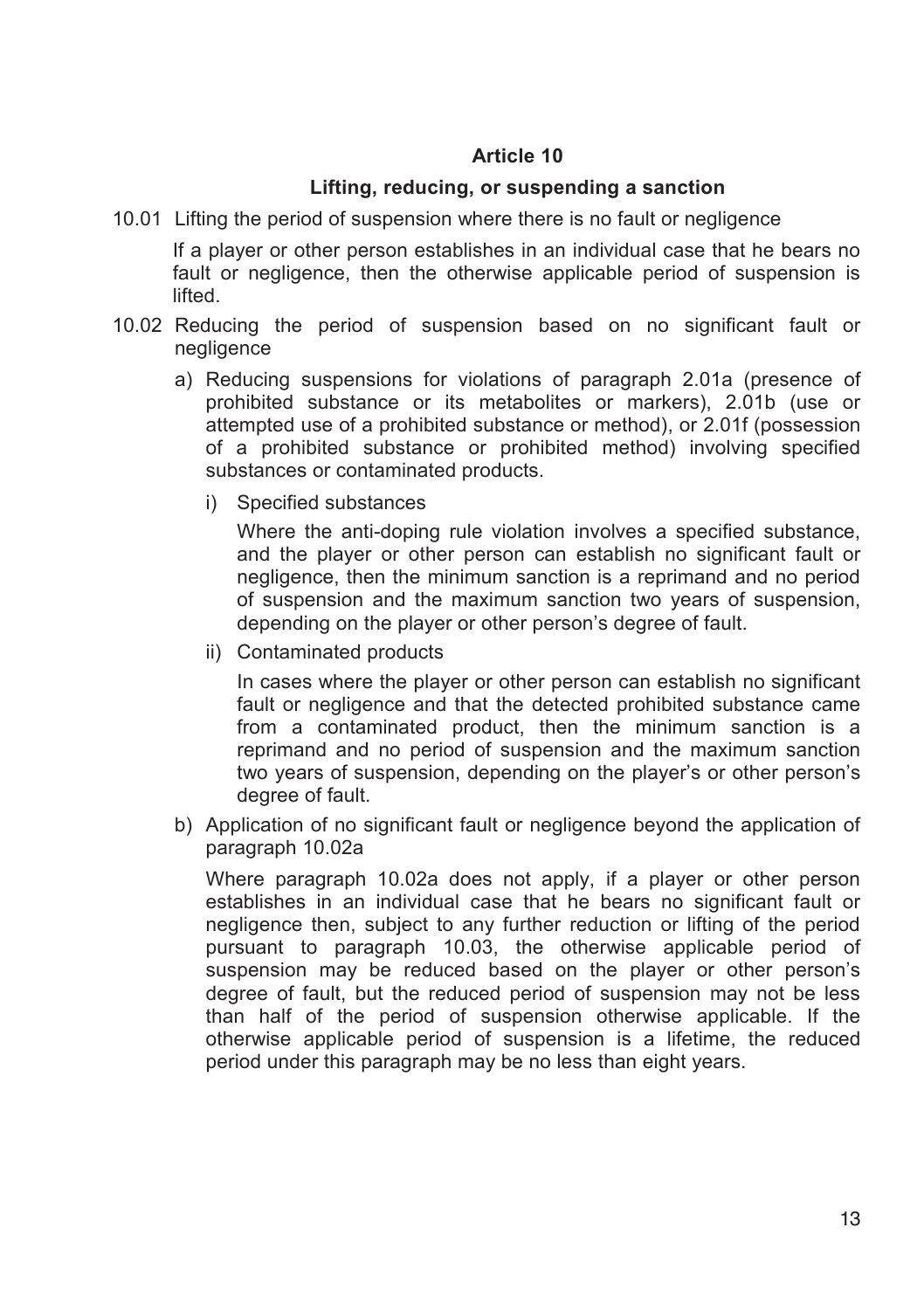## Article 10

### Lifting, reducing, or suspending a sanction

10.01 Lifting the period of suspension where there is no fault or negligence

If a player or other person establishes in an individual case that he bears no fault or negligence, then the otherwise applicable period of suspension is lifted.

10.02 Reducing the period of suspension based on no significant fault or negligence

a) Reducing suspensions for violations of paragraph 2.01a (presence of prohibited substance or its metabolites or markers), 2.01b (use or attempted use of a prohibited substance or method), or 2.01f (possession of a prohibited substance or prohibited method) involving specified substances or contaminated products.

i) Specified substances

Where the anti-doping rule violation involves a specified substance, and the player or other person can establish no significant fault or negligence, then the minimum sanction is a reprimand and no period of suspension and the maximum sanction two years of suspension, depending on the player or other person's degree of fault.

ii) Contaminated products

In cases where the player or other person can establish no significant fault or negligence and that the detected prohibited substance came from a contaminated product, then the minimum sanction is a reprimand and no period of suspension and the maximum sanction two years of suspension, depending on the player's or other person's degree of fault.

b) Application of no significant fault or negligence beyond the application of paragraph 10.02a

Where paragraph 10.02a does not apply, if a player or other person establishes in an individual case that he bears no significant fault or negligence then, subject to any further reduction or lifting of the period pursuant to paragraph 10.03, the otherwise applicable period of suspension may be reduced based on the player or other person's degree of fault, but the reduced period of suspension may not be less than half of the period of suspension otherwise applicable. If the otherwise applicable period of suspension is a lifetime, the reduced period under this paragraph may be no less than eight years.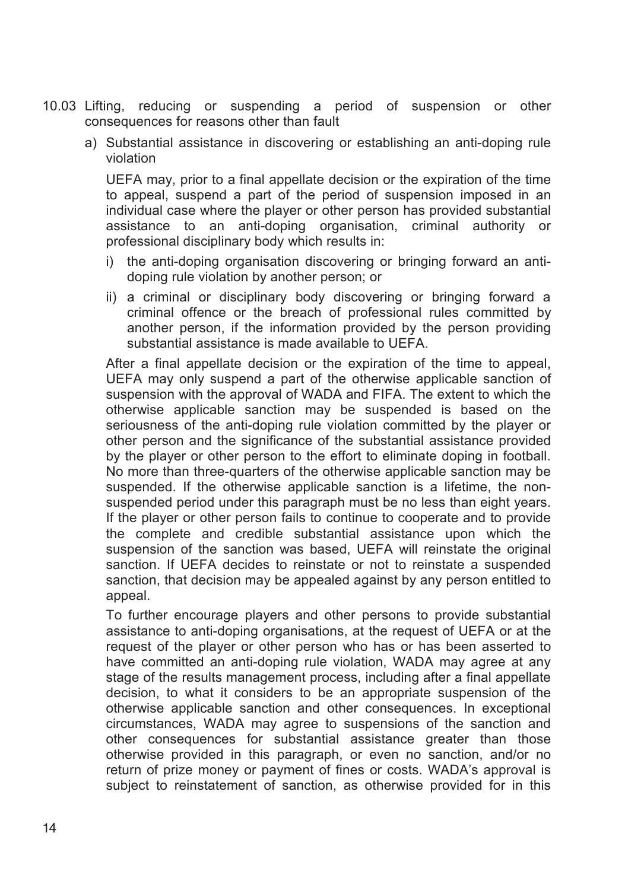10.03 Lifting, reducing or suspending a period of suspension or other consequences for reasons other than fault

a) Substantial assistance in discovering or establishing an anti-doping rule violation

UEFA may, prior to a final appellate decision or the expiration of the time to appeal, suspend a part of the period of suspension imposed in an individual case where the player or other person has provided substantial assistance to an anti-doping organisation, criminal authority or professional disciplinary body which results in:

i) the anti-doping organisation discovering or bringing forward an anti-doping rule violation by another person; or

ii) a criminal or disciplinary body discovering or bringing forward a criminal offence or the breach of professional rules committed by another person, if the information provided by the person providing substantial assistance is made available to UEFA.

After a final appellate decision or the expiration of the time to appeal, UEFA may only suspend a part of the otherwise applicable sanction of suspension with the approval of WADA and FIFA. The extent to which the otherwise applicable sanction may be suspended is based on the seriousness of the anti-doping rule violation committed by the player or other person and the significance of the substantial assistance provided by the player or other person to the effort to eliminate doping in football. No more than three-quarters of the otherwise applicable sanction may be suspended. If the otherwise applicable sanction is a lifetime, the non-suspended period under this paragraph must be no less than eight years. If the player or other person fails to continue to cooperate and to provide the complete and credible substantial assistance upon which the suspension of the sanction was based, UEFA will reinstate the original sanction. If UEFA decides to reinstate or not to reinstate a suspended sanction, that decision may be appealed against by any person entitled to appeal.

To further encourage players and other persons to provide substantial assistance to anti-doping organisations, at the request of UEFA or at the request of the player or other person who has or has been asserted to have committed an anti-doping rule violation, WADA may agree at any stage of the results management process, including after a final appellate decision, to what it considers to be an appropriate suspension of the otherwise applicable sanction and other consequences. In exceptional circumstances, WADA may agree to suspensions of the sanction and other consequences for substantial assistance greater than those otherwise provided in this paragraph, or even no sanction, and/or no return of prize money or payment of fines or costs. WADA's approval is subject to reinstatement of sanction, as otherwise provided for in this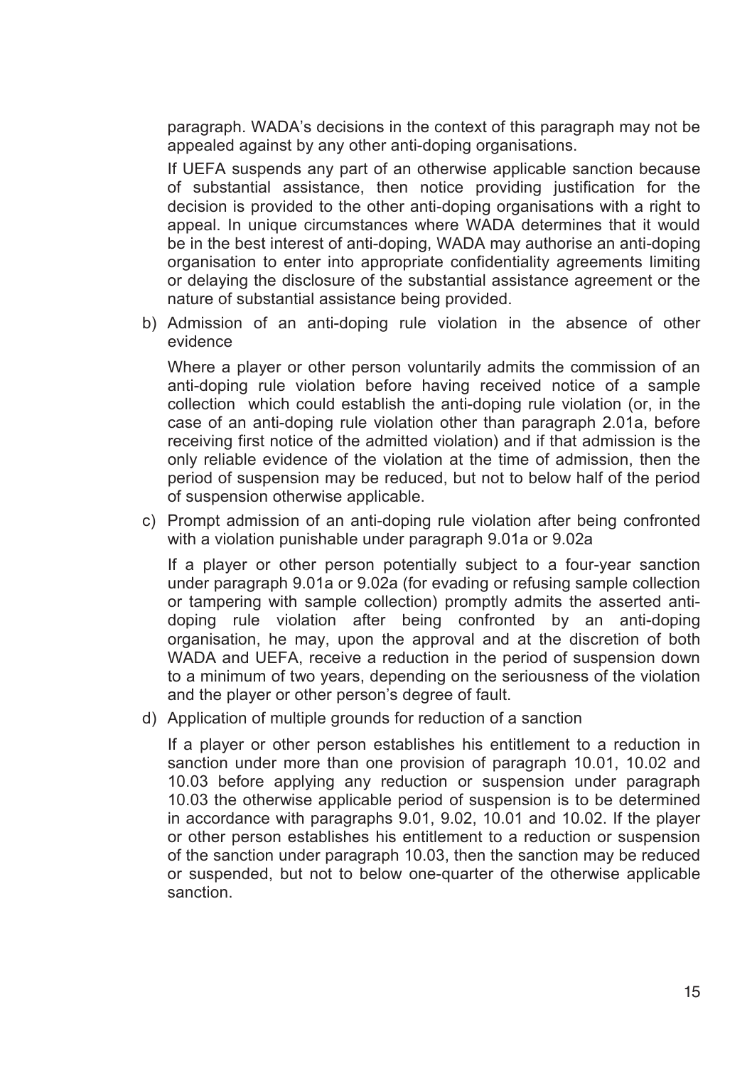paragraph. WADA's decisions in the context of this paragraph may not be appealed against by any other anti-doping organisations.

If UEFA suspends any part of an otherwise applicable sanction because of substantial assistance, then notice providing justification for the decision is provided to the other anti-doping organisations with a right to appeal. In unique circumstances where WADA determines that it would be in the best interest of anti-doping, WADA may authorise an anti-doping organisation to enter into appropriate confidentiality agreements limiting or delaying the disclosure of the substantial assistance agreement or the nature of substantial assistance being provided.

b) Admission of an anti-doping rule violation in the absence of other evidence

Where a player or other person voluntarily admits the commission of an anti-doping rule violation before having received notice of a sample collection which could establish the anti-doping rule violation (or, in the case of an anti-doping rule violation other than paragraph 2.01a, before receiving first notice of the admitted violation) and if that admission is the only reliable evidence of the violation at the time of admission, then the period of suspension may be reduced, but not to below half of the period of suspension otherwise applicable.

c) Prompt admission of an anti-doping rule violation after being confronted with a violation punishable under paragraph 9.01a or 9.02a

If a player or other person potentially subject to a four-year sanction under paragraph 9.01a or 9.02a (for evading or refusing sample collection or tampering with sample collection) promptly admits the asserted anti-doping rule violation after being confronted by an anti-doping organisation, he may, upon the approval and at the discretion of both WADA and UEFA, receive a reduction in the period of suspension down to a minimum of two years, depending on the seriousness of the violation and the player or other person's degree of fault.

d) Application of multiple grounds for reduction of a sanction

If a player or other person establishes his entitlement to a reduction in sanction under more than one provision of paragraph 10.01, 10.02 and 10.03 before applying any reduction or suspension under paragraph 10.03 the otherwise applicable period of suspension is to be determined in accordance with paragraphs 9.01, 9.02, 10.01 and 10.02. If the player or other person establishes his entitlement to a reduction or suspension of the sanction under paragraph 10.03, then the sanction may be reduced or suspended, but not to below one-quarter of the otherwise applicable sanction.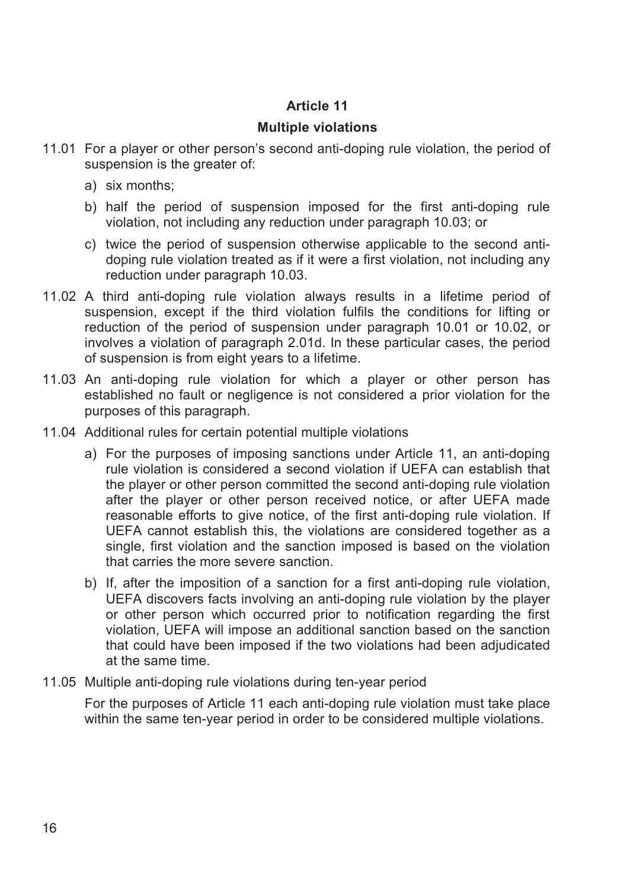## Article 11

### Multiple violations

11.01 For a player or other person's second anti-doping rule violation, the period of suspension is the greater of:

a) six months;

b) half the period of suspension imposed for the first anti-doping rule violation, not including any reduction under paragraph 10.03; or

c) twice the period of suspension otherwise applicable to the second anti-doping rule violation treated as if it were a first violation, not including any reduction under paragraph 10.03.

11.02 A third anti-doping rule violation always results in a lifetime period of suspension, except if the third violation fulfils the conditions for lifting or reduction of the period of suspension under paragraph 10.01 or 10.02, or involves a violation of paragraph 2.01d. In these particular cases, the period of suspension is from eight years to a lifetime.

11.03 An anti-doping rule violation for which a player or other person has established no fault or negligence is not considered a prior violation for the purposes of this paragraph.

11.04 Additional rules for certain potential multiple violations

a) For the purposes of imposing sanctions under Article 11, an anti-doping rule violation is considered a second violation if UEFA can establish that the player or other person committed the second anti-doping rule violation after the player or other person received notice, or after UEFA made reasonable efforts to give notice, of the first anti-doping rule violation. If UEFA cannot establish this, the violations are considered together as a single, first violation and the sanction imposed is based on the violation that carries the more severe sanction.

b) If, after the imposition of a sanction for a first anti-doping rule violation, UEFA discovers facts involving an anti-doping rule violation by the player or other person which occurred prior to notification regarding the first violation, UEFA will impose an additional sanction based on the sanction that could have been imposed if the two violations had been adjudicated at the same time.

11.05 Multiple anti-doping rule violations during ten-year period

For the purposes of Article 11 each anti-doping rule violation must take place within the same ten-year period in order to be considered multiple violations.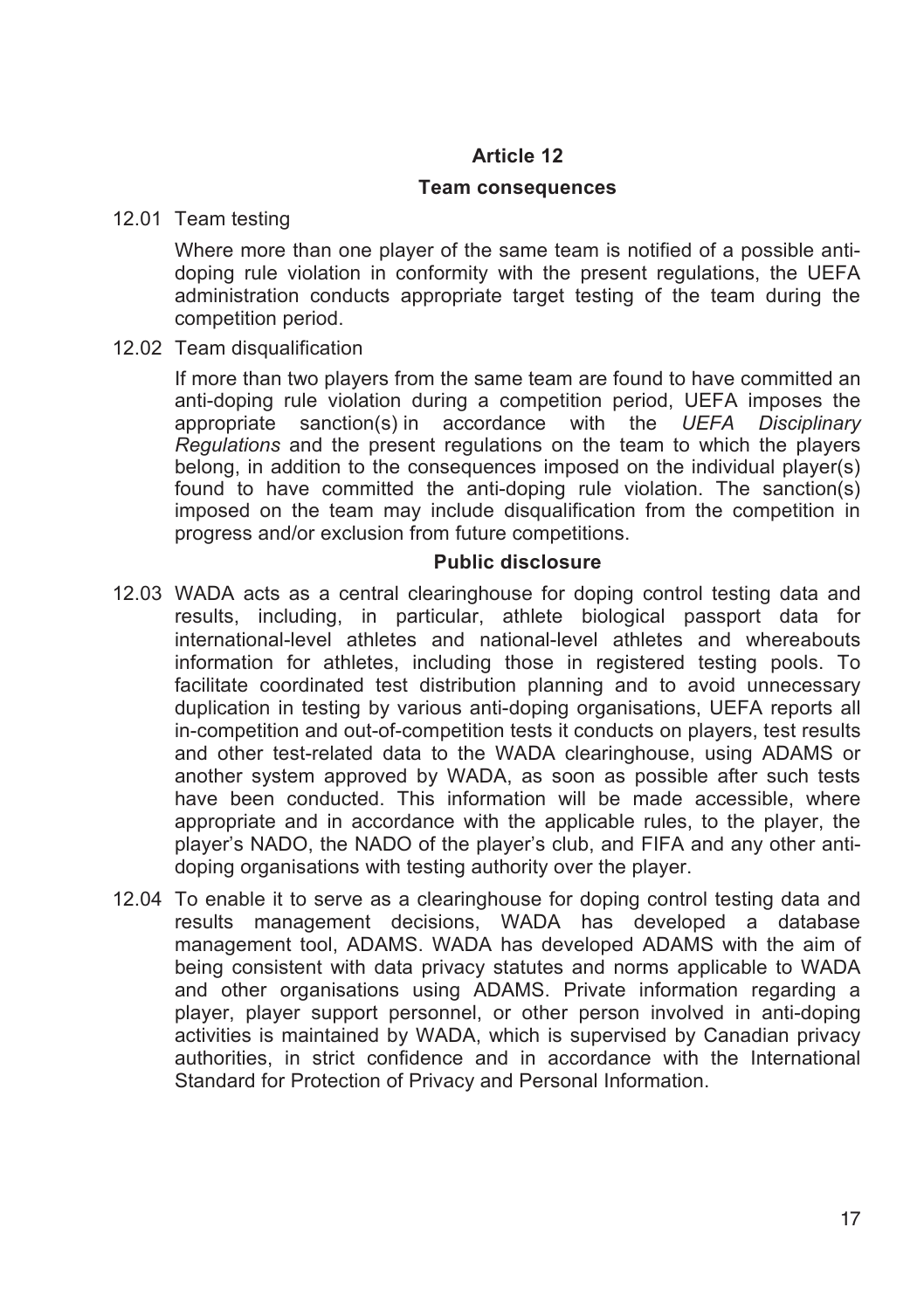## Article 12

### Team consequences

12.01 Team testing

Where more than one player of the same team is notified of a possible anti-doping rule violation in conformity with the present regulations, the UEFA administration conducts appropriate target testing of the team during the competition period.

12.02 Team disqualification

If more than two players from the same team are found to have committed an anti-doping rule violation during a competition period, UEFA imposes the appropriate sanction(s) in accordance with the *UEFA Disciplinary Regulations* and the present regulations on the team to which the players belong, in addition to the consequences imposed on the individual player(s) found to have committed the anti-doping rule violation. The sanction(s) imposed on the team may include disqualification from the competition in progress and/or exclusion from future competitions.

### Public disclosure

12.03 WADA acts as a central clearinghouse for doping control testing data and results, including, in particular, athlete biological passport data for international-level athletes and national-level athletes and whereabouts information for athletes, including those in registered testing pools. To facilitate coordinated test distribution planning and to avoid unnecessary duplication in testing by various anti-doping organisations, UEFA reports all in-competition and out-of-competition tests it conducts on players, test results and other test-related data to the WADA clearinghouse, using ADAMS or another system approved by WADA, as soon as possible after such tests have been conducted. This information will be made accessible, where appropriate and in accordance with the applicable rules, to the player, the player's NADO, the NADO of the player's club, and FIFA and any other anti-doping organisations with testing authority over the player.

12.04 To enable it to serve as a clearinghouse for doping control testing data and results management decisions, WADA has developed a database management tool, ADAMS. WADA has developed ADAMS with the aim of being consistent with data privacy statutes and norms applicable to WADA and other organisations using ADAMS. Private information regarding a player, player support personnel, or other person involved in anti-doping activities is maintained by WADA, which is supervised by Canadian privacy authorities, in strict confidence and in accordance with the International Standard for Protection of Privacy and Personal Information.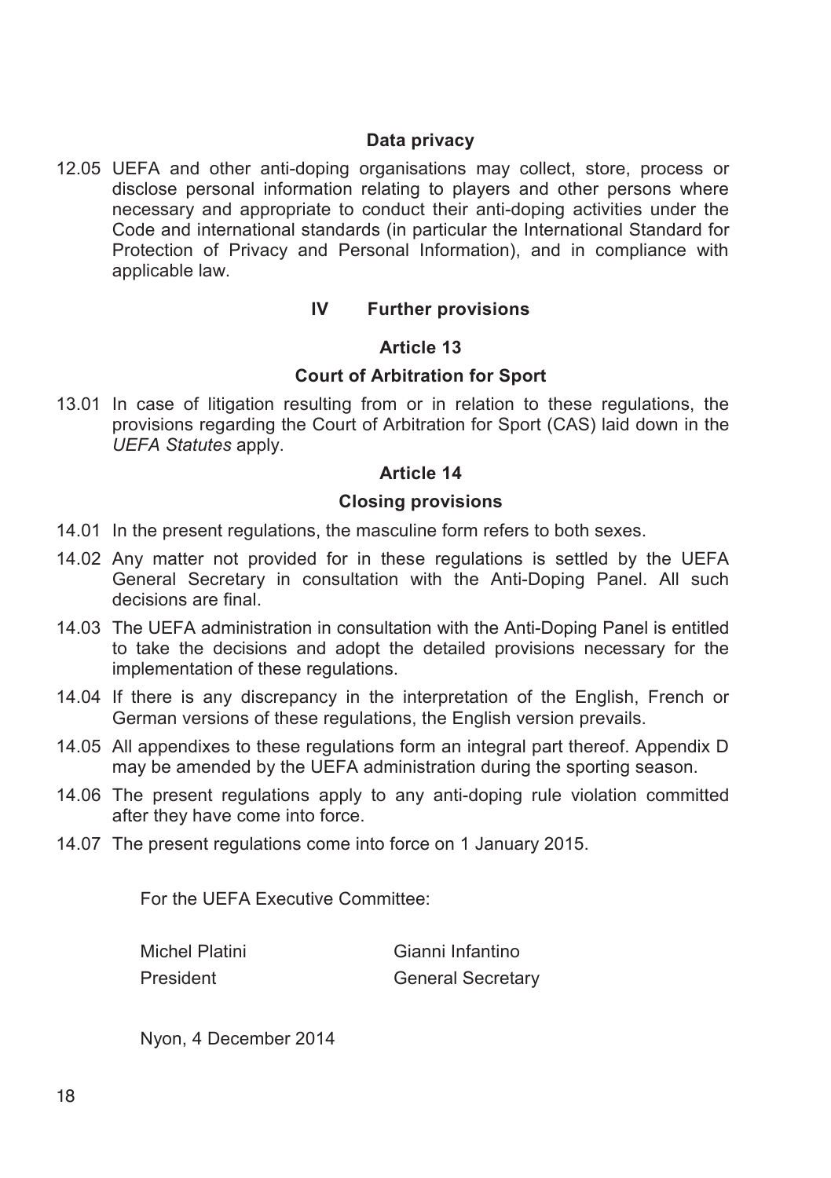### Data privacy

12.05 UEFA and other anti-doping organisations may collect, store, process or disclose personal information relating to players and other persons where necessary and appropriate to conduct their anti-doping activities under the Code and international standards (in particular the International Standard for Protection of Privacy and Personal Information), and in compliance with applicable law.

## IV Further provisions

### Article 13

### Court of Arbitration for Sport

13.01 In case of litigation resulting from or in relation to these regulations, the provisions regarding the Court of Arbitration for Sport (CAS) laid down in the *UEFA Statutes* apply.

### Article 14

### Closing provisions

14.01 In the present regulations, the masculine form refers to both sexes.

14.02 Any matter not provided for in these regulations is settled by the UEFA General Secretary in consultation with the Anti-Doping Panel. All such decisions are final.

14.03 The UEFA administration in consultation with the Anti-Doping Panel is entitled to take the decisions and adopt the detailed provisions necessary for the implementation of these regulations.

14.04 If there is any discrepancy in the interpretation of the English, French or German versions of these regulations, the English version prevails.

14.05 All appendixes to these regulations form an integral part thereof. Appendix D may be amended by the UEFA administration during the sporting season.

14.06 The present regulations apply to any anti-doping rule violation committed after they have come into force.

14.07 The present regulations come into force on 1 January 2015.

For the UEFA Executive Committee:

| | |
|---|---|
| Michel Platini | Gianni Infantino |
| President | General Secretary |

Nyon, 4 December 2014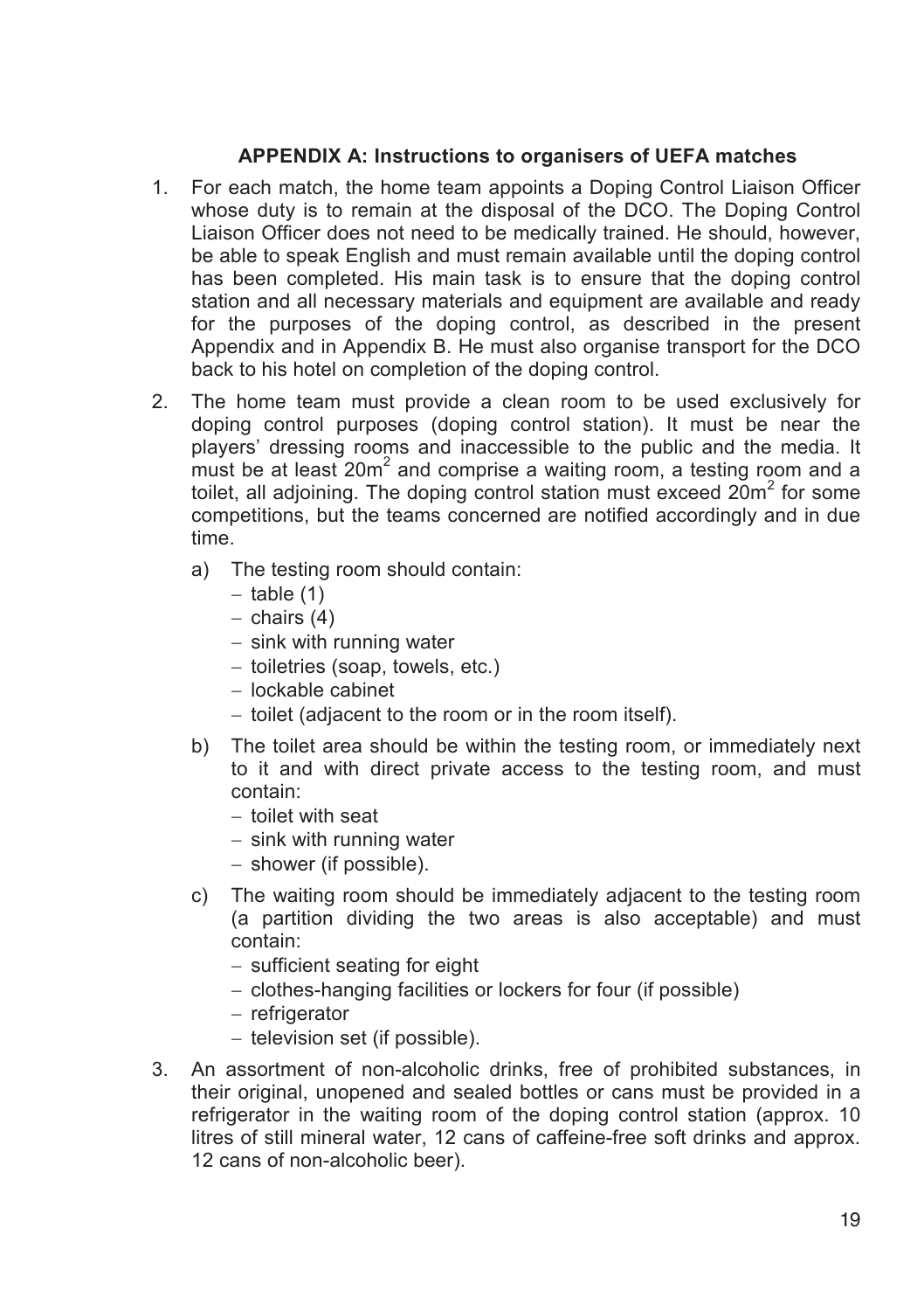## APPENDIX A: Instructions to organisers of UEFA matches

1. For each match, the home team appoints a Doping Control Liaison Officer whose duty is to remain at the disposal of the DCO. The Doping Control Liaison Officer does not need to be medically trained. He should, however, be able to speak English and must remain available until the doping control has been completed. His main task is to ensure that the doping control station and all necessary materials and equipment are available and ready for the purposes of the doping control, as described in the present Appendix and in Appendix B. He must also organise transport for the DCO back to his hotel on completion of the doping control.

2. The home team must provide a clean room to be used exclusively for doping control purposes (doping control station). It must be near the players' dressing rooms and inaccessible to the public and the media. It must be at least $20m^2$ and comprise a waiting room, a testing room and a toilet, all adjoining. The doping control station must exceed $20m^2$ for some competitions, but the teams concerned are notified accordingly and in due time.

   a) The testing room should contain:
      - table (1)
      - chairs (4)
      - sink with running water
      - toiletries (soap, towels, etc.)
      - lockable cabinet
      - toilet (adjacent to the room or in the room itself).

   b) The toilet area should be within the testing room, or immediately next to it and with direct private access to the testing room, and must contain:
      - toilet with seat
      - sink with running water
      - shower (if possible).

   c) The waiting room should be immediately adjacent to the testing room (a partition dividing the two areas is also acceptable) and must contain:
      - sufficient seating for eight
      - clothes-hanging facilities or lockers for four (if possible)
      - refrigerator
      - television set (if possible).

3. An assortment of non-alcoholic drinks, free of prohibited substances, in their original, unopened and sealed bottles or cans must be provided in a refrigerator in the waiting room of the doping control station (approx. 10 litres of still mineral water, 12 cans of caffeine-free soft drinks and approx. 12 cans of non-alcoholic beer).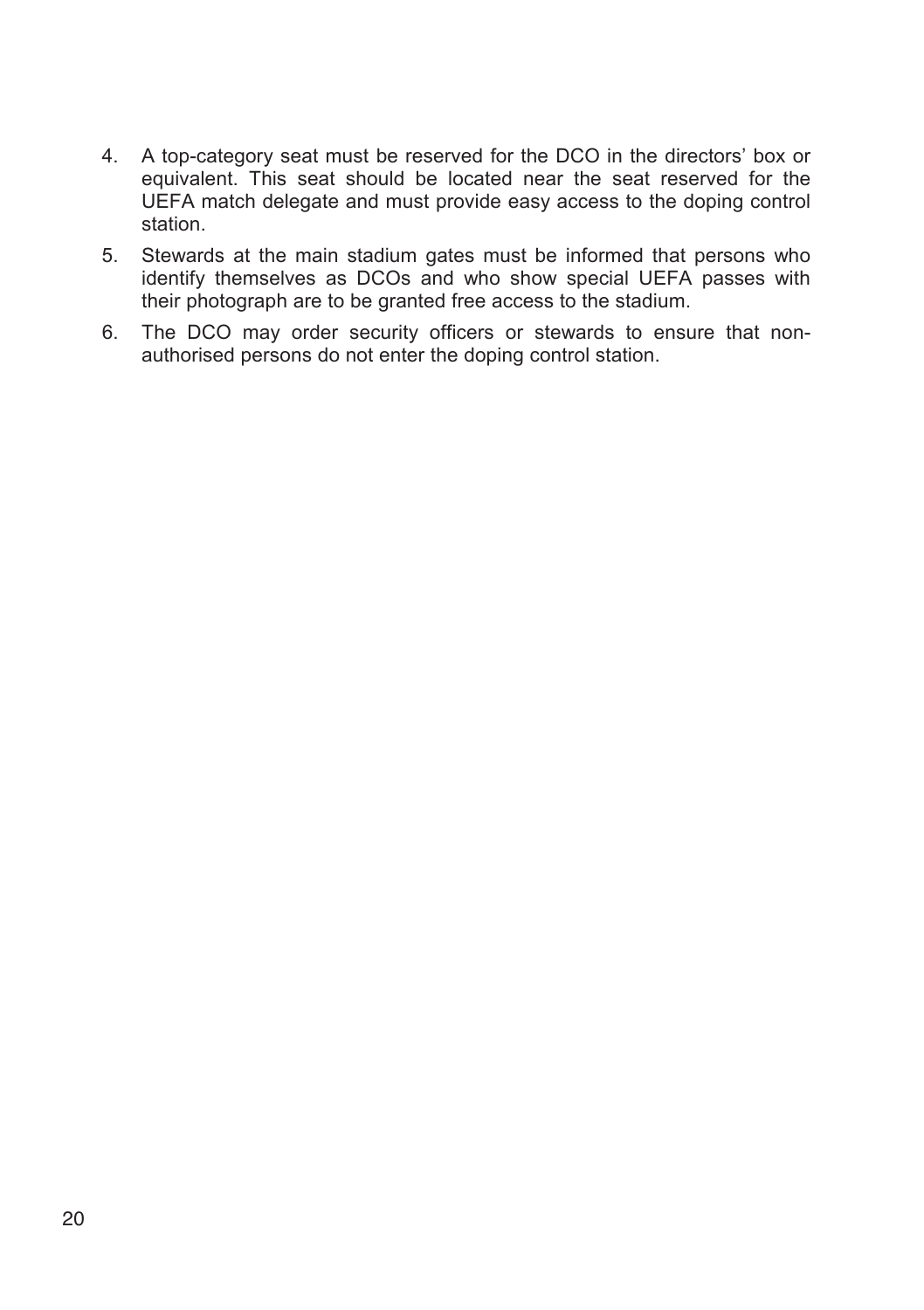4. A top-category seat must be reserved for the DCO in the directors' box or equivalent. This seat should be located near the seat reserved for the UEFA match delegate and must provide easy access to the doping control station.
5. Stewards at the main stadium gates must be informed that persons who identify themselves as DCOs and who show special UEFA passes with their photograph are to be granted free access to the stadium.
6. The DCO may order security officers or stewards to ensure that non-authorised persons do not enter the doping control station.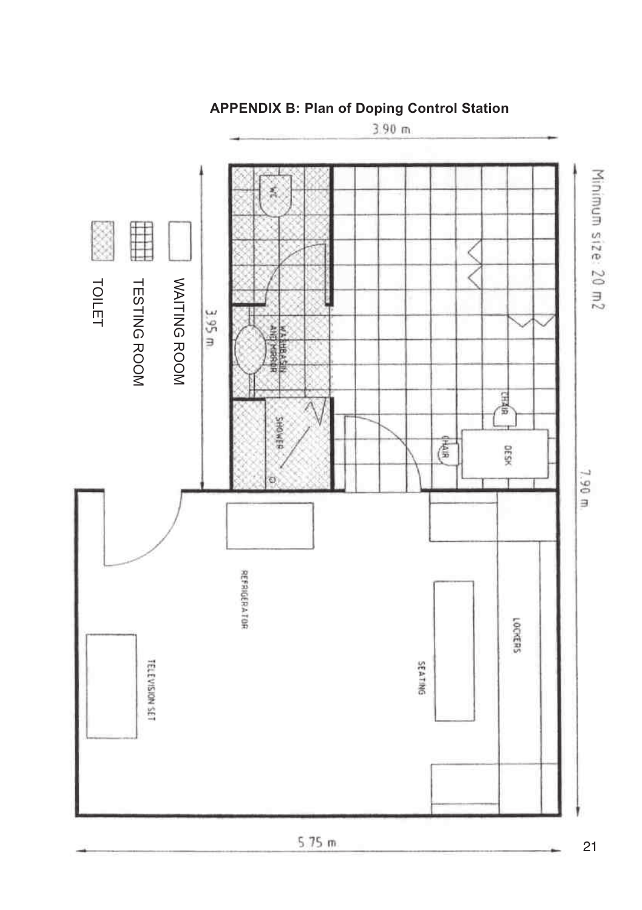## APPENDIX B: Plan of Doping Control Station

3.90 m

3.95 m

7.90 m

5.75 m

Minimum size: 20 m2

WC

WASHBASIN AND MIRROR

SHOWER

CHAIR

DESK

CHAIR

REFRIGERATOR

LOCKERS

SEATING

TELEVISION SET

WAITING ROOM

TESTING ROOM

TOILET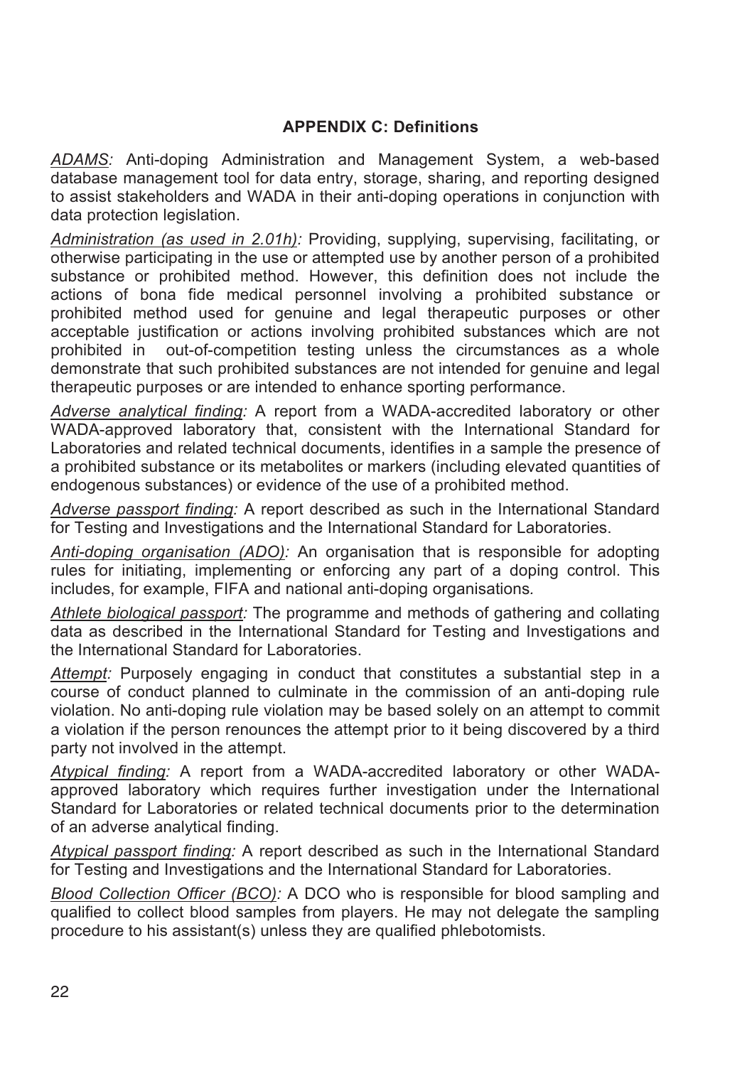## APPENDIX C: Definitions

*ADAMS:* Anti-doping Administration and Management System, a web-based database management tool for data entry, storage, sharing, and reporting designed to assist stakeholders and WADA in their anti-doping operations in conjunction with data protection legislation.

*Administration (as used in 2.01h):* Providing, supplying, supervising, facilitating, or otherwise participating in the use or attempted use by another person of a prohibited substance or prohibited method. However, this definition does not include the actions of bona fide medical personnel involving a prohibited substance or prohibited method used for genuine and legal therapeutic purposes or other acceptable justification or actions involving prohibited substances which are not prohibited in out-of-competition testing unless the circumstances as a whole demonstrate that such prohibited substances are not intended for genuine and legal therapeutic purposes or are intended to enhance sporting performance.

*Adverse analytical finding:* A report from a WADA-accredited laboratory or other WADA-approved laboratory that, consistent with the International Standard for Laboratories and related technical documents, identifies in a sample the presence of a prohibited substance or its metabolites or markers (including elevated quantities of endogenous substances) or evidence of the use of a prohibited method.

*Adverse passport finding:* A report described as such in the International Standard for Testing and Investigations and the International Standard for Laboratories.

*Anti-doping organisation (ADO):* An organisation that is responsible for adopting rules for initiating, implementing or enforcing any part of a doping control. This includes, for example, FIFA and national anti-doping organisations.

*Athlete biological passport:* The programme and methods of gathering and collating data as described in the International Standard for Testing and Investigations and the International Standard for Laboratories.

*Attempt:* Purposely engaging in conduct that constitutes a substantial step in a course of conduct planned to culminate in the commission of an anti-doping rule violation. No anti-doping rule violation may be based solely on an attempt to commit a violation if the person renounces the attempt prior to it being discovered by a third party not involved in the attempt.

*Atypical finding:* A report from a WADA-accredited laboratory or other WADA-approved laboratory which requires further investigation under the International Standard for Laboratories or related technical documents prior to the determination of an adverse analytical finding.

*Atypical passport finding:* A report described as such in the International Standard for Testing and Investigations and the International Standard for Laboratories.

*Blood Collection Officer (BCO):* A DCO who is responsible for blood sampling and qualified to collect blood samples from players. He may not delegate the sampling procedure to his assistant(s) unless they are qualified phlebotomists.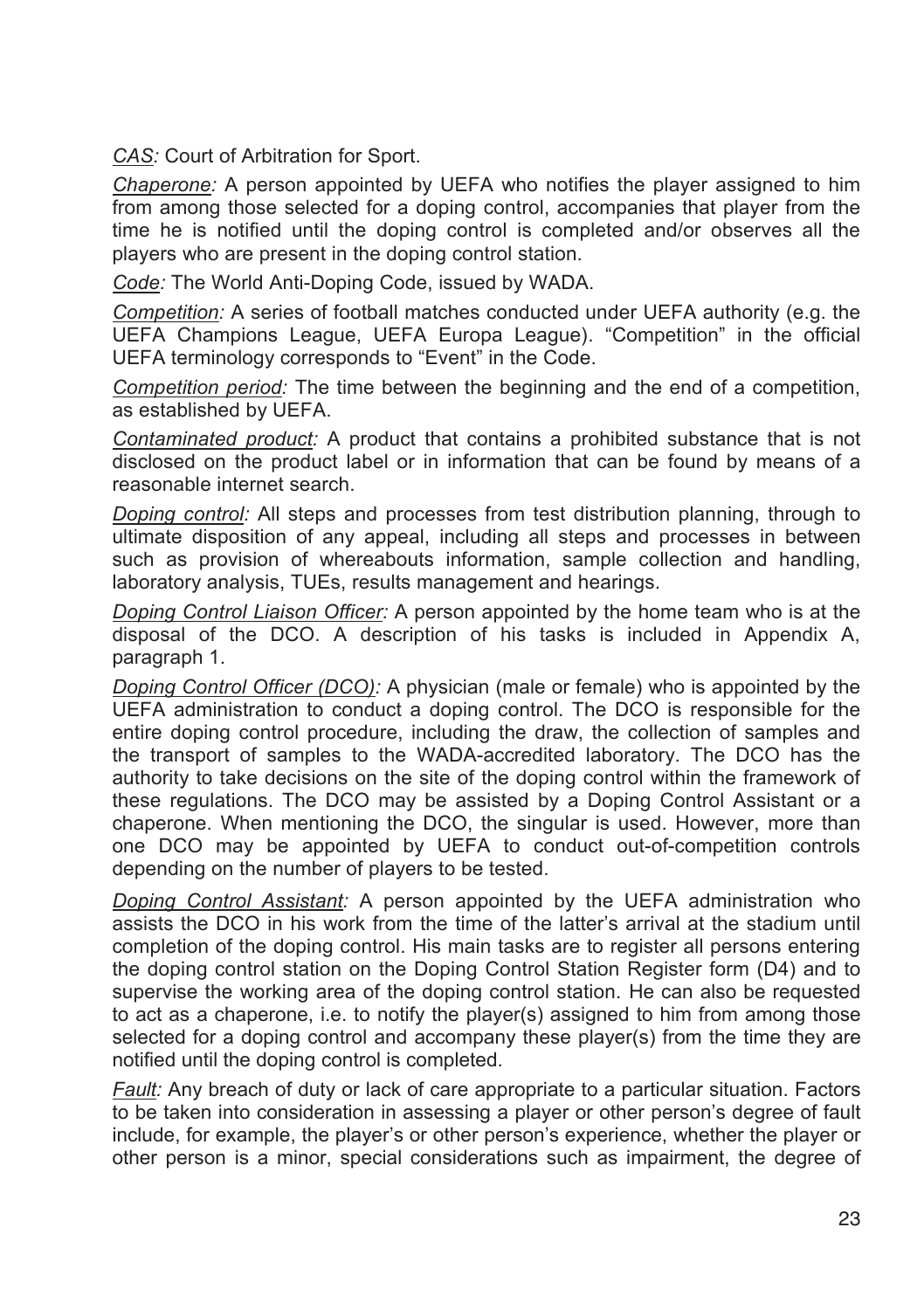*CAS:* Court of Arbitration for Sport.

*Chaperone:* A person appointed by UEFA who notifies the player assigned to him from among those selected for a doping control, accompanies that player from the time he is notified until the doping control is completed and/or observes all the players who are present in the doping control station.

*Code:* The World Anti-Doping Code, issued by WADA.

*Competition:* A series of football matches conducted under UEFA authority (e.g. the UEFA Champions League, UEFA Europa League). "Competition" in the official UEFA terminology corresponds to "Event" in the Code.

*Competition period:* The time between the beginning and the end of a competition, as established by UEFA.

*Contaminated product:* A product that contains a prohibited substance that is not disclosed on the product label or in information that can be found by means of a reasonable internet search.

*Doping control:* All steps and processes from test distribution planning, through to ultimate disposition of any appeal, including all steps and processes in between such as provision of whereabouts information, sample collection and handling, laboratory analysis, TUEs, results management and hearings.

*Doping Control Liaison Officer:* A person appointed by the home team who is at the disposal of the DCO. A description of his tasks is included in Appendix A, paragraph 1.

*Doping Control Officer (DCO):* A physician (male or female) who is appointed by the UEFA administration to conduct a doping control. The DCO is responsible for the entire doping control procedure, including the draw, the collection of samples and the transport of samples to the WADA-accredited laboratory. The DCO has the authority to take decisions on the site of the doping control within the framework of these regulations. The DCO may be assisted by a Doping Control Assistant or a chaperone. When mentioning the DCO, the singular is used. However, more than one DCO may be appointed by UEFA to conduct out-of-competition controls depending on the number of players to be tested.

*Doping Control Assistant:* A person appointed by the UEFA administration who assists the DCO in his work from the time of the latter's arrival at the stadium until completion of the doping control. His main tasks are to register all persons entering the doping control station on the Doping Control Station Register form (D4) and to supervise the working area of the doping control station. He can also be requested to act as a chaperone, i.e. to notify the player(s) assigned to him from among those selected for a doping control and accompany these player(s) from the time they are notified until the doping control is completed.

*Fault:* Any breach of duty or lack of care appropriate to a particular situation. Factors to be taken into consideration in assessing a player or other person's degree of fault include, for example, the player's or other person's experience, whether the player or other person is a minor, special considerations such as impairment, the degree of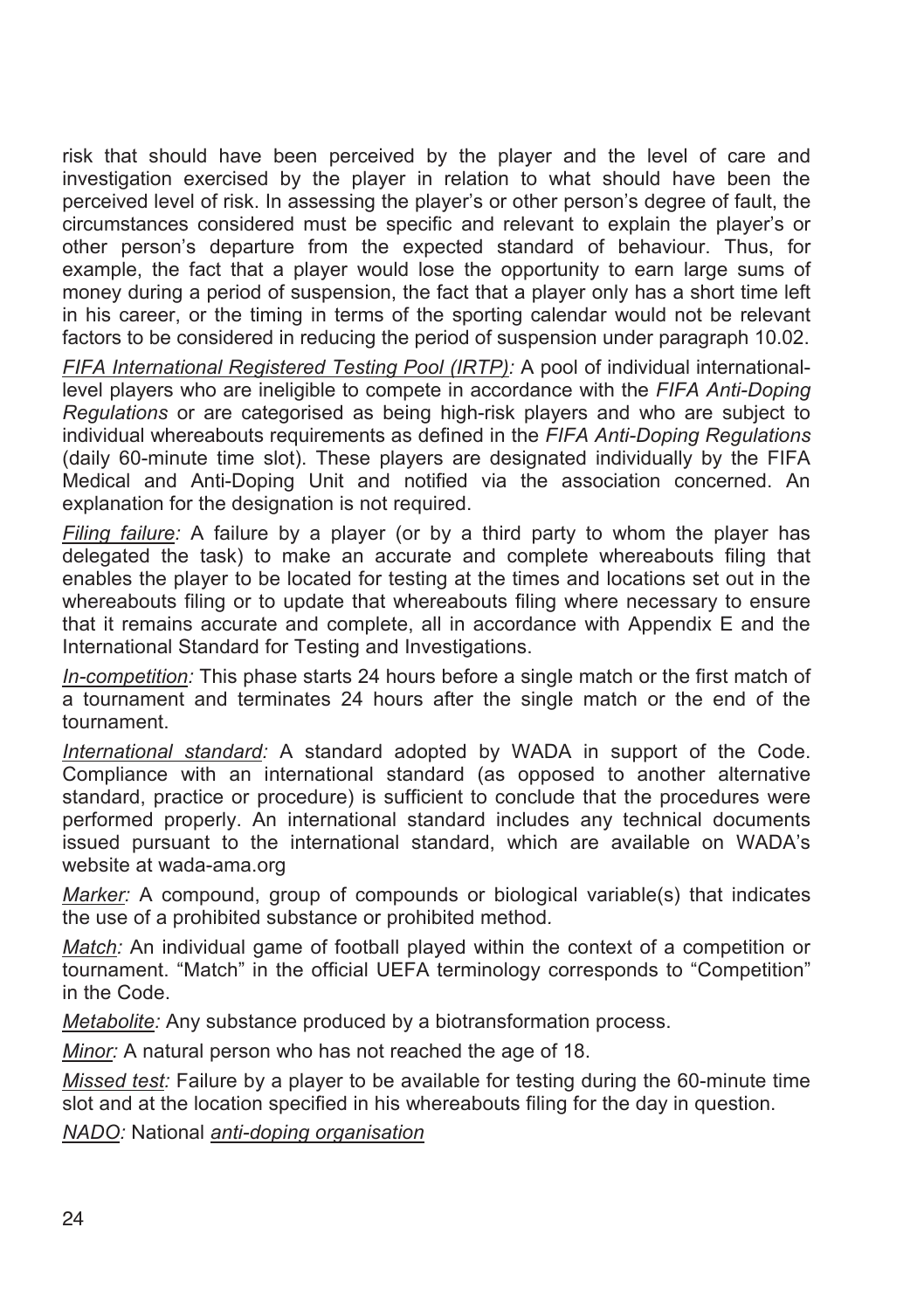risk that should have been perceived by the player and the level of care and investigation exercised by the player in relation to what should have been the perceived level of risk. In assessing the player's or other person's degree of fault, the circumstances considered must be specific and relevant to explain the player's or other person's departure from the expected standard of behaviour. Thus, for example, the fact that a player would lose the opportunity to earn large sums of money during a period of suspension, the fact that a player only has a short time left in his career, or the timing in terms of the sporting calendar would not be relevant factors to be considered in reducing the period of suspension under paragraph 10.02.

*FIFA International Registered Testing Pool (IRTP):* A pool of individual international-level players who are ineligible to compete in accordance with the *FIFA Anti-Doping Regulations* or are categorised as being high-risk players and who are subject to individual whereabouts requirements as defined in the *FIFA Anti-Doping Regulations* (daily 60-minute time slot). These players are designated individually by the FIFA Medical and Anti-Doping Unit and notified via the association concerned. An explanation for the designation is not required.

*Filing failure:* A failure by a player (or by a third party to whom the player has delegated the task) to make an accurate and complete whereabouts filing that enables the player to be located for testing at the times and locations set out in the whereabouts filing or to update that whereabouts filing where necessary to ensure that it remains accurate and complete, all in accordance with Appendix E and the International Standard for Testing and Investigations.

*In-competition:* This phase starts 24 hours before a single match or the first match of a tournament and terminates 24 hours after the single match or the end of the tournament.

*International standard:* A standard adopted by WADA in support of the Code. Compliance with an international standard (as opposed to another alternative standard, practice or procedure) is sufficient to conclude that the procedures were performed properly. An international standard includes any technical documents issued pursuant to the international standard, which are available on WADA's website at wada-ama.org

*Marker:* A compound, group of compounds or biological variable(s) that indicates the use of a prohibited substance or prohibited method.

*Match:* An individual game of football played within the context of a competition or tournament. "Match" in the official UEFA terminology corresponds to "Competition" in the Code.

*Metabolite:* Any substance produced by a biotransformation process.

*Minor:* A natural person who has not reached the age of 18.

*Missed test:* Failure by a player to be available for testing during the 60-minute time slot and at the location specified in his whereabouts filing for the day in question.

*NADO:* National *anti-doping organisation*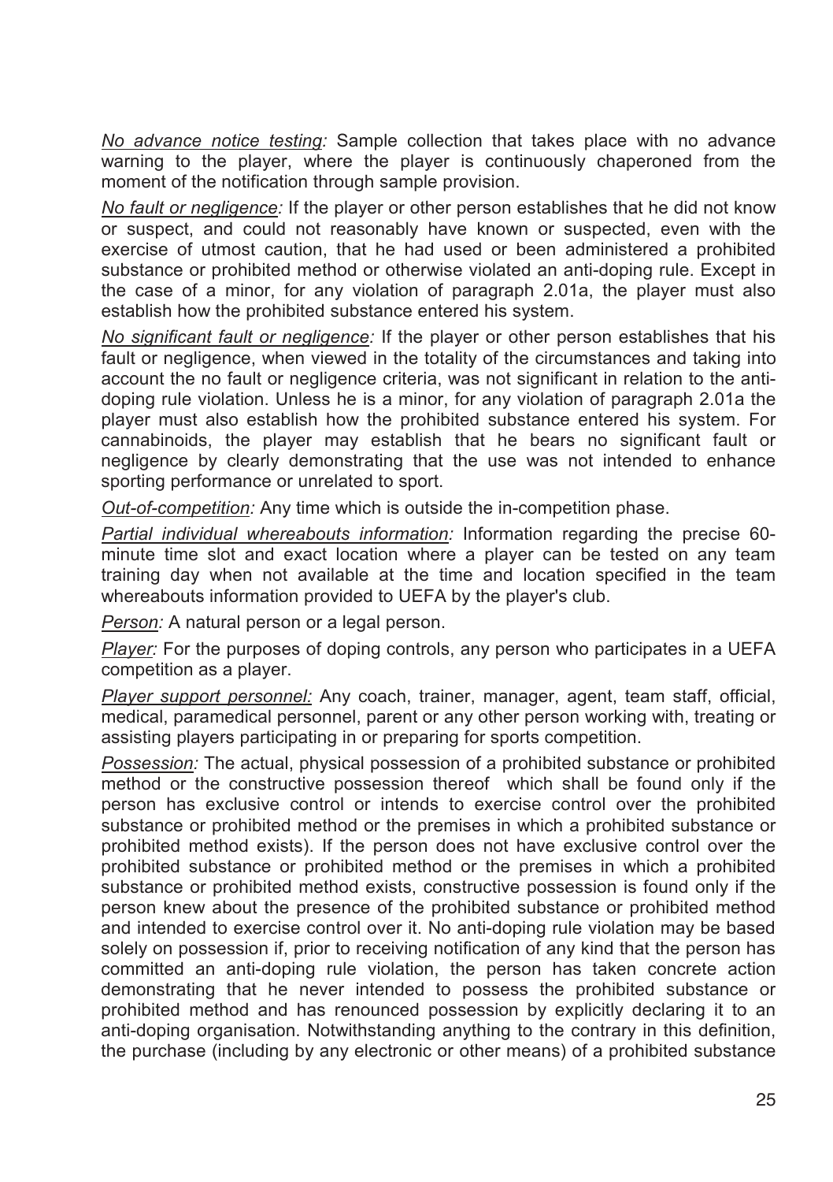*No advance notice testing:* Sample collection that takes place with no advance warning to the player, where the player is continuously chaperoned from the moment of the notification through sample provision.

*No fault or negligence:* If the player or other person establishes that he did not know or suspect, and could not reasonably have known or suspected, even with the exercise of utmost caution, that he had used or been administered a prohibited substance or prohibited method or otherwise violated an anti-doping rule. Except in the case of a minor, for any violation of paragraph 2.01a, the player must also establish how the prohibited substance entered his system.

*No significant fault or negligence:* If the player or other person establishes that his fault or negligence, when viewed in the totality of the circumstances and taking into account the no fault or negligence criteria, was not significant in relation to the anti-doping rule violation. Unless he is a minor, for any violation of paragraph 2.01a the player must also establish how the prohibited substance entered his system. For cannabinoids, the player may establish that he bears no significant fault or negligence by clearly demonstrating that the use was not intended to enhance sporting performance or unrelated to sport.

*Out-of-competition:* Any time which is outside the in-competition phase.

*Partial individual whereabouts information:* Information regarding the precise 60-minute time slot and exact location where a player can be tested on any team training day when not available at the time and location specified in the team whereabouts information provided to UEFA by the player's club.

*Person:* A natural person or a legal person.

*Player:* For the purposes of doping controls, any person who participates in a UEFA competition as a player.

*Player support personnel:* Any coach, trainer, manager, agent, team staff, official, medical, paramedical personnel, parent or any other person working with, treating or assisting players participating in or preparing for sports competition.

*Possession:* The actual, physical possession of a prohibited substance or prohibited method or the constructive possession thereof which shall be found only if the person has exclusive control or intends to exercise control over the prohibited substance or prohibited method or the premises in which a prohibited substance or prohibited method exists). If the person does not have exclusive control over the prohibited substance or prohibited method or the premises in which a prohibited substance or prohibited method exists, constructive possession is found only if the person knew about the presence of the prohibited substance or prohibited method and intended to exercise control over it. No anti-doping rule violation may be based solely on possession if, prior to receiving notification of any kind that the person has committed an anti-doping rule violation, the person has taken concrete action demonstrating that he never intended to possess the prohibited substance or prohibited method and has renounced possession by explicitly declaring it to an anti-doping organisation. Notwithstanding anything to the contrary in this definition, the purchase (including by any electronic or other means) of a prohibited substance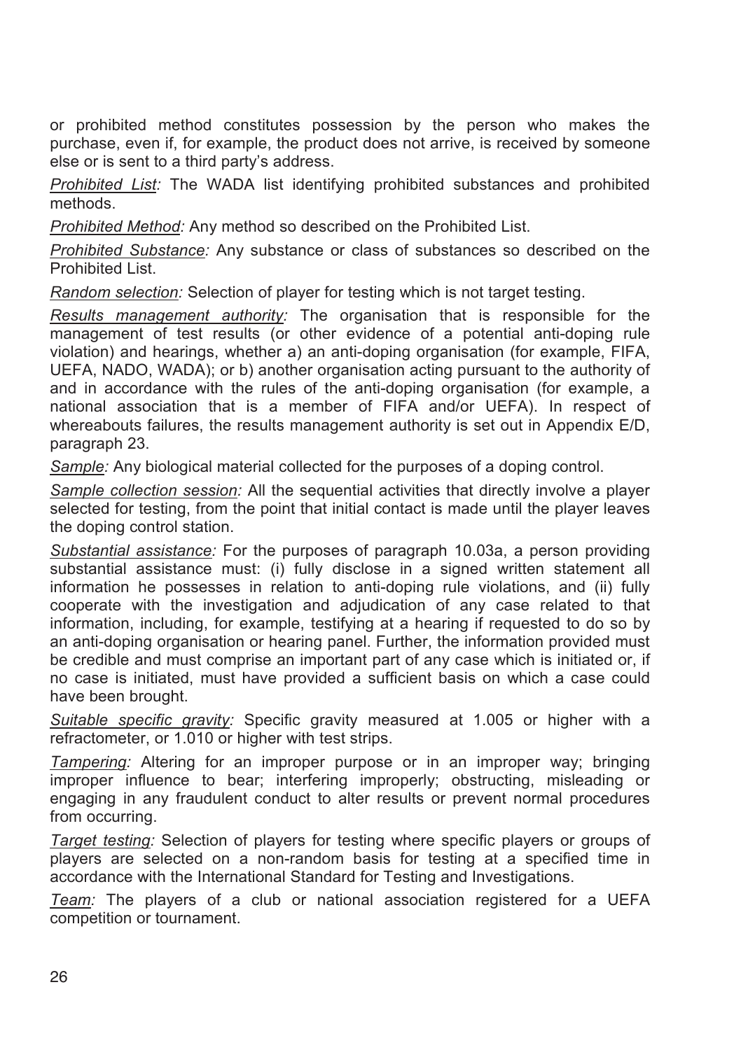or prohibited method constitutes possession by the person who makes the purchase, even if, for example, the product does not arrive, is received by someone else or is sent to a third party's address.

*Prohibited List:* The WADA list identifying prohibited substances and prohibited methods.

*Prohibited Method:* Any method so described on the Prohibited List.

*Prohibited Substance:* Any substance or class of substances so described on the Prohibited List.

*Random selection:* Selection of player for testing which is not target testing.

*Results management authority:* The organisation that is responsible for the management of test results (or other evidence of a potential anti-doping rule violation) and hearings, whether a) an anti-doping organisation (for example, FIFA, UEFA, NADO, WADA); or b) another organisation acting pursuant to the authority of and in accordance with the rules of the anti-doping organisation (for example, a national association that is a member of FIFA and/or UEFA). In respect of whereabouts failures, the results management authority is set out in Appendix E/D, paragraph 23.

*Sample:* Any biological material collected for the purposes of a doping control.

*Sample collection session:* All the sequential activities that directly involve a player selected for testing, from the point that initial contact is made until the player leaves the doping control station.

*Substantial assistance:* For the purposes of paragraph 10.03a, a person providing substantial assistance must: (i) fully disclose in a signed written statement all information he possesses in relation to anti-doping rule violations, and (ii) fully cooperate with the investigation and adjudication of any case related to that information, including, for example, testifying at a hearing if requested to do so by an anti-doping organisation or hearing panel. Further, the information provided must be credible and must comprise an important part of any case which is initiated or, if no case is initiated, must have provided a sufficient basis on which a case could have been brought.

*Suitable specific gravity:* Specific gravity measured at 1.005 or higher with a refractometer, or 1.010 or higher with test strips.

*Tampering:* Altering for an improper purpose or in an improper way; bringing improper influence to bear; interfering improperly; obstructing, misleading or engaging in any fraudulent conduct to alter results or prevent normal procedures from occurring.

*Target testing:* Selection of players for testing where specific players or groups of players are selected on a non-random basis for testing at a specified time in accordance with the International Standard for Testing and Investigations.

*Team:* The players of a club or national association registered for a UEFA competition or tournament.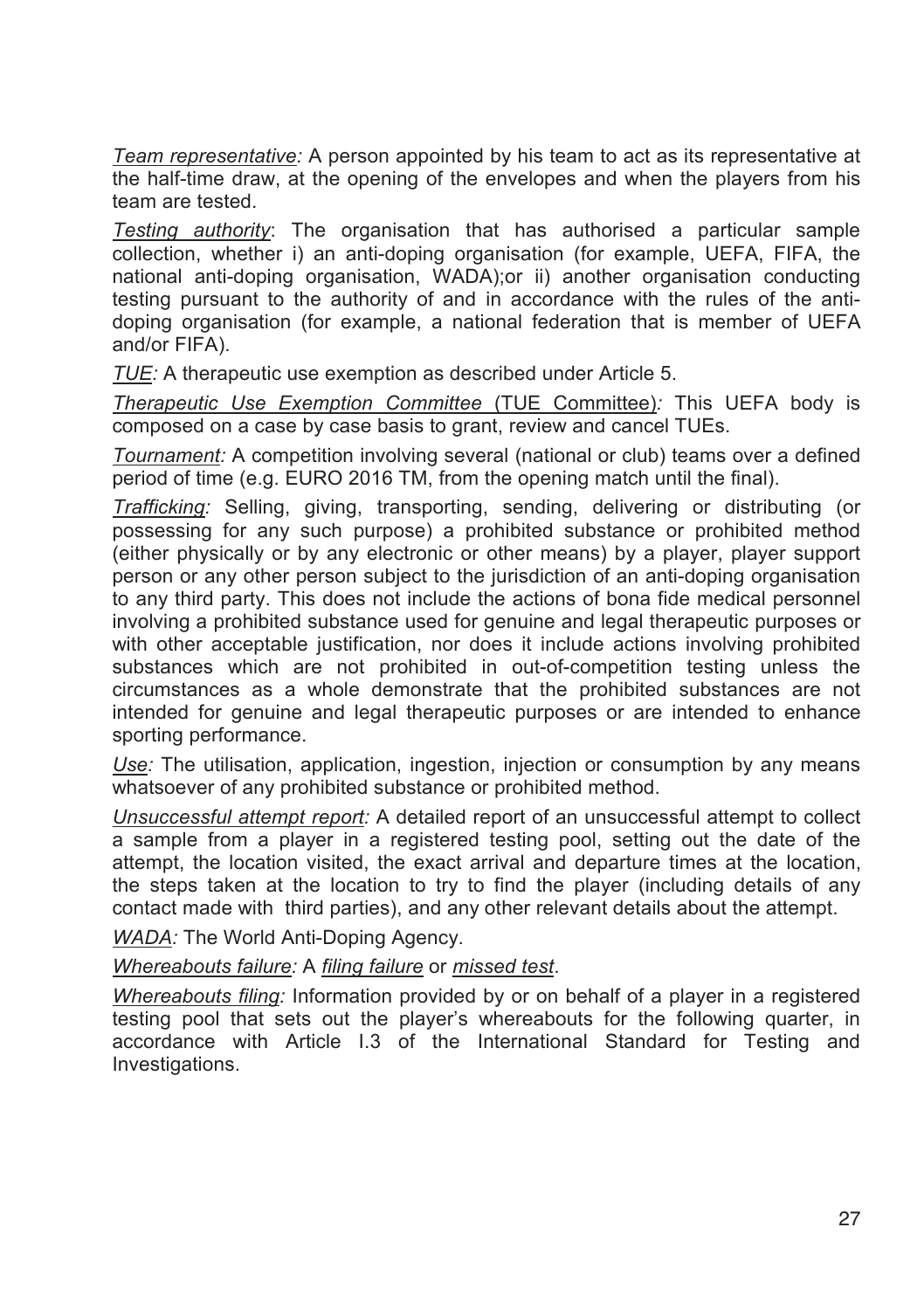*Team representative:* A person appointed by his team to act as its representative at the half-time draw, at the opening of the envelopes and when the players from his team are tested.

*Testing authority*: The organisation that has authorised a particular sample collection, whether i) an anti-doping organisation (for example, UEFA, FIFA, the national anti-doping organisation, WADA);or ii) another organisation conducting testing pursuant to the authority of and in accordance with the rules of the anti-doping organisation (for example, a national federation that is member of UEFA and/or FIFA).

*TUE:* A therapeutic use exemption as described under Article 5.

*Therapeutic Use Exemption Committee* (TUE Committee)*:* This UEFA body is composed on a case by case basis to grant, review and cancel TUEs.

*Tournament:* A competition involving several (national or club) teams over a defined period of time (e.g. EURO 2016 TM, from the opening match until the final).

*Trafficking:* Selling, giving, transporting, sending, delivering or distributing (or possessing for any such purpose) a prohibited substance or prohibited method (either physically or by any electronic or other means) by a player, player support person or any other person subject to the jurisdiction of an anti-doping organisation to any third party. This does not include the actions of bona fide medical personnel involving a prohibited substance used for genuine and legal therapeutic purposes or with other acceptable justification, nor does it include actions involving prohibited substances which are not prohibited in out-of-competition testing unless the circumstances as a whole demonstrate that the prohibited substances are not intended for genuine and legal therapeutic purposes or are intended to enhance sporting performance.

*Use:* The utilisation, application, ingestion, injection or consumption by any means whatsoever of any prohibited substance or prohibited method.

*Unsuccessful attempt report:* A detailed report of an unsuccessful attempt to collect a sample from a player in a registered testing pool, setting out the date of the attempt, the location visited, the exact arrival and departure times at the location, the steps taken at the location to try to find the player (including details of any contact made with third parties), and any other relevant details about the attempt.

*WADA:* The World Anti-Doping Agency.

*Whereabouts failure:* A *filing failure* or *missed test*.

*Whereabouts filing:* Information provided by or on behalf of a player in a registered testing pool that sets out the player's whereabouts for the following quarter, in accordance with Article I.3 of the International Standard for Testing and Investigations.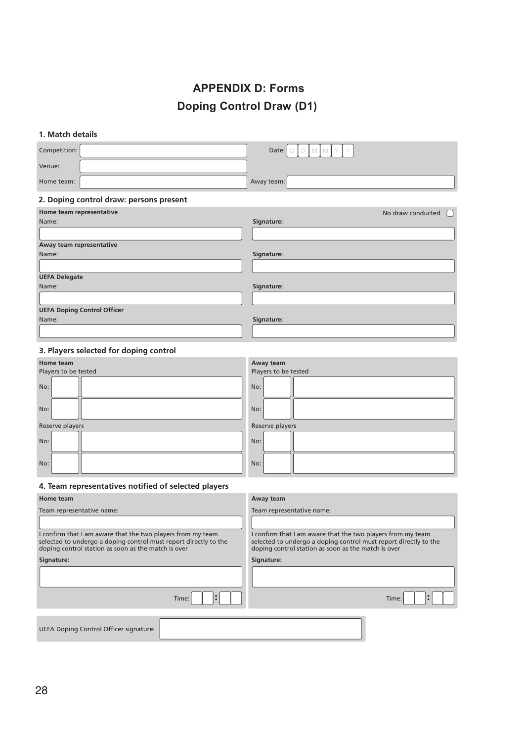# APPENDIX D: Forms

## Doping Control Draw (D1)

### 1. Match details

| | | | |
|---|---|---|---|
| Competition: | | Date: | D D M M Y Y |
| Venue: | | | |
| Home team: | | Away team: | |

### 2. Doping control draw: persons present

No draw conducted ☐

| | |
|---|---|
| **Home team representative** | |
| Name: | **Signature:** |
| | |
| **Away team representative** | |
| Name: | **Signature:** |
| | |
| **UEFA Delegate** | |
| Name: | **Signature:** |
| | |
| **UEFA Doping Control Officer** | |
| Name: | **Signature:** |
| | |

### 3. Players selected for doping control

| **Home team** | | **Away team** | |
|---|---|---|---|
| Players to be tested | | Players to be tested | |
| No: | | No: | |
| No: | | No: | |
| Reserve players | | Reserve players | |
| No: | | No: | |
| No: | | No: | |

### 4. Team representatives notified of selected players

| **Home team** | **Away team** |
|---|---|
| Team representative name: | Team representative name: |
| | |
| I confirm that I am aware that the two players from my team selected to undergo a doping control must report directly to the doping control station as soon as the match is over | I confirm that I am aware that the two players from my team selected to undergo a doping control must report directly to the doping control station as soon as the match is over |
| **Signature:** | **Signature:** |
| | |
| Time: __ __ : __ __ | Time: __ __ : __ __ |

UEFA Doping Control Officer signature: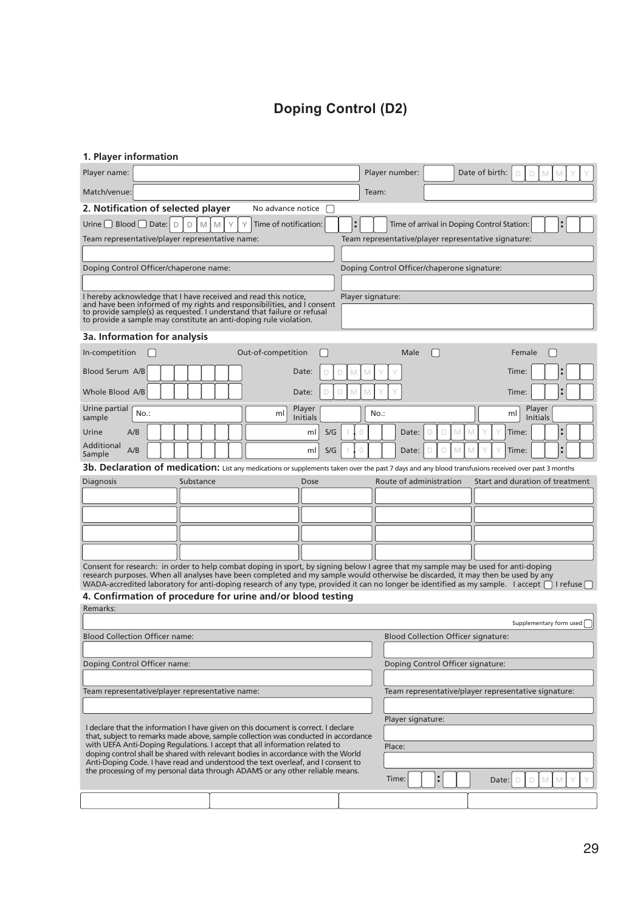# Doping Control (D2)

## 1. Player information

Player name: | Player number: | Date of birth: D D M M Y Y

Match/venue: | Team:

## 2. Notification of selected player

No advance notice ☐

Urine ☐ Blood ☐ Date: D D M M Y Y Time of notification: : Time of arrival in Doping Control Station: :

Team representative/player representative name: | Team representative/player representative signature:

Doping Control Officer/chaperone name: | Doping Control Officer/chaperone signature:

I hereby acknowledge that I have received and read this notice, and have been informed of my rights and responsibilities, and I consent to provide sample(s) as requested. I understand that failure or refusal to provide a sample may constitute an anti-doping rule violation.

Player signature:

## 3a. Information for analysis

In-competition ☐ Out-of-competition ☐ Male ☐ Female ☐

Blood Serum A/B | Date: D D M M Y Y | Time: :

Whole Blood A/B | Date: D D M M Y Y | Time: :

Urine partial sample No.: ml Player Initials | No.: ml Player Initials

Urine A/B | ml | S/G 1 . 0 | Date: D D M M Y Y | Time: :

Additional Sample A/B | ml | S/G 1 . 0 | Date: D D M M Y Y | Time: :

## 3b. Declaration of medication: List any medications or supplements taken over the past 7 days and any blood transfusions received over past 3 months

| Diagnosis | Substance | Dose | Route of administration | Start and duration of treatment |
|---|---|---|---|---|
| | | | | |
| | | | | |
| | | | | |
| | | | | |

Consent for research: in order to help combat doping in sport, by signing below I agree that my sample may be used for anti-doping research purposes. When all analyses have been completed and my sample would otherwise be discarded, it may then be used by any WADA-accredited laboratory for anti-doping research of any type, provided it can no longer be identified as my sample. I accept ☐ I refuse ☐

## 4. Confirmation of procedure for urine and/or blood testing

Remarks:

Supplementary form used ☐

Blood Collection Officer name: | Blood Collection Officer signature:

Doping Control Officer name: | Doping Control Officer signature:

Team representative/player representative name: | Team representative/player representative signature:

Player signature:

I declare that the information I have given on this document is correct. I declare that, subject to remarks made above, sample collection was conducted in accordance with UEFA Anti-Doping Regulations. I accept that all information related to doping control shall be shared with relevant bodies in accordance with the World Anti-Doping Code. I have read and understood the text overleaf, and I consent to the processing of my personal data through ADAMS or any other reliable means.

Place:

Time: : Date: D D M M Y Y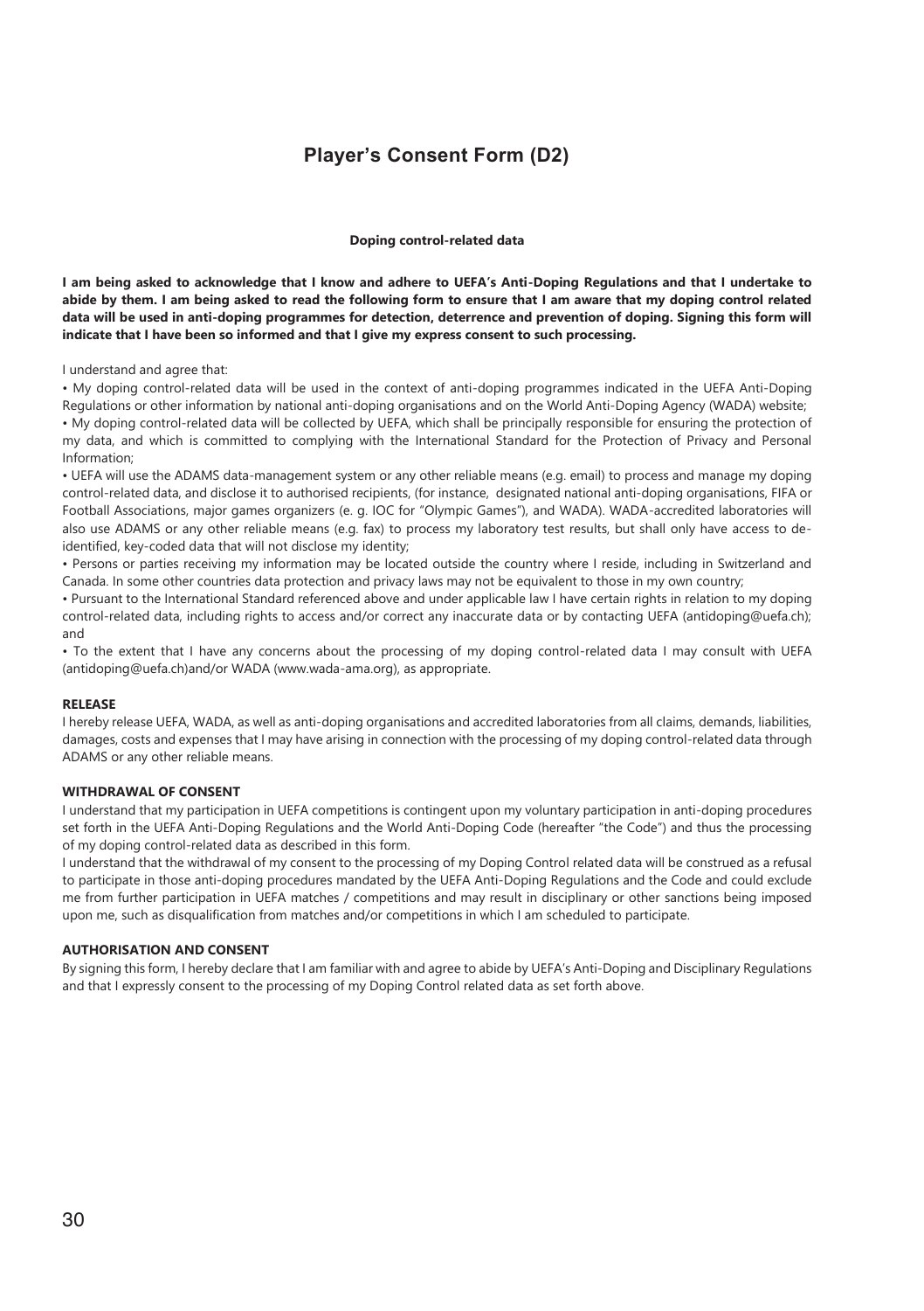# Player's Consent Form (D2)

**Doping control-related data**

**I am being asked to acknowledge that I know and adhere to UEFA's Anti-Doping Regulations and that I undertake to abide by them. I am being asked to read the following form to ensure that I am aware that my doping control related data will be used in anti-doping programmes for detection, deterrence and prevention of doping. Signing this form will indicate that I have been so informed and that I give my express consent to such processing.**

I understand and agree that:

• My doping control-related data will be used in the context of anti-doping programmes indicated in the UEFA Anti-Doping Regulations or other information by national anti-doping organisations and on the World Anti-Doping Agency (WADA) website;

• My doping control-related data will be collected by UEFA, which shall be principally responsible for ensuring the protection of my data, and which is committed to complying with the International Standard for the Protection of Privacy and Personal Information;

• UEFA will use the ADAMS data-management system or any other reliable means (e.g. email) to process and manage my doping control-related data, and disclose it to authorised recipients, (for instance, designated national anti-doping organisations, FIFA or Football Associations, major games organizers (e. g. IOC for "Olympic Games"), and WADA). WADA-accredited laboratories will also use ADAMS or any other reliable means (e.g. fax) to process my laboratory test results, but shall only have access to de-identified, key-coded data that will not disclose my identity;

• Persons or parties receiving my information may be located outside the country where I reside, including in Switzerland and Canada. In some other countries data protection and privacy laws may not be equivalent to those in my own country;

• Pursuant to the International Standard referenced above and under applicable law I have certain rights in relation to my doping control-related data, including rights to access and/or correct any inaccurate data or by contacting UEFA (antidoping@uefa.ch); and

• To the extent that I have any concerns about the processing of my doping control-related data I may consult with UEFA (antidoping@uefa.ch)and/or WADA (www.wada-ama.org), as appropriate.

**RELEASE**

I hereby release UEFA, WADA, as well as anti-doping organisations and accredited laboratories from all claims, demands, liabilities, damages, costs and expenses that I may have arising in connection with the processing of my doping control-related data through ADAMS or any other reliable means.

**WITHDRAWAL OF CONSENT**

I understand that my participation in UEFA competitions is contingent upon my voluntary participation in anti-doping procedures set forth in the UEFA Anti-Doping Regulations and the World Anti-Doping Code (hereafter "the Code") and thus the processing of my doping control-related data as described in this form.

I understand that the withdrawal of my consent to the processing of my Doping Control related data will be construed as a refusal to participate in those anti-doping procedures mandated by the UEFA Anti-Doping Regulations and the Code and could exclude me from further participation in UEFA matches / competitions and may result in disciplinary or other sanctions being imposed upon me, such as disqualification from matches and/or competitions in which I am scheduled to participate.

**AUTHORISATION AND CONSENT**

By signing this form, I hereby declare that I am familiar with and agree to abide by UEFA's Anti-Doping and Disciplinary Regulations and that I expressly consent to the processing of my Doping Control related data as set forth above.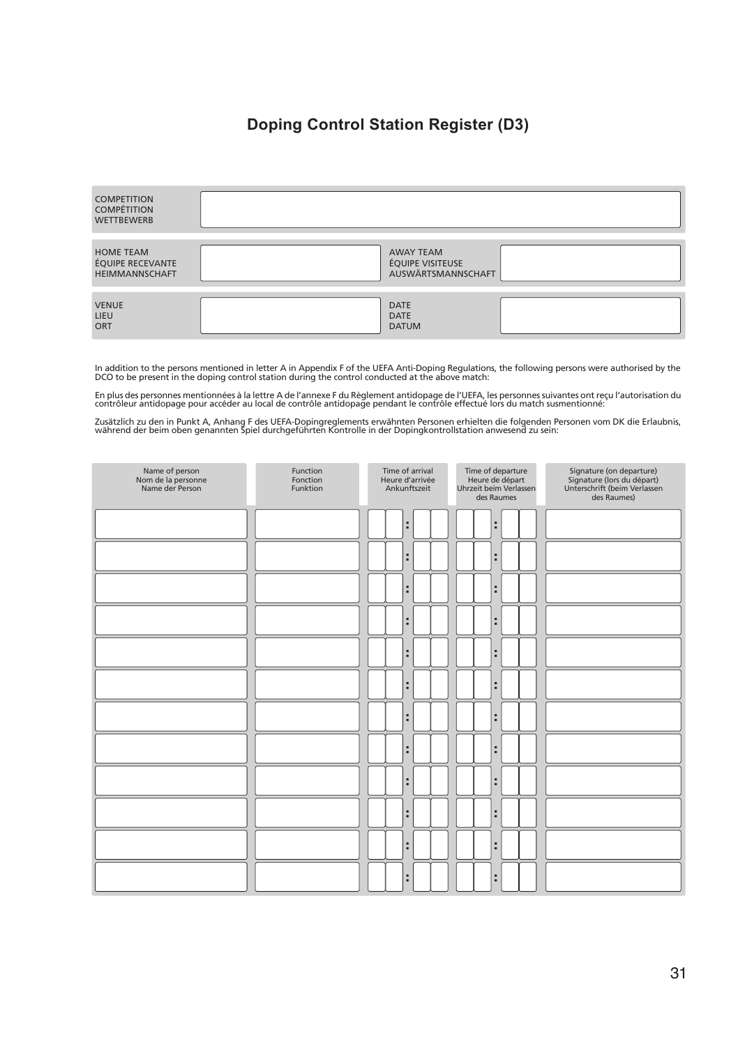# Doping Control Station Register (D3)

| | | | |
|---|---|---|---|
| COMPETITION<br>COMPÉTITION<br>WETTBEWERB | | | |
| HOME TEAM<br>ÉQUIPE RECEVANTE<br>HEIMMANNSCHAFT | | AWAY TEAM<br>ÉQUIPE VISITEUSE<br>AUSWÄRTSMANNSCHAFT | |
| VENUE<br>LIEU<br>ORT | | DATE<br>DATE<br>DATUM | |

In addition to the persons mentioned in letter A in Appendix F of the UEFA Anti-Doping Regulations, the following persons were authorised by the DCO to be present in the doping control station during the control conducted at the above match:

En plus des personnes mentionnées à la lettre A de l'annexe F du Règlement antidopage de l'UEFA, les personnes suivantes ont reçu l'autorisation du contrôleur antidopage pour accéder au local de contrôle antidopage pendant le contrôle effectué lors du match susmentionné:

Zusätzlich zu den in Punkt A, Anhang F des UEFA-Dopingreglements erwähnten Personen erhielten die folgenden Personen vom DK die Erlaubnis, während der beim oben genannten Spiel durchgeführten Kontrolle in der Dopingkontrollstation anwesend zu sein:

| Name of person<br>Nom de la personne<br>Name der Person | Function<br>Fonction<br>Funktion | Time of arrival<br>Heure d'arrivée<br>Ankunftszeit | Time of departure<br>Heure de départ<br>Uhrzeit beim Verlassen des Raumes | Signature (on departure)<br>Signature (lors du départ)<br>Unterschrift (beim Verlassen des Raumes) |
|---|---|---|---|---|
| | | : | : | |
| | | : | : | |
| | | : | : | |
| | | : | : | |
| | | : | : | |
| | | : | : | |
| | | : | : | |
| | | : | : | |
| | | : | : | |
| | | : | : | |
| | | : | : | |
| | | : | : | |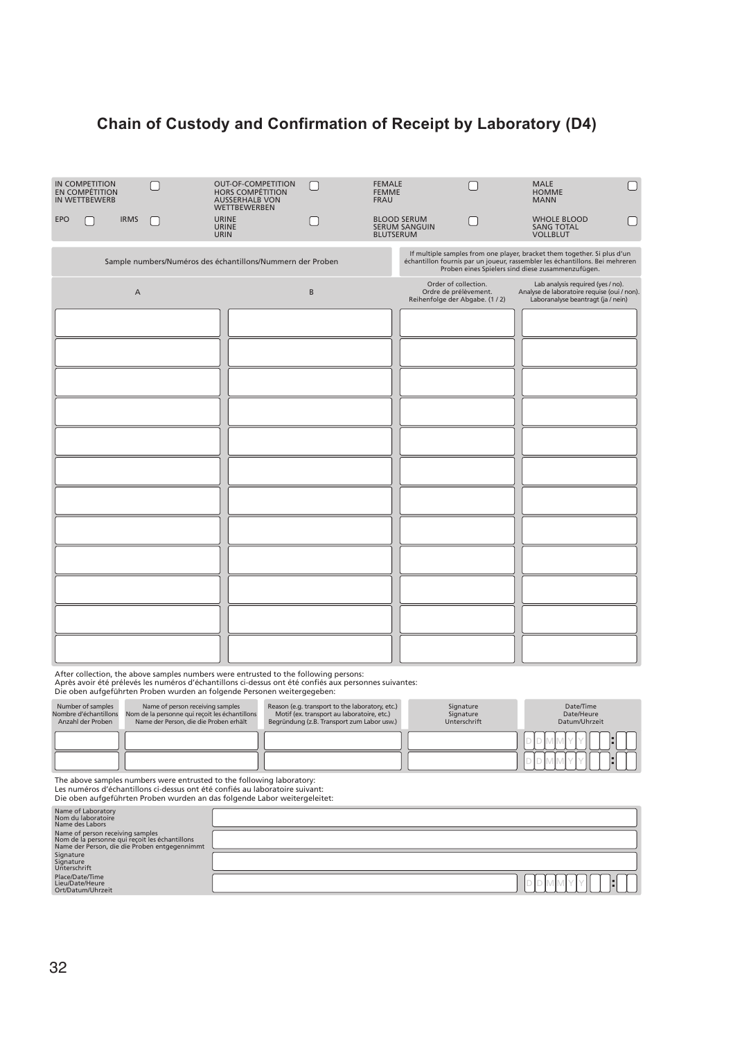# Chain of Custody and Confirmation of Receipt by Laboratory (D4)

| | | | | | | | |
|---|---|---|---|---|---|---|---|
| IN COMPETITION<br>EN COMPÉTITION<br>IN WETTBEWERB | ☐ | OUT-OF-COMPETITION<br>HORS COMPÉTITION<br>AUSSERHALB VON WETTBEWERBEN | ☐ | FEMALE<br>FEMME<br>FRAU | ☐ | MALE<br>HOMME<br>MANN | ☐ |
| EPO ☐ | IRMS ☐ | URINE<br>URINE<br>URIN | ☐ | BLOOD SERUM<br>SERUM SANGUIN<br>BLUTSERUM | ☐ | WHOLE BLOOD<br>SANG TOTAL<br>VOLLBLUT | ☐ |

| Sample numbers/Numéros des échantillons/Nummern der Proben | | If multiple samples from one player, bracket them together. Si plus d'un échantillon fournis par un joueur, rassembler les échantillons. Bei mehreren Proben eines Spielers sind diese zusammenzufügen. | |
|---|---|---|---|
| A | B | Order of collection.<br>Ordre de prélèvement.<br>Reihenfolge der Abgabe. (1 / 2) | Lab analysis required (yes / no).<br>Analyse de laboratoire requise (oui / non).<br>Laboranalyse beantragt (ja / nein) |
| | | | |
| | | | |
| | | | |
| | | | |
| | | | |
| | | | |
| | | | |
| | | | |
| | | | |
| | | | |
| | | | |
| | | | |

After collection, the above samples numbers were entrusted to the following persons:
Après avoir été prélevés les numéros d'échantillons ci-dessus ont été confiés aux personnes suivantes:
Die oben aufgeführten Proben wurden an folgende Personen weitergegeben:

| Number of samples<br>Nombre d'échantillons<br>Anzahl der Proben | Name of person receiving samples<br>Nom de la personne qui reçoit les échantillons<br>Name der Person, die die Proben erhält | Reason (e.g. transport to the laboratory, etc.)<br>Motif (ex. transport au laboratoire, etc.)<br>Begründung (z.B. Transport zum Labor usw.) | Signature<br>Signature<br>Unterschrift | Date/Time<br>Date/Heure<br>Datum/Uhrzeit |
|---|---|---|---|---|
| | | | | D D M M Y Y : |
| | | | | D D M M Y Y : |

The above samples numbers were entrusted to the following laboratory:
Les numéros d'échantillons ci-dessus ont été confiés au laboratoire suivant:
Die oben aufgeführten Proben wurden an das folgende Labor weitergeleitet:

| | |
|---|---|
| Name of Laboratory<br>Nom du laboratoire<br>Name des Labors | |
| Name of person receiving samples<br>Nom de la personne qui reçoit les échantillons<br>Name der Person, die die Proben entgegennimmt | |
| Signature<br>Signature<br>Unterschrift | |
| Place/Date/Time<br>Lieu/Date/Heure<br>Ort/Datum/Uhrzeit | D D M M Y Y : |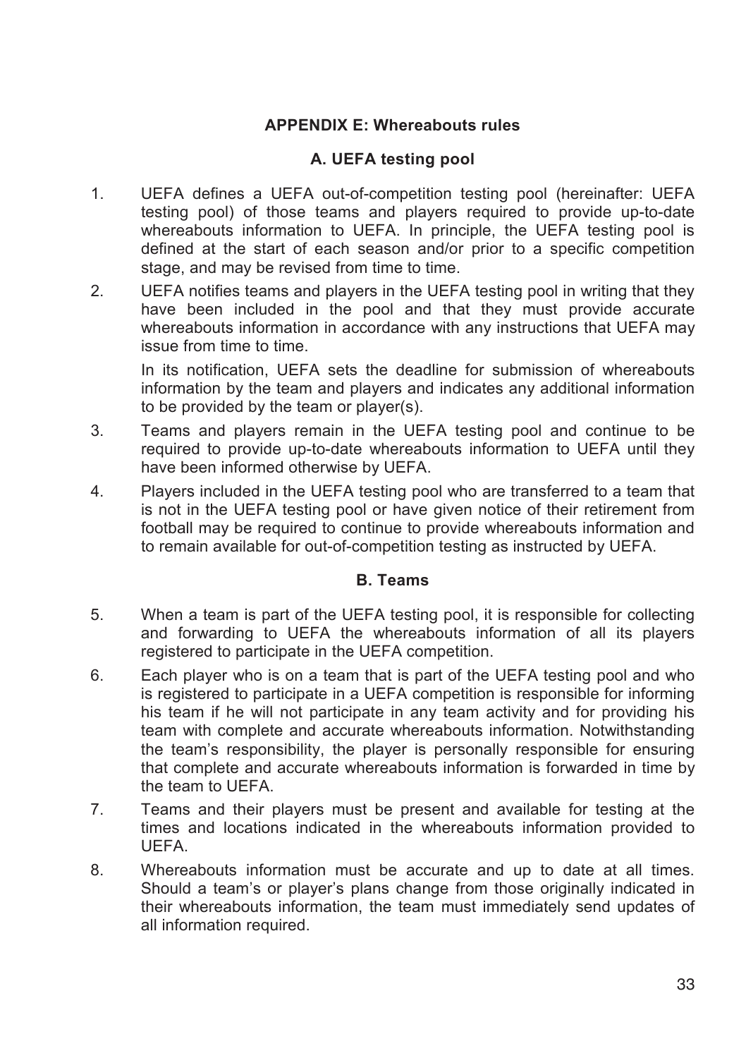## APPENDIX E: Whereabouts rules

### A. UEFA testing pool

1. UEFA defines a UEFA out-of-competition testing pool (hereinafter: UEFA testing pool) of those teams and players required to provide up-to-date whereabouts information to UEFA. In principle, the UEFA testing pool is defined at the start of each season and/or prior to a specific competition stage, and may be revised from time to time.
2. UEFA notifies teams and players in the UEFA testing pool in writing that they have been included in the pool and that they must provide accurate whereabouts information in accordance with any instructions that UEFA may issue from time to time.

   In its notification, UEFA sets the deadline for submission of whereabouts information by the team and players and indicates any additional information to be provided by the team or player(s).
3. Teams and players remain in the UEFA testing pool and continue to be required to provide up-to-date whereabouts information to UEFA until they have been informed otherwise by UEFA.
4. Players included in the UEFA testing pool who are transferred to a team that is not in the UEFA testing pool or have given notice of their retirement from football may be required to continue to provide whereabouts information and to remain available for out-of-competition testing as instructed by UEFA.

### B. Teams

5. When a team is part of the UEFA testing pool, it is responsible for collecting and forwarding to UEFA the whereabouts information of all its players registered to participate in the UEFA competition.
6. Each player who is on a team that is part of the UEFA testing pool and who is registered to participate in a UEFA competition is responsible for informing his team if he will not participate in any team activity and for providing his team with complete and accurate whereabouts information. Notwithstanding the team's responsibility, the player is personally responsible for ensuring that complete and accurate whereabouts information is forwarded in time by the team to UEFA.
7. Teams and their players must be present and available for testing at the times and locations indicated in the whereabouts information provided to UEFA.
8. Whereabouts information must be accurate and up to date at all times. Should a team's or player's plans change from those originally indicated in their whereabouts information, the team must immediately send updates of all information required.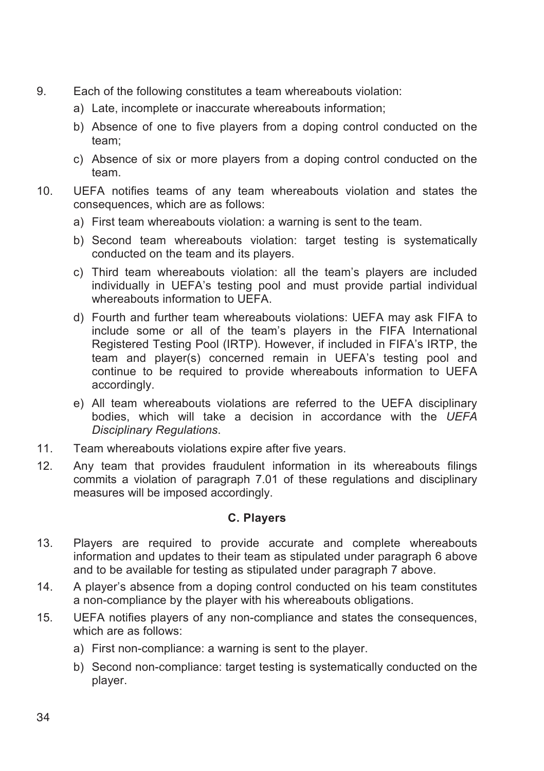9. Each of the following constitutes a team whereabouts violation:
   a) Late, incomplete or inaccurate whereabouts information;
   b) Absence of one to five players from a doping control conducted on the team;
   c) Absence of six or more players from a doping control conducted on the team.

10. UEFA notifies teams of any team whereabouts violation and states the consequences, which are as follows:
    a) First team whereabouts violation: a warning is sent to the team.
    b) Second team whereabouts violation: target testing is systematically conducted on the team and its players.
    c) Third team whereabouts violation: all the team's players are included individually in UEFA's testing pool and must provide partial individual whereabouts information to UEFA.
    d) Fourth and further team whereabouts violations: UEFA may ask FIFA to include some or all of the team's players in the FIFA International Registered Testing Pool (IRTP). However, if included in FIFA's IRTP, the team and player(s) concerned remain in UEFA's testing pool and continue to be required to provide whereabouts information to UEFA accordingly.
    e) All team whereabouts violations are referred to the UEFA disciplinary bodies, which will take a decision in accordance with the *UEFA Disciplinary Regulations*.

11. Team whereabouts violations expire after five years.

12. Any team that provides fraudulent information in its whereabouts filings commits a violation of paragraph 7.01 of these regulations and disciplinary measures will be imposed accordingly.

### C. Players

13. Players are required to provide accurate and complete whereabouts information and updates to their team as stipulated under paragraph 6 above and to be available for testing as stipulated under paragraph 7 above.

14. A player's absence from a doping control conducted on his team constitutes a non-compliance by the player with his whereabouts obligations.

15. UEFA notifies players of any non-compliance and states the consequences, which are as follows:
    a) First non-compliance: a warning is sent to the player.
    b) Second non-compliance: target testing is systematically conducted on the player.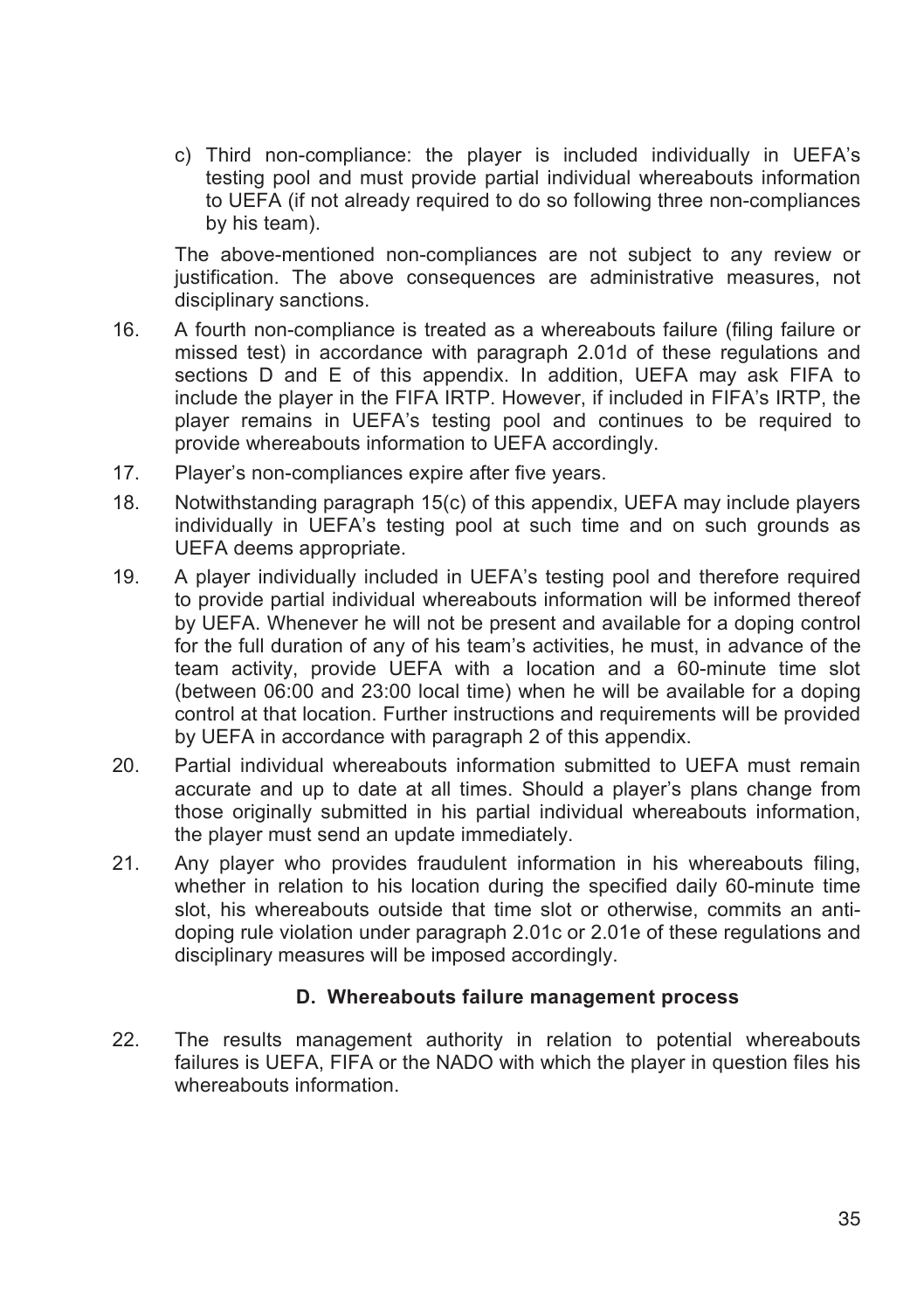c) Third non-compliance: the player is included individually in UEFA's testing pool and must provide partial individual whereabouts information to UEFA (if not already required to do so following three non-compliances by his team).

The above-mentioned non-compliances are not subject to any review or justification. The above consequences are administrative measures, not disciplinary sanctions.

16. A fourth non-compliance is treated as a whereabouts failure (filing failure or missed test) in accordance with paragraph 2.01d of these regulations and sections D and E of this appendix. In addition, UEFA may ask FIFA to include the player in the FIFA IRTP. However, if included in FIFA's IRTP, the player remains in UEFA's testing pool and continues to be required to provide whereabouts information to UEFA accordingly.

17. Player's non-compliances expire after five years.

18. Notwithstanding paragraph 15(c) of this appendix, UEFA may include players individually in UEFA's testing pool at such time and on such grounds as UEFA deems appropriate.

19. A player individually included in UEFA's testing pool and therefore required to provide partial individual whereabouts information will be informed thereof by UEFA. Whenever he will not be present and available for a doping control for the full duration of any of his team's activities, he must, in advance of the team activity, provide UEFA with a location and a 60-minute time slot (between 06:00 and 23:00 local time) when he will be available for a doping control at that location. Further instructions and requirements will be provided by UEFA in accordance with paragraph 2 of this appendix.

20. Partial individual whereabouts information submitted to UEFA must remain accurate and up to date at all times. Should a player's plans change from those originally submitted in his partial individual whereabouts information, the player must send an update immediately.

21. Any player who provides fraudulent information in his whereabouts filing, whether in relation to his location during the specified daily 60-minute time slot, his whereabouts outside that time slot or otherwise, commits an anti-doping rule violation under paragraph 2.01c or 2.01e of these regulations and disciplinary measures will be imposed accordingly.

## D. Whereabouts failure management process

22. The results management authority in relation to potential whereabouts failures is UEFA, FIFA or the NADO with which the player in question files his whereabouts information.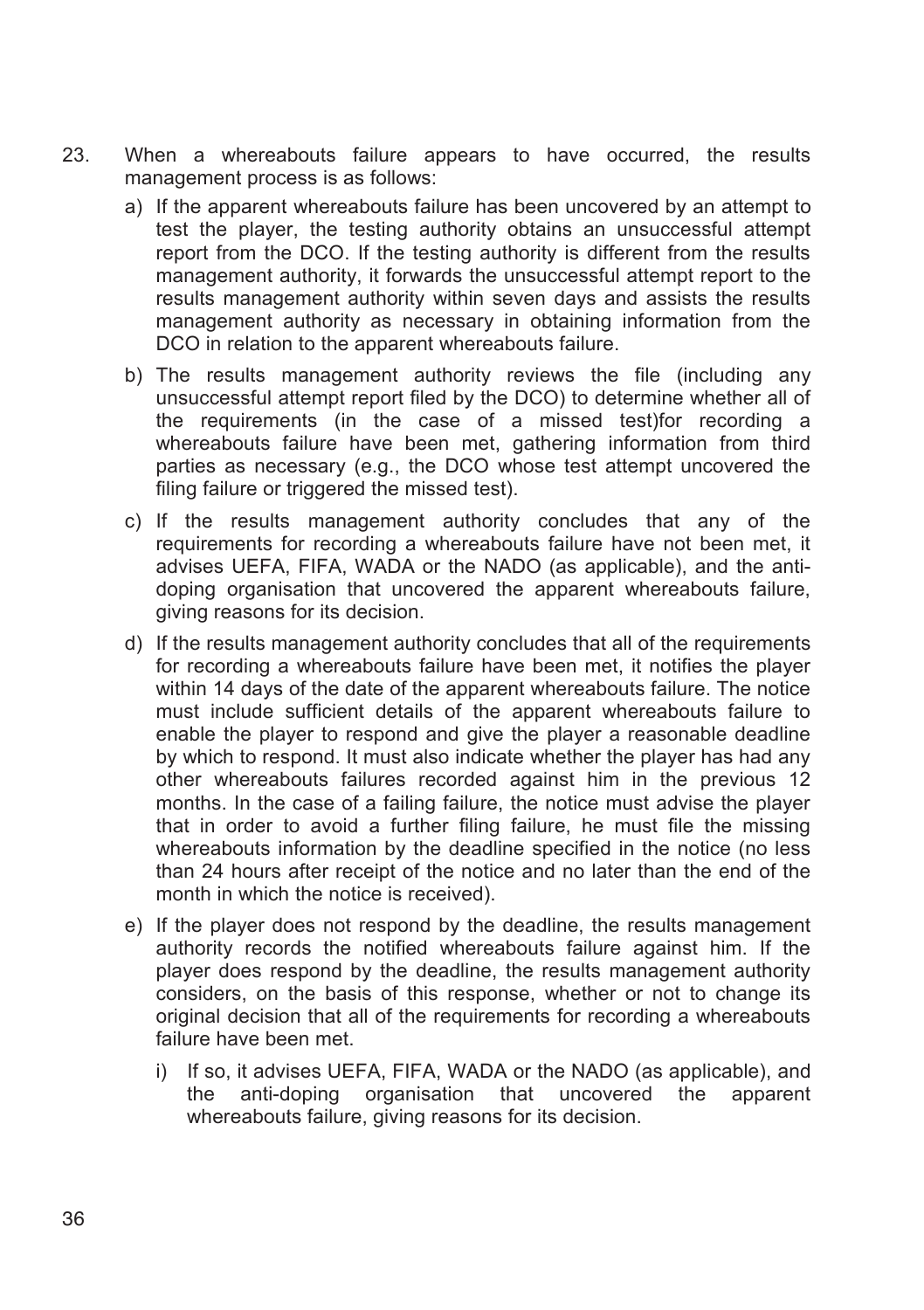23. When a whereabouts failure appears to have occurred, the results management process is as follows:

   a) If the apparent whereabouts failure has been uncovered by an attempt to test the player, the testing authority obtains an unsuccessful attempt report from the DCO. If the testing authority is different from the results management authority, it forwards the unsuccessful attempt report to the results management authority within seven days and assists the results management authority as necessary in obtaining information from the DCO in relation to the apparent whereabouts failure.

   b) The results management authority reviews the file (including any unsuccessful attempt report filed by the DCO) to determine whether all of the requirements (in the case of a missed test)for recording a whereabouts failure have been met, gathering information from third parties as necessary (e.g., the DCO whose test attempt uncovered the filing failure or triggered the missed test).

   c) If the results management authority concludes that any of the requirements for recording a whereabouts failure have not been met, it advises UEFA, FIFA, WADA or the NADO (as applicable), and the anti-doping organisation that uncovered the apparent whereabouts failure, giving reasons for its decision.

   d) If the results management authority concludes that all of the requirements for recording a whereabouts failure have been met, it notifies the player within 14 days of the date of the apparent whereabouts failure. The notice must include sufficient details of the apparent whereabouts failure to enable the player to respond and give the player a reasonable deadline by which to respond. It must also indicate whether the player has had any other whereabouts failures recorded against him in the previous 12 months. In the case of a failing failure, the notice must advise the player that in order to avoid a further filing failure, he must file the missing whereabouts information by the deadline specified in the notice (no less than 24 hours after receipt of the notice and no later than the end of the month in which the notice is received).

   e) If the player does not respond by the deadline, the results management authority records the notified whereabouts failure against him. If the player does respond by the deadline, the results management authority considers, on the basis of this response, whether or not to change its original decision that all of the requirements for recording a whereabouts failure have been met.

      i) If so, it advises UEFA, FIFA, WADA or the NADO (as applicable), and the anti-doping organisation that uncovered the apparent whereabouts failure, giving reasons for its decision.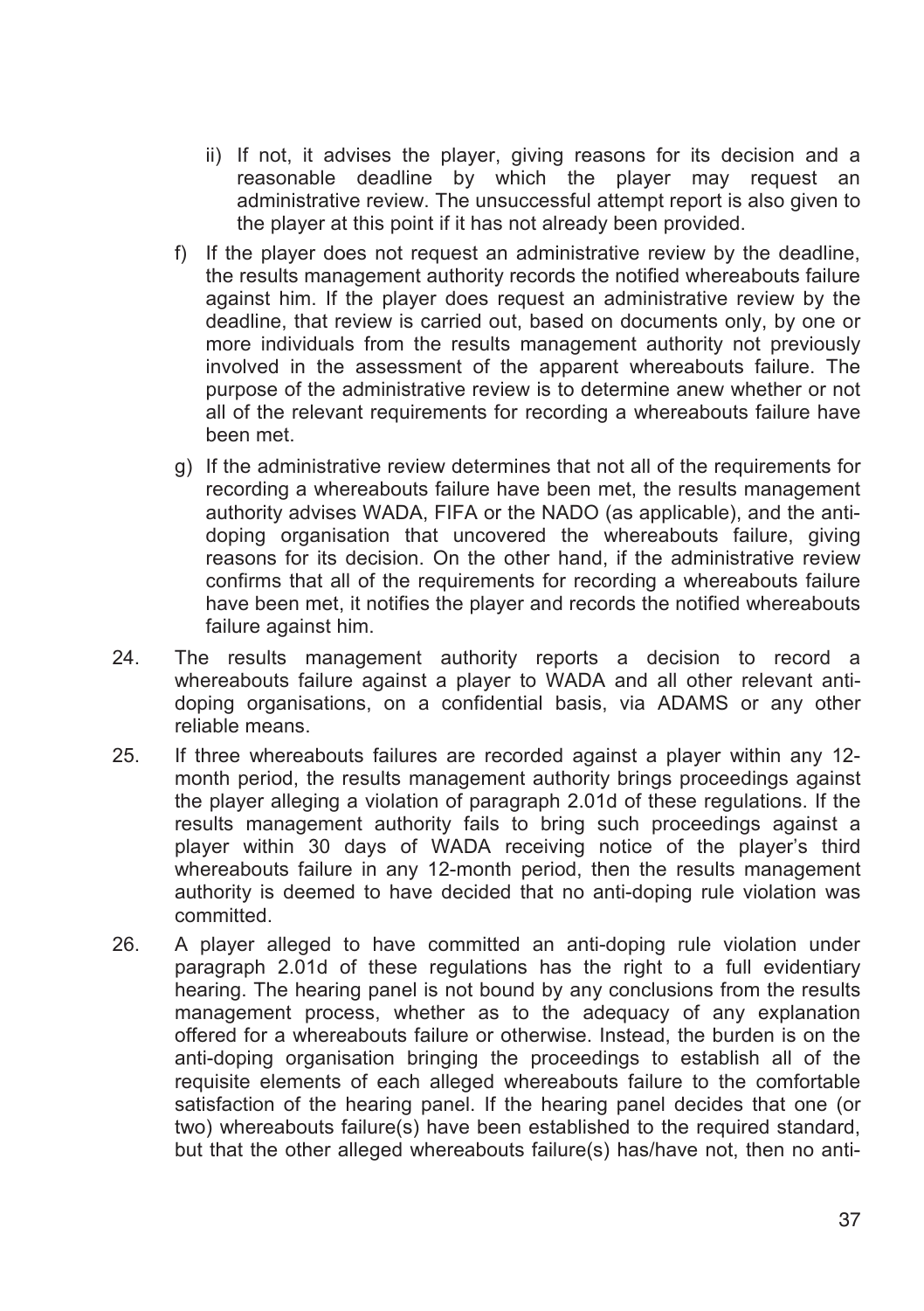ii) If not, it advises the player, giving reasons for its decision and a reasonable deadline by which the player may request an administrative review. The unsuccessful attempt report is also given to the player at this point if it has not already been provided.

f) If the player does not request an administrative review by the deadline, the results management authority records the notified whereabouts failure against him. If the player does request an administrative review by the deadline, that review is carried out, based on documents only, by one or more individuals from the results management authority not previously involved in the assessment of the apparent whereabouts failure. The purpose of the administrative review is to determine anew whether or not all of the relevant requirements for recording a whereabouts failure have been met.

g) If the administrative review determines that not all of the requirements for recording a whereabouts failure have been met, the results management authority advises WADA, FIFA or the NADO (as applicable), and the anti-doping organisation that uncovered the whereabouts failure, giving reasons for its decision. On the other hand, if the administrative review confirms that all of the requirements for recording a whereabouts failure have been met, it notifies the player and records the notified whereabouts failure against him.

24. The results management authority reports a decision to record a whereabouts failure against a player to WADA and all other relevant anti-doping organisations, on a confidential basis, via ADAMS or any other reliable means.

25. If three whereabouts failures are recorded against a player within any 12-month period, the results management authority brings proceedings against the player alleging a violation of paragraph 2.01d of these regulations. If the results management authority fails to bring such proceedings against a player within 30 days of WADA receiving notice of the player's third whereabouts failure in any 12-month period, then the results management authority is deemed to have decided that no anti-doping rule violation was committed.

26. A player alleged to have committed an anti-doping rule violation under paragraph 2.01d of these regulations has the right to a full evidentiary hearing. The hearing panel is not bound by any conclusions from the results management process, whether as to the adequacy of any explanation offered for a whereabouts failure or otherwise. Instead, the burden is on the anti-doping organisation bringing the proceedings to establish all of the requisite elements of each alleged whereabouts failure to the comfortable satisfaction of the hearing panel. If the hearing panel decides that one (or two) whereabouts failure(s) have been established to the required standard, but that the other alleged whereabouts failure(s) has/have not, then no anti-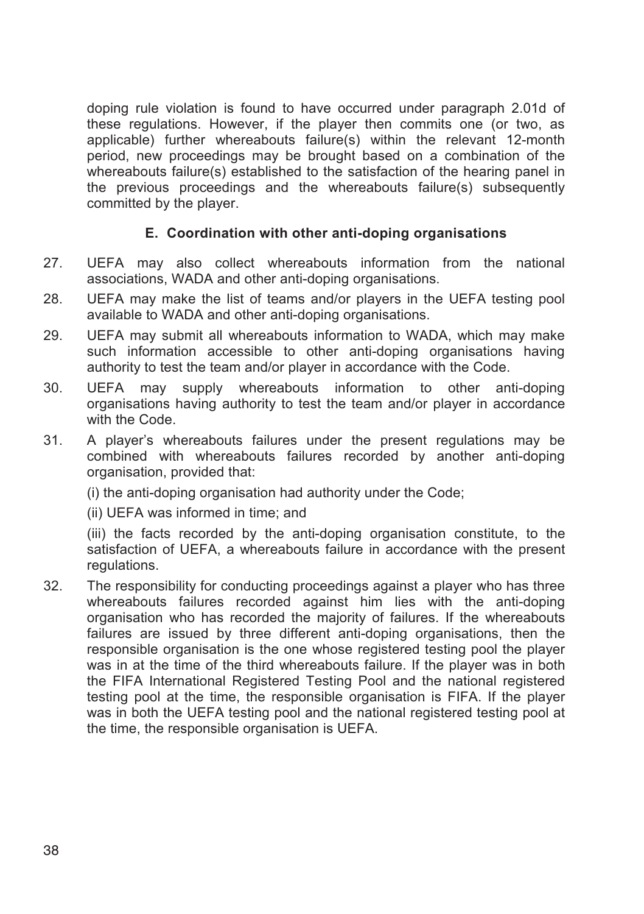doping rule violation is found to have occurred under paragraph 2.01d of these regulations. However, if the player then commits one (or two, as applicable) further whereabouts failure(s) within the relevant 12-month period, new proceedings may be brought based on a combination of the whereabouts failure(s) established to the satisfaction of the hearing panel in the previous proceedings and the whereabouts failure(s) subsequently committed by the player.

### E. Coordination with other anti-doping organisations

27. UEFA may also collect whereabouts information from the national associations, WADA and other anti-doping organisations.

28. UEFA may make the list of teams and/or players in the UEFA testing pool available to WADA and other anti-doping organisations.

29. UEFA may submit all whereabouts information to WADA, which may make such information accessible to other anti-doping organisations having authority to test the team and/or player in accordance with the Code.

30. UEFA may supply whereabouts information to other anti-doping organisations having authority to test the team and/or player in accordance with the Code.

31. A player's whereabouts failures under the present regulations may be combined with whereabouts failures recorded by another anti-doping organisation, provided that:

    (i) the anti-doping organisation had authority under the Code;

    (ii) UEFA was informed in time; and

    (iii) the facts recorded by the anti-doping organisation constitute, to the satisfaction of UEFA, a whereabouts failure in accordance with the present regulations.

32. The responsibility for conducting proceedings against a player who has three whereabouts failures recorded against him lies with the anti-doping organisation who has recorded the majority of failures. If the whereabouts failures are issued by three different anti-doping organisations, then the responsible organisation is the one whose registered testing pool the player was in at the time of the third whereabouts failure. If the player was in both the FIFA International Registered Testing Pool and the national registered testing pool at the time, the responsible organisation is FIFA. If the player was in both the UEFA testing pool and the national registered testing pool at the time, the responsible organisation is UEFA.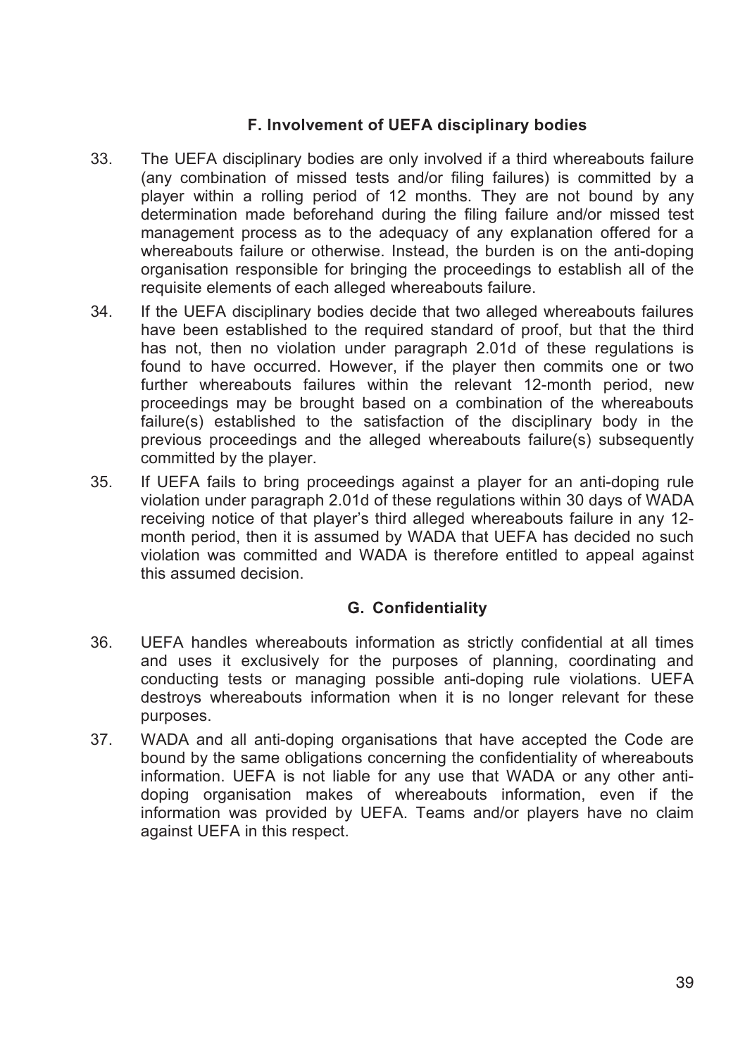### F. Involvement of UEFA disciplinary bodies

33. The UEFA disciplinary bodies are only involved if a third whereabouts failure (any combination of missed tests and/or filing failures) is committed by a player within a rolling period of 12 months. They are not bound by any determination made beforehand during the filing failure and/or missed test management process as to the adequacy of any explanation offered for a whereabouts failure or otherwise. Instead, the burden is on the anti-doping organisation responsible for bringing the proceedings to establish all of the requisite elements of each alleged whereabouts failure.

34. If the UEFA disciplinary bodies decide that two alleged whereabouts failures have been established to the required standard of proof, but that the third has not, then no violation under paragraph 2.01d of these regulations is found to have occurred. However, if the player then commits one or two further whereabouts failures within the relevant 12-month period, new proceedings may be brought based on a combination of the whereabouts failure(s) established to the satisfaction of the disciplinary body in the previous proceedings and the alleged whereabouts failure(s) subsequently committed by the player.

35. If UEFA fails to bring proceedings against a player for an anti-doping rule violation under paragraph 2.01d of these regulations within 30 days of WADA receiving notice of that player's third alleged whereabouts failure in any 12-month period, then it is assumed by WADA that UEFA has decided no such violation was committed and WADA is therefore entitled to appeal against this assumed decision.

### G. Confidentiality

36. UEFA handles whereabouts information as strictly confidential at all times and uses it exclusively for the purposes of planning, coordinating and conducting tests or managing possible anti-doping rule violations. UEFA destroys whereabouts information when it is no longer relevant for these purposes.

37. WADA and all anti-doping organisations that have accepted the Code are bound by the same obligations concerning the confidentiality of whereabouts information. UEFA is not liable for any use that WADA or any other anti-doping organisation makes of whereabouts information, even if the information was provided by UEFA. Teams and/or players have no claim against UEFA in this respect.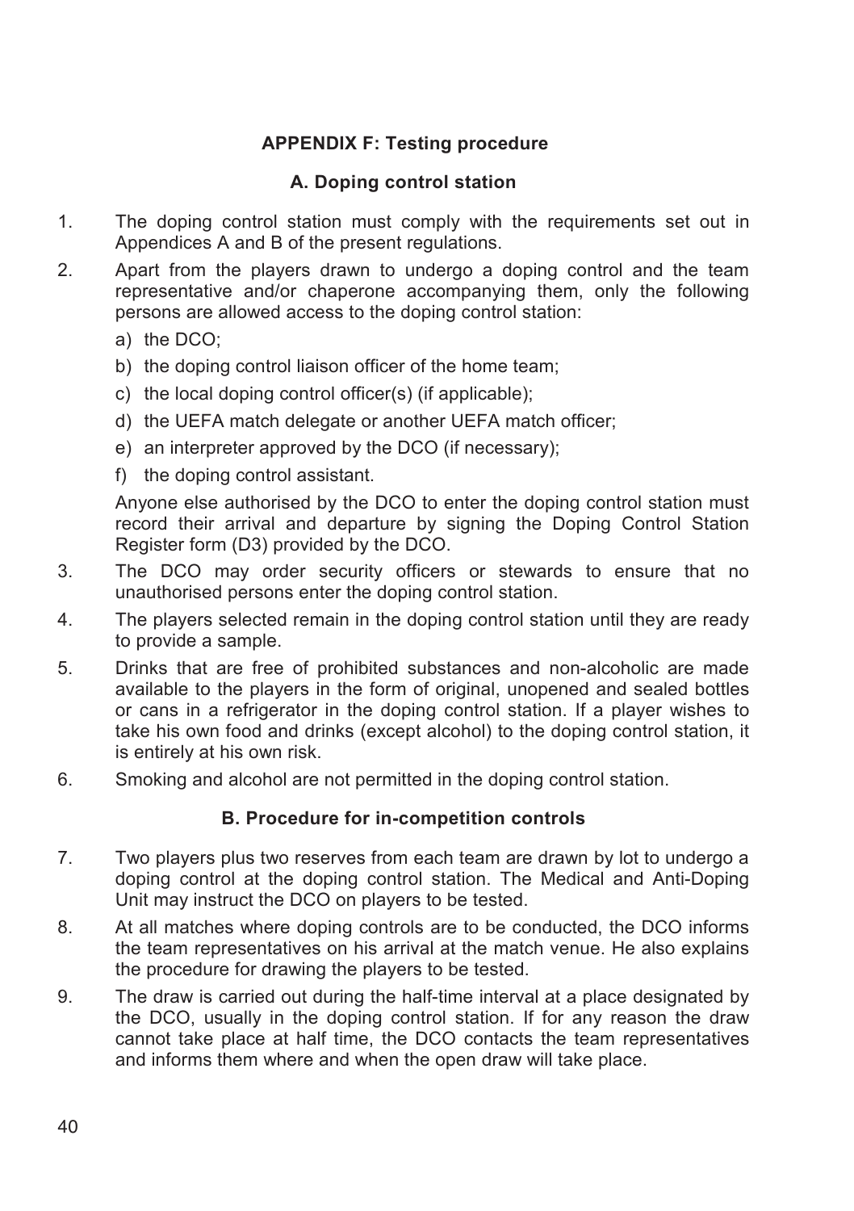## APPENDIX F: Testing procedure

### A. Doping control station

1. The doping control station must comply with the requirements set out in Appendices A and B of the present regulations.
2. Apart from the players drawn to undergo a doping control and the team representative and/or chaperone accompanying them, only the following persons are allowed access to the doping control station:
   a) the DCO;
   b) the doping control liaison officer of the home team;
   c) the local doping control officer(s) (if applicable);
   d) the UEFA match delegate or another UEFA match officer;
   e) an interpreter approved by the DCO (if necessary);
   f) the doping control assistant.

   Anyone else authorised by the DCO to enter the doping control station must record their arrival and departure by signing the Doping Control Station Register form (D3) provided by the DCO.
3. The DCO may order security officers or stewards to ensure that no unauthorised persons enter the doping control station.
4. The players selected remain in the doping control station until they are ready to provide a sample.
5. Drinks that are free of prohibited substances and non-alcoholic are made available to the players in the form of original, unopened and sealed bottles or cans in a refrigerator in the doping control station. If a player wishes to take his own food and drinks (except alcohol) to the doping control station, it is entirely at his own risk.
6. Smoking and alcohol are not permitted in the doping control station.

### B. Procedure for in-competition controls

7. Two players plus two reserves from each team are drawn by lot to undergo a doping control at the doping control station. The Medical and Anti-Doping Unit may instruct the DCO on players to be tested.
8. At all matches where doping controls are to be conducted, the DCO informs the team representatives on his arrival at the match venue. He also explains the procedure for drawing the players to be tested.
9. The draw is carried out during the half-time interval at a place designated by the DCO, usually in the doping control station. If for any reason the draw cannot take place at half time, the DCO contacts the team representatives and informs them where and when the open draw will take place.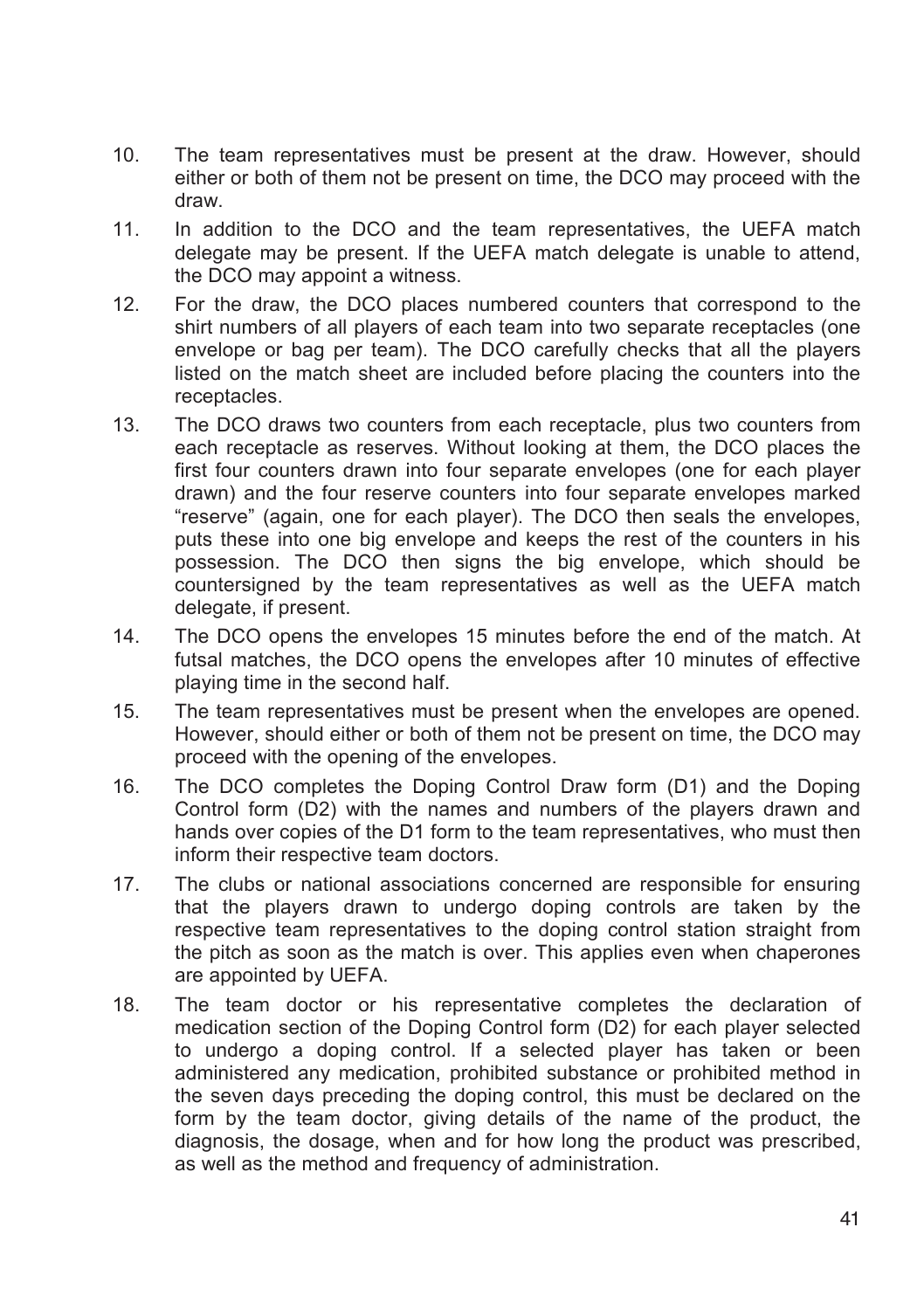10. The team representatives must be present at the draw. However, should either or both of them not be present on time, the DCO may proceed with the draw.

11. In addition to the DCO and the team representatives, the UEFA match delegate may be present. If the UEFA match delegate is unable to attend, the DCO may appoint a witness.

12. For the draw, the DCO places numbered counters that correspond to the shirt numbers of all players of each team into two separate receptacles (one envelope or bag per team). The DCO carefully checks that all the players listed on the match sheet are included before placing the counters into the receptacles.

13. The DCO draws two counters from each receptacle, plus two counters from each receptacle as reserves. Without looking at them, the DCO places the first four counters drawn into four separate envelopes (one for each player drawn) and the four reserve counters into four separate envelopes marked "reserve" (again, one for each player). The DCO then seals the envelopes, puts these into one big envelope and keeps the rest of the counters in his possession. The DCO then signs the big envelope, which should be countersigned by the team representatives as well as the UEFA match delegate, if present.

14. The DCO opens the envelopes 15 minutes before the end of the match. At futsal matches, the DCO opens the envelopes after 10 minutes of effective playing time in the second half.

15. The team representatives must be present when the envelopes are opened. However, should either or both of them not be present on time, the DCO may proceed with the opening of the envelopes.

16. The DCO completes the Doping Control Draw form (D1) and the Doping Control form (D2) with the names and numbers of the players drawn and hands over copies of the D1 form to the team representatives, who must then inform their respective team doctors.

17. The clubs or national associations concerned are responsible for ensuring that the players drawn to undergo doping controls are taken by the respective team representatives to the doping control station straight from the pitch as soon as the match is over. This applies even when chaperones are appointed by UEFA.

18. The team doctor or his representative completes the declaration of medication section of the Doping Control form (D2) for each player selected to undergo a doping control. If a selected player has taken or been administered any medication, prohibited substance or prohibited method in the seven days preceding the doping control, this must be declared on the form by the team doctor, giving details of the name of the product, the diagnosis, the dosage, when and for how long the product was prescribed, as well as the method and frequency of administration.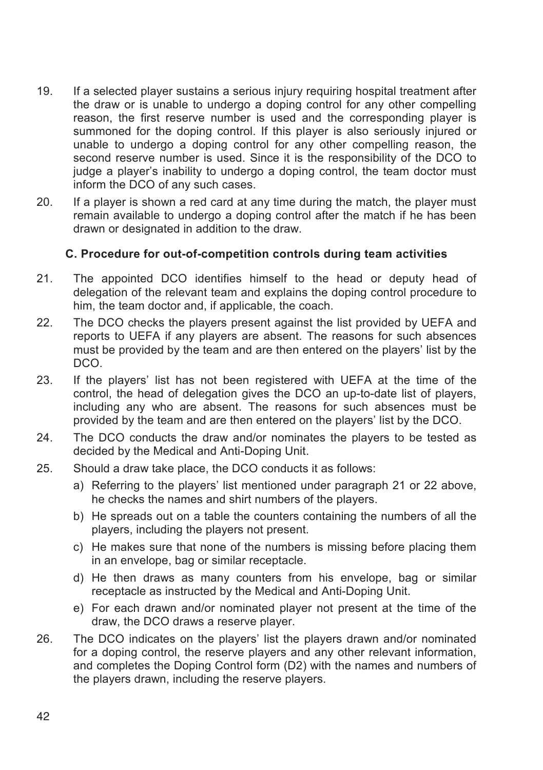19. If a selected player sustains a serious injury requiring hospital treatment after the draw or is unable to undergo a doping control for any other compelling reason, the first reserve number is used and the corresponding player is summoned for the doping control. If this player is also seriously injured or unable to undergo a doping control for any other compelling reason, the second reserve number is used. Since it is the responsibility of the DCO to judge a player's inability to undergo a doping control, the team doctor must inform the DCO of any such cases.

20. If a player is shown a red card at any time during the match, the player must remain available to undergo a doping control after the match if he has been drawn or designated in addition to the draw.

### C. Procedure for out-of-competition controls during team activities

21. The appointed DCO identifies himself to the head or deputy head of delegation of the relevant team and explains the doping control procedure to him, the team doctor and, if applicable, the coach.

22. The DCO checks the players present against the list provided by UEFA and reports to UEFA if any players are absent. The reasons for such absences must be provided by the team and are then entered on the players' list by the DCO.

23. If the players' list has not been registered with UEFA at the time of the control, the head of delegation gives the DCO an up-to-date list of players, including any who are absent. The reasons for such absences must be provided by the team and are then entered on the players' list by the DCO.

24. The DCO conducts the draw and/or nominates the players to be tested as decided by the Medical and Anti-Doping Unit.

25. Should a draw take place, the DCO conducts it as follows:
    a) Referring to the players' list mentioned under paragraph 21 or 22 above, he checks the names and shirt numbers of the players.
    b) He spreads out on a table the counters containing the numbers of all the players, including the players not present.
    c) He makes sure that none of the numbers is missing before placing them in an envelope, bag or similar receptacle.
    d) He then draws as many counters from his envelope, bag or similar receptacle as instructed by the Medical and Anti-Doping Unit.
    e) For each drawn and/or nominated player not present at the time of the draw, the DCO draws a reserve player.

26. The DCO indicates on the players' list the players drawn and/or nominated for a doping control, the reserve players and any other relevant information, and completes the Doping Control form (D2) with the names and numbers of the players drawn, including the reserve players.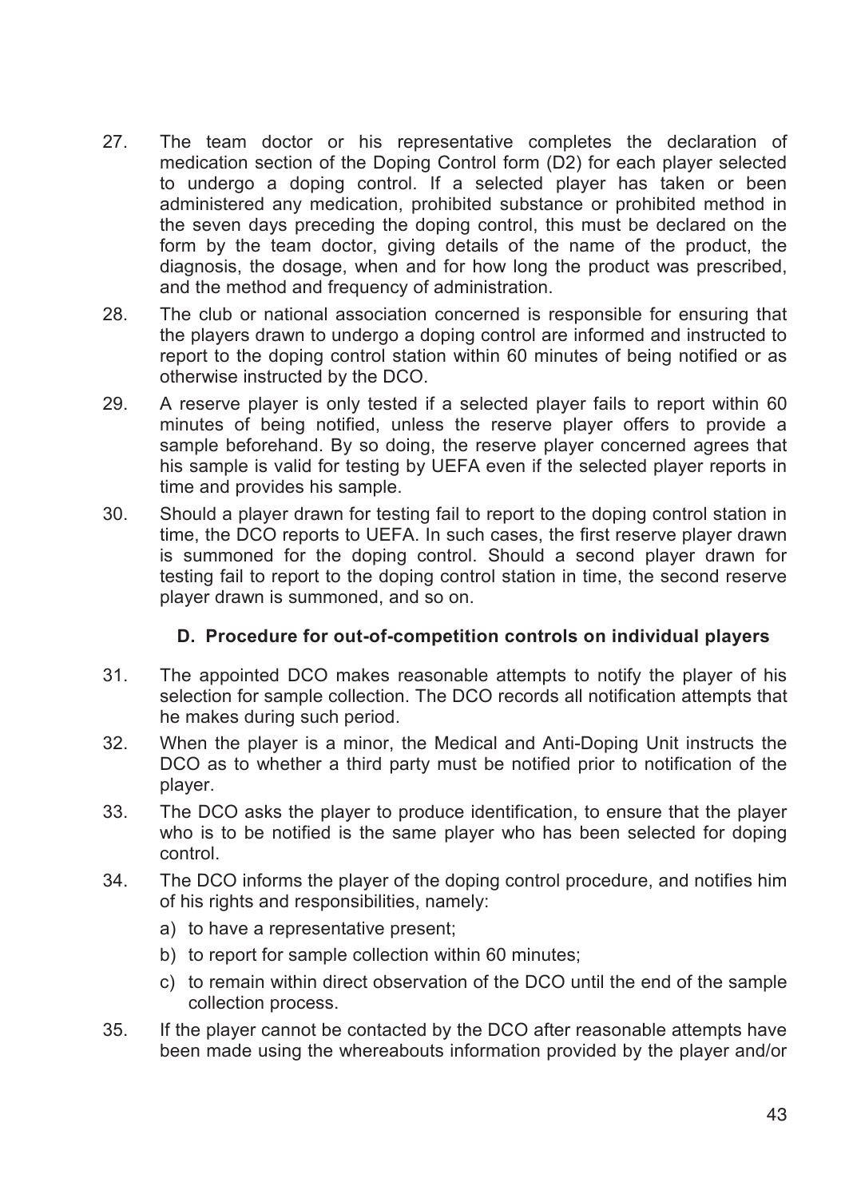27. The team doctor or his representative completes the declaration of medication section of the Doping Control form (D2) for each player selected to undergo a doping control. If a selected player has taken or been administered any medication, prohibited substance or prohibited method in the seven days preceding the doping control, this must be declared on the form by the team doctor, giving details of the name of the product, the diagnosis, the dosage, when and for how long the product was prescribed, and the method and frequency of administration.

28. The club or national association concerned is responsible for ensuring that the players drawn to undergo a doping control are informed and instructed to report to the doping control station within 60 minutes of being notified or as otherwise instructed by the DCO.

29. A reserve player is only tested if a selected player fails to report within 60 minutes of being notified, unless the reserve player offers to provide a sample beforehand. By so doing, the reserve player concerned agrees that his sample is valid for testing by UEFA even if the selected player reports in time and provides his sample.

30. Should a player drawn for testing fail to report to the doping control station in time, the DCO reports to UEFA. In such cases, the first reserve player drawn is summoned for the doping control. Should a second player drawn for testing fail to report to the doping control station in time, the second reserve player drawn is summoned, and so on.

### D. Procedure for out-of-competition controls on individual players

31. The appointed DCO makes reasonable attempts to notify the player of his selection for sample collection. The DCO records all notification attempts that he makes during such period.

32. When the player is a minor, the Medical and Anti-Doping Unit instructs the DCO as to whether a third party must be notified prior to notification of the player.

33. The DCO asks the player to produce identification, to ensure that the player who is to be notified is the same player who has been selected for doping control.

34. The DCO informs the player of the doping control procedure, and notifies him of his rights and responsibilities, namely:
    a) to have a representative present;
    b) to report for sample collection within 60 minutes;
    c) to remain within direct observation of the DCO until the end of the sample collection process.

35. If the player cannot be contacted by the DCO after reasonable attempts have been made using the whereabouts information provided by the player and/or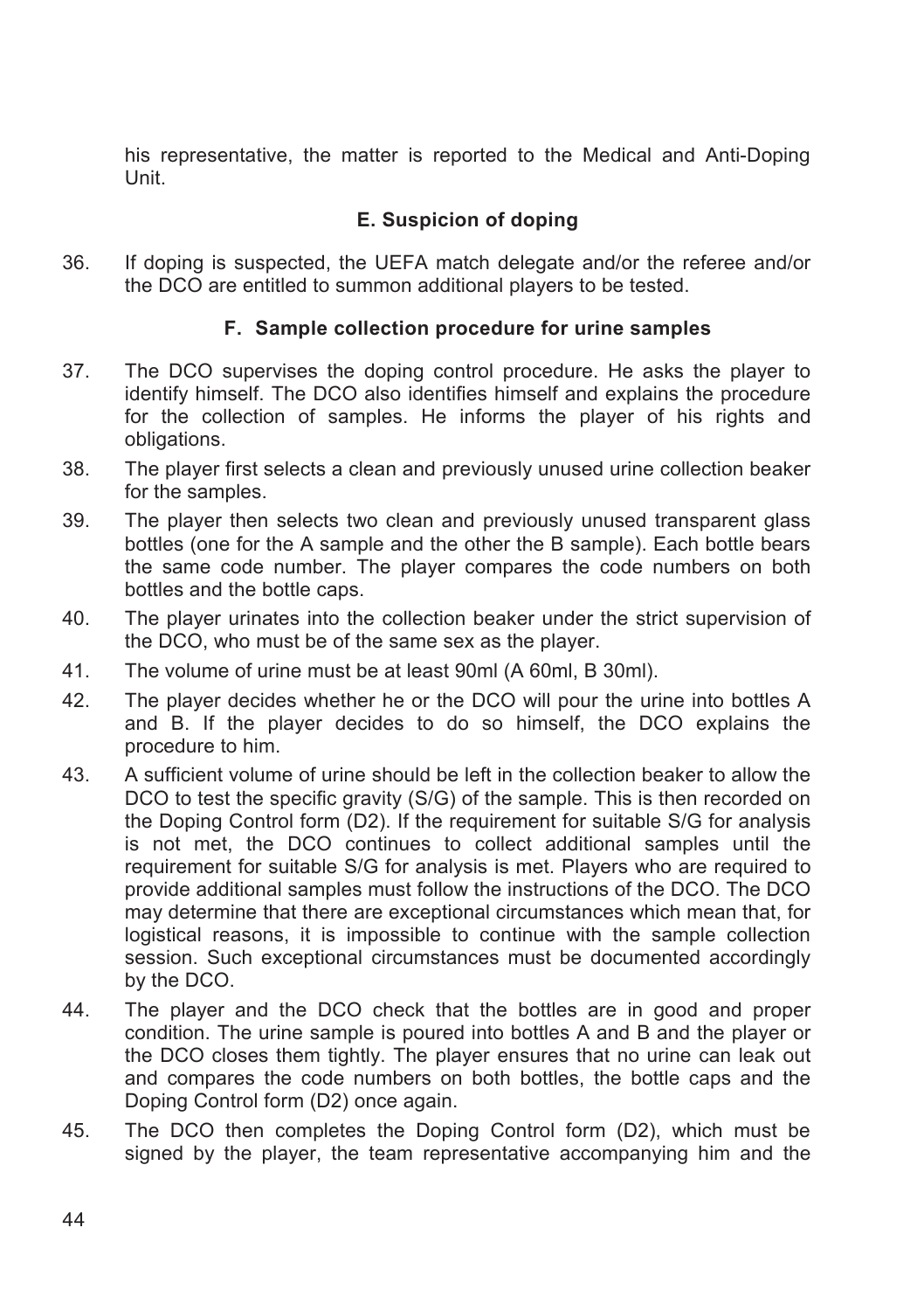his representative, the matter is reported to the Medical and Anti-Doping Unit.

### E. Suspicion of doping

36. If doping is suspected, the UEFA match delegate and/or the referee and/or the DCO are entitled to summon additional players to be tested.

### F. Sample collection procedure for urine samples

37. The DCO supervises the doping control procedure. He asks the player to identify himself. The DCO also identifies himself and explains the procedure for the collection of samples. He informs the player of his rights and obligations.

38. The player first selects a clean and previously unused urine collection beaker for the samples.

39. The player then selects two clean and previously unused transparent glass bottles (one for the A sample and the other the B sample). Each bottle bears the same code number. The player compares the code numbers on both bottles and the bottle caps.

40. The player urinates into the collection beaker under the strict supervision of the DCO, who must be of the same sex as the player.

41. The volume of urine must be at least 90ml (A 60ml, B 30ml).

42. The player decides whether he or the DCO will pour the urine into bottles A and B. If the player decides to do so himself, the DCO explains the procedure to him.

43. A sufficient volume of urine should be left in the collection beaker to allow the DCO to test the specific gravity (S/G) of the sample. This is then recorded on the Doping Control form (D2). If the requirement for suitable S/G for analysis is not met, the DCO continues to collect additional samples until the requirement for suitable S/G for analysis is met. Players who are required to provide additional samples must follow the instructions of the DCO. The DCO may determine that there are exceptional circumstances which mean that, for logistical reasons, it is impossible to continue with the sample collection session. Such exceptional circumstances must be documented accordingly by the DCO.

44. The player and the DCO check that the bottles are in good and proper condition. The urine sample is poured into bottles A and B and the player or the DCO closes them tightly. The player ensures that no urine can leak out and compares the code numbers on both bottles, the bottle caps and the Doping Control form (D2) once again.

45. The DCO then completes the Doping Control form (D2), which must be signed by the player, the team representative accompanying him and the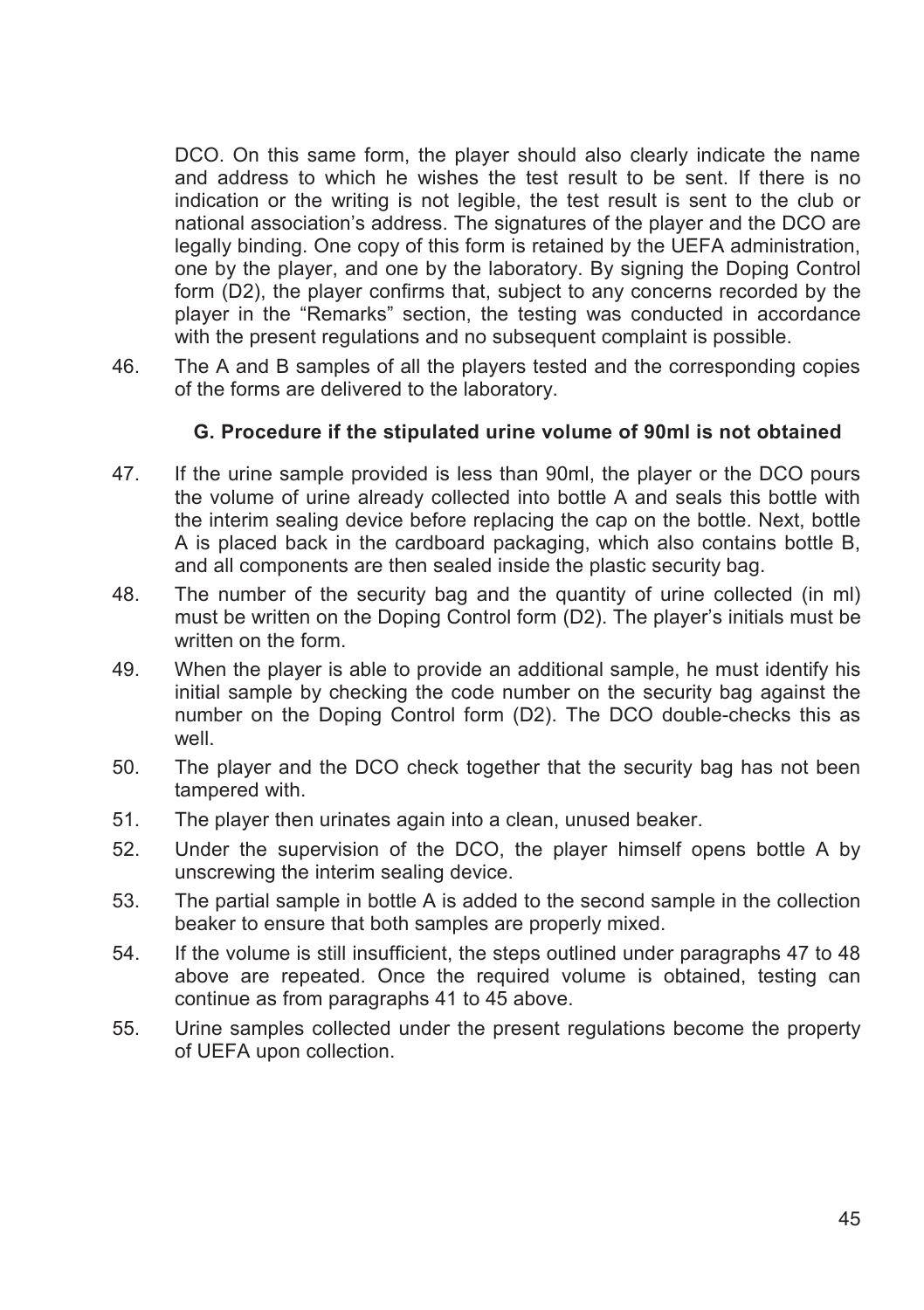DCO. On this same form, the player should also clearly indicate the name and address to which he wishes the test result to be sent. If there is no indication or the writing is not legible, the test result is sent to the club or national association's address. The signatures of the player and the DCO are legally binding. One copy of this form is retained by the UEFA administration, one by the player, and one by the laboratory. By signing the Doping Control form (D2), the player confirms that, subject to any concerns recorded by the player in the "Remarks" section, the testing was conducted in accordance with the present regulations and no subsequent complaint is possible.

46. The A and B samples of all the players tested and the corresponding copies of the forms are delivered to the laboratory.

### G. Procedure if the stipulated urine volume of 90ml is not obtained

47. If the urine sample provided is less than 90ml, the player or the DCO pours the volume of urine already collected into bottle A and seals this bottle with the interim sealing device before replacing the cap on the bottle. Next, bottle A is placed back in the cardboard packaging, which also contains bottle B, and all components are then sealed inside the plastic security bag.

48. The number of the security bag and the quantity of urine collected (in ml) must be written on the Doping Control form (D2). The player's initials must be written on the form.

49. When the player is able to provide an additional sample, he must identify his initial sample by checking the code number on the security bag against the number on the Doping Control form (D2). The DCO double-checks this as well.

50. The player and the DCO check together that the security bag has not been tampered with.

51. The player then urinates again into a clean, unused beaker.

52. Under the supervision of the DCO, the player himself opens bottle A by unscrewing the interim sealing device.

53. The partial sample in bottle A is added to the second sample in the collection beaker to ensure that both samples are properly mixed.

54. If the volume is still insufficient, the steps outlined under paragraphs 47 to 48 above are repeated. Once the required volume is obtained, testing can continue as from paragraphs 41 to 45 above.

55. Urine samples collected under the present regulations become the property of UEFA upon collection.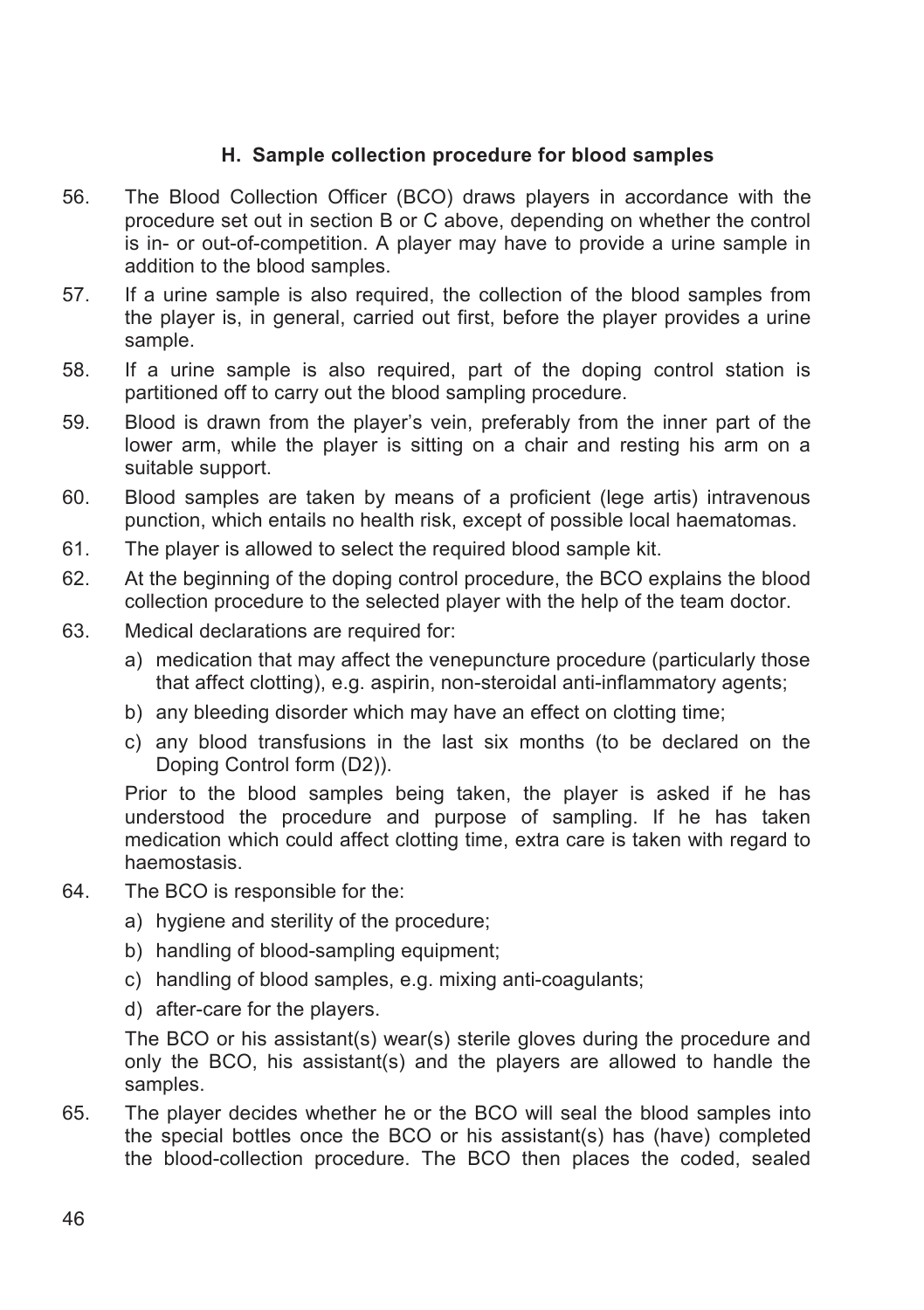### H. Sample collection procedure for blood samples

56. The Blood Collection Officer (BCO) draws players in accordance with the procedure set out in section B or C above, depending on whether the control is in- or out-of-competition. A player may have to provide a urine sample in addition to the blood samples.

57. If a urine sample is also required, the collection of the blood samples from the player is, in general, carried out first, before the player provides a urine sample.

58. If a urine sample is also required, part of the doping control station is partitioned off to carry out the blood sampling procedure.

59. Blood is drawn from the player's vein, preferably from the inner part of the lower arm, while the player is sitting on a chair and resting his arm on a suitable support.

60. Blood samples are taken by means of a proficient (lege artis) intravenous punction, which entails no health risk, except of possible local haematomas.

61. The player is allowed to select the required blood sample kit.

62. At the beginning of the doping control procedure, the BCO explains the blood collection procedure to the selected player with the help of the team doctor.

63. Medical declarations are required for:

    a) medication that may affect the venepuncture procedure (particularly those that affect clotting), e.g. aspirin, non-steroidal anti-inflammatory agents;

    b) any bleeding disorder which may have an effect on clotting time;

    c) any blood transfusions in the last six months (to be declared on the Doping Control form (D2)).

    Prior to the blood samples being taken, the player is asked if he has understood the procedure and purpose of sampling. If he has taken medication which could affect clotting time, extra care is taken with regard to haemostasis.

64. The BCO is responsible for the:

    a) hygiene and sterility of the procedure;

    b) handling of blood-sampling equipment;

    c) handling of blood samples, e.g. mixing anti-coagulants;

    d) after-care for the players.

    The BCO or his assistant(s) wear(s) sterile gloves during the procedure and only the BCO, his assistant(s) and the players are allowed to handle the samples.

65. The player decides whether he or the BCO will seal the blood samples into the special bottles once the BCO or his assistant(s) has (have) completed the blood-collection procedure. The BCO then places the coded, sealed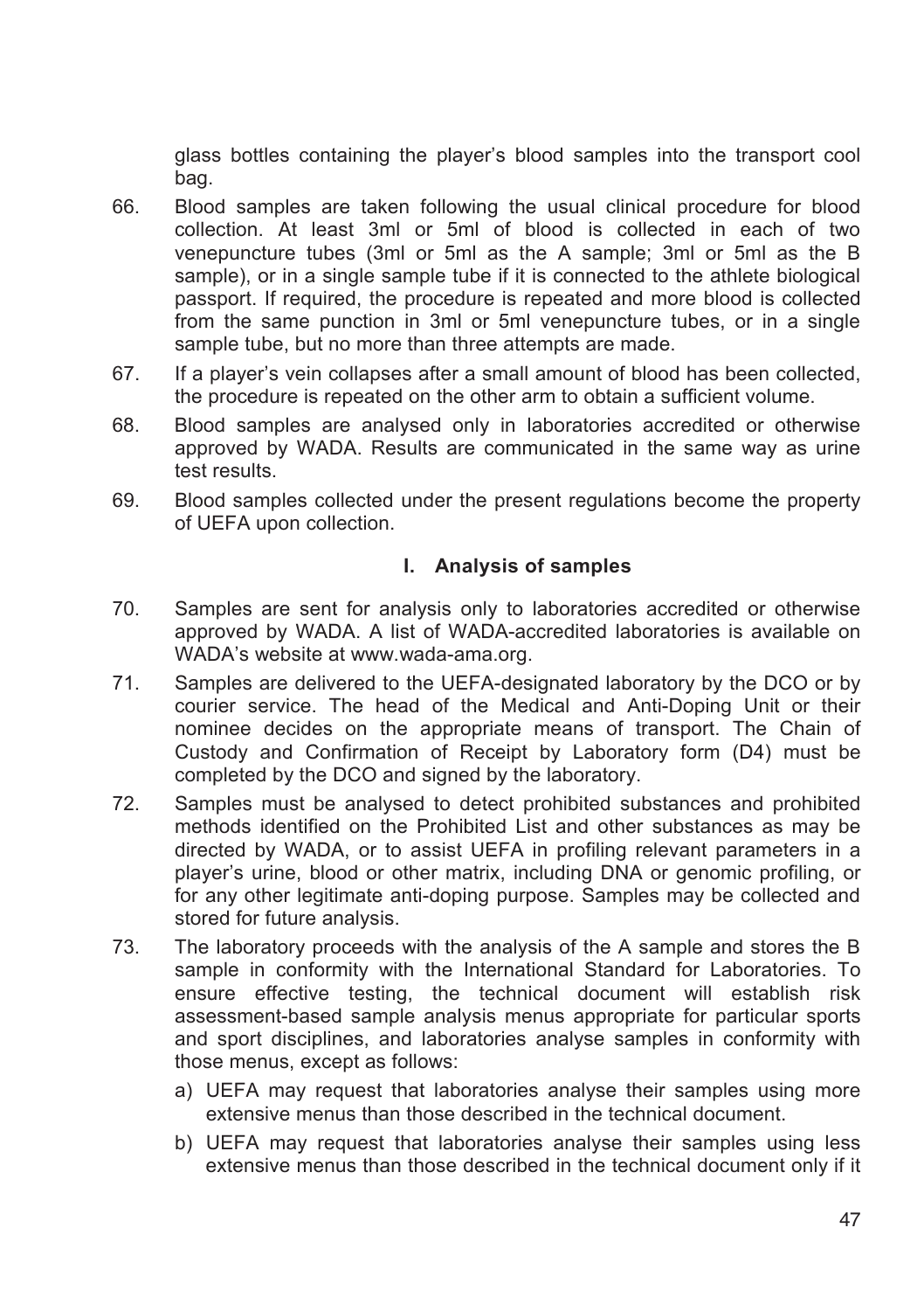glass bottles containing the player's blood samples into the transport cool bag.

66. Blood samples are taken following the usual clinical procedure for blood collection. At least 3ml or 5ml of blood is collected in each of two venepuncture tubes (3ml or 5ml as the A sample; 3ml or 5ml as the B sample), or in a single sample tube if it is connected to the athlete biological passport. If required, the procedure is repeated and more blood is collected from the same punction in 3ml or 5ml venepuncture tubes, or in a single sample tube, but no more than three attempts are made.

67. If a player's vein collapses after a small amount of blood has been collected, the procedure is repeated on the other arm to obtain a sufficient volume.

68. Blood samples are analysed only in laboratories accredited or otherwise approved by WADA. Results are communicated in the same way as urine test results.

69. Blood samples collected under the present regulations become the property of UEFA upon collection.

### I. Analysis of samples

70. Samples are sent for analysis only to laboratories accredited or otherwise approved by WADA. A list of WADA-accredited laboratories is available on WADA's website at www.wada-ama.org.

71. Samples are delivered to the UEFA-designated laboratory by the DCO or by courier service. The head of the Medical and Anti-Doping Unit or their nominee decides on the appropriate means of transport. The Chain of Custody and Confirmation of Receipt by Laboratory form (D4) must be completed by the DCO and signed by the laboratory.

72. Samples must be analysed to detect prohibited substances and prohibited methods identified on the Prohibited List and other substances as may be directed by WADA, or to assist UEFA in profiling relevant parameters in a player's urine, blood or other matrix, including DNA or genomic profiling, or for any other legitimate anti-doping purpose. Samples may be collected and stored for future analysis.

73. The laboratory proceeds with the analysis of the A sample and stores the B sample in conformity with the International Standard for Laboratories. To ensure effective testing, the technical document will establish risk assessment-based sample analysis menus appropriate for particular sports and sport disciplines, and laboratories analyse samples in conformity with those menus, except as follows:

    a) UEFA may request that laboratories analyse their samples using more extensive menus than those described in the technical document.

    b) UEFA may request that laboratories analyse their samples using less extensive menus than those described in the technical document only if it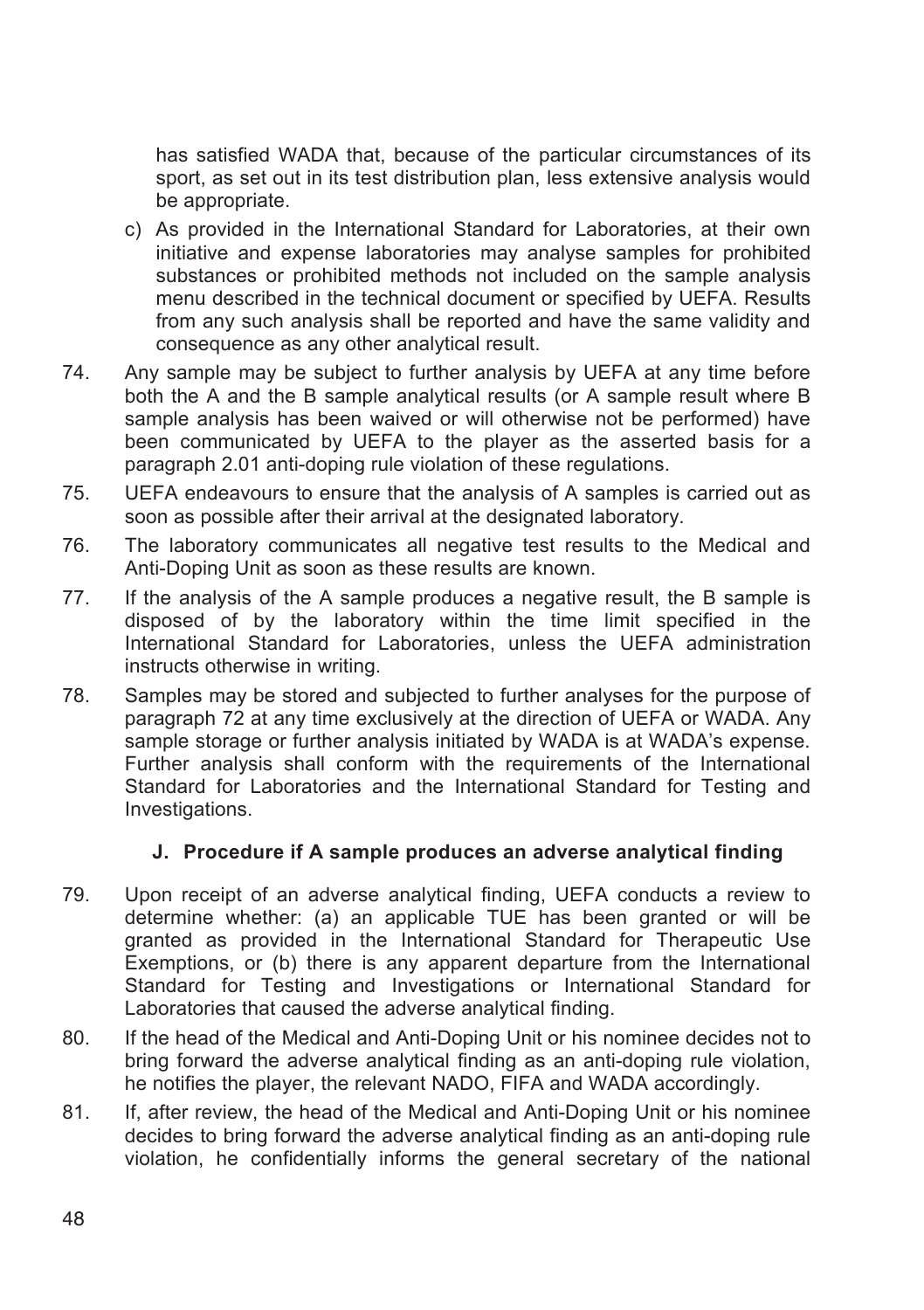has satisfied WADA that, because of the particular circumstances of its sport, as set out in its test distribution plan, less extensive analysis would be appropriate.

c) As provided in the International Standard for Laboratories, at their own initiative and expense laboratories may analyse samples for prohibited substances or prohibited methods not included on the sample analysis menu described in the technical document or specified by UEFA. Results from any such analysis shall be reported and have the same validity and consequence as any other analytical result.

74. Any sample may be subject to further analysis by UEFA at any time before both the A and the B sample analytical results (or A sample result where B sample analysis has been waived or will otherwise not be performed) have been communicated by UEFA to the player as the asserted basis for a paragraph 2.01 anti-doping rule violation of these regulations.

75. UEFA endeavours to ensure that the analysis of A samples is carried out as soon as possible after their arrival at the designated laboratory.

76. The laboratory communicates all negative test results to the Medical and Anti-Doping Unit as soon as these results are known.

77. If the analysis of the A sample produces a negative result, the B sample is disposed of by the laboratory within the time limit specified in the International Standard for Laboratories, unless the UEFA administration instructs otherwise in writing.

78. Samples may be stored and subjected to further analyses for the purpose of paragraph 72 at any time exclusively at the direction of UEFA or WADA. Any sample storage or further analysis initiated by WADA is at WADA's expense. Further analysis shall conform with the requirements of the International Standard for Laboratories and the International Standard for Testing and Investigations.

### J. Procedure if A sample produces an adverse analytical finding

79. Upon receipt of an adverse analytical finding, UEFA conducts a review to determine whether: (a) an applicable TUE has been granted or will be granted as provided in the International Standard for Therapeutic Use Exemptions, or (b) there is any apparent departure from the International Standard for Testing and Investigations or International Standard for Laboratories that caused the adverse analytical finding.

80. If the head of the Medical and Anti-Doping Unit or his nominee decides not to bring forward the adverse analytical finding as an anti-doping rule violation, he notifies the player, the relevant NADO, FIFA and WADA accordingly.

81. If, after review, the head of the Medical and Anti-Doping Unit or his nominee decides to bring forward the adverse analytical finding as an anti-doping rule violation, he confidentially informs the general secretary of the national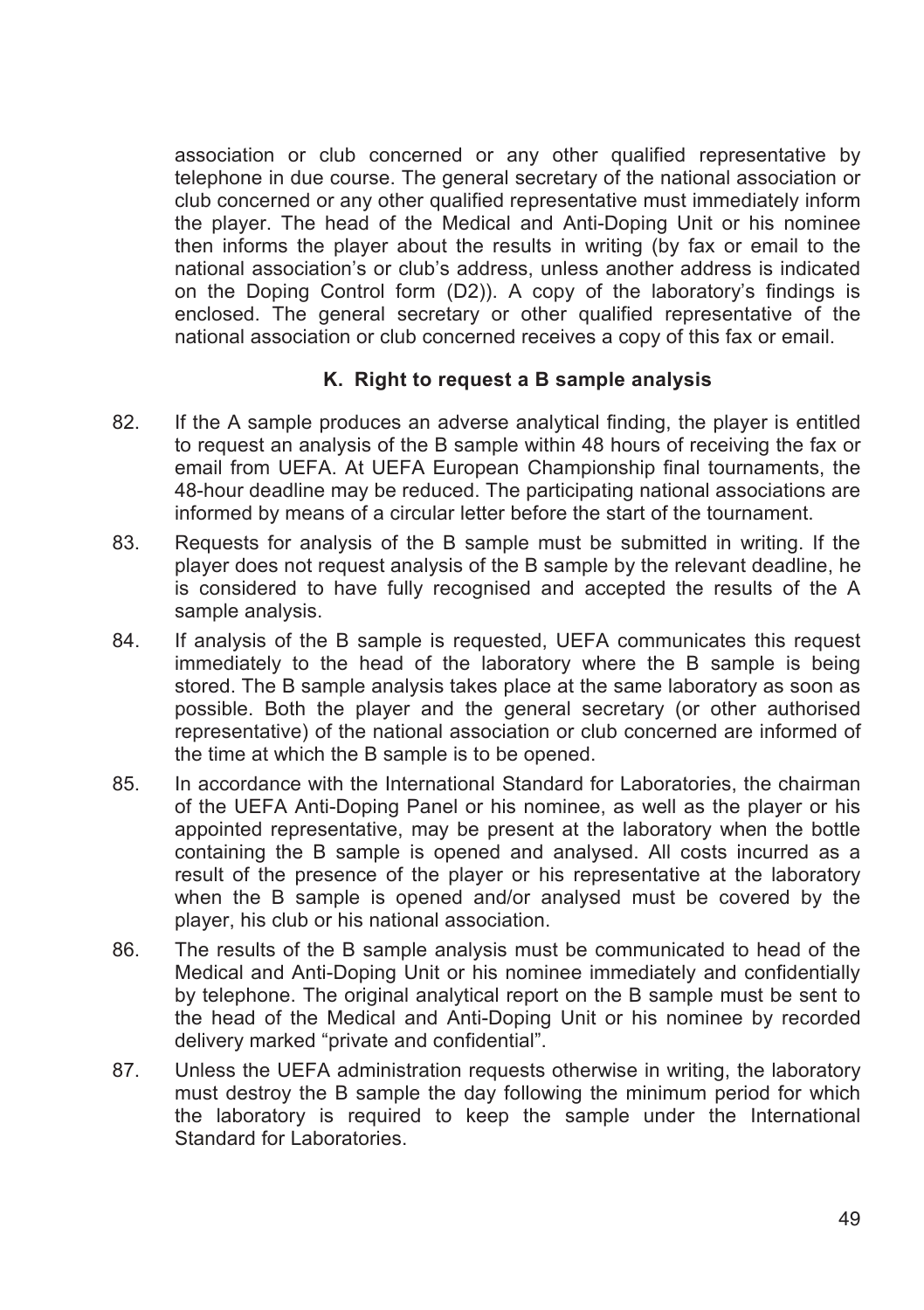association or club concerned or any other qualified representative by telephone in due course. The general secretary of the national association or club concerned or any other qualified representative must immediately inform the player. The head of the Medical and Anti-Doping Unit or his nominee then informs the player about the results in writing (by fax or email to the national association's or club's address, unless another address is indicated on the Doping Control form (D2)). A copy of the laboratory's findings is enclosed. The general secretary or other qualified representative of the national association or club concerned receives a copy of this fax or email.

### K. Right to request a B sample analysis

82. If the A sample produces an adverse analytical finding, the player is entitled to request an analysis of the B sample within 48 hours of receiving the fax or email from UEFA. At UEFA European Championship final tournaments, the 48-hour deadline may be reduced. The participating national associations are informed by means of a circular letter before the start of the tournament.

83. Requests for analysis of the B sample must be submitted in writing. If the player does not request analysis of the B sample by the relevant deadline, he is considered to have fully recognised and accepted the results of the A sample analysis.

84. If analysis of the B sample is requested, UEFA communicates this request immediately to the head of the laboratory where the B sample is being stored. The B sample analysis takes place at the same laboratory as soon as possible. Both the player and the general secretary (or other authorised representative) of the national association or club concerned are informed of the time at which the B sample is to be opened.

85. In accordance with the International Standard for Laboratories, the chairman of the UEFA Anti-Doping Panel or his nominee, as well as the player or his appointed representative, may be present at the laboratory when the bottle containing the B sample is opened and analysed. All costs incurred as a result of the presence of the player or his representative at the laboratory when the B sample is opened and/or analysed must be covered by the player, his club or his national association.

86. The results of the B sample analysis must be communicated to head of the Medical and Anti-Doping Unit or his nominee immediately and confidentially by telephone. The original analytical report on the B sample must be sent to the head of the Medical and Anti-Doping Unit or his nominee by recorded delivery marked "private and confidential".

87. Unless the UEFA administration requests otherwise in writing, the laboratory must destroy the B sample the day following the minimum period for which the laboratory is required to keep the sample under the International Standard for Laboratories.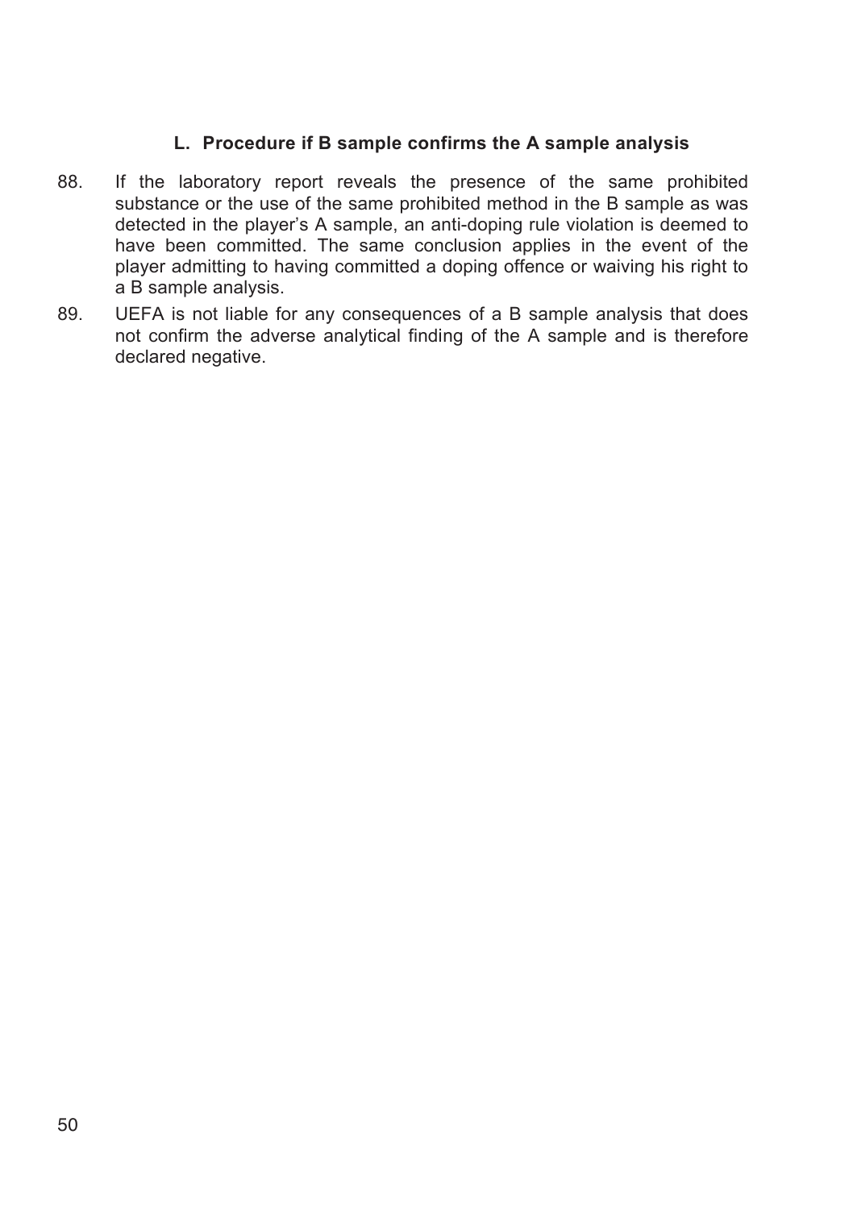### L. Procedure if B sample confirms the A sample analysis

88. If the laboratory report reveals the presence of the same prohibited substance or the use of the same prohibited method in the B sample as was detected in the player's A sample, an anti-doping rule violation is deemed to have been committed. The same conclusion applies in the event of the player admitting to having committed a doping offence or waiving his right to a B sample analysis.

89. UEFA is not liable for any consequences of a B sample analysis that does not confirm the adverse analytical finding of the A sample and is therefore declared negative.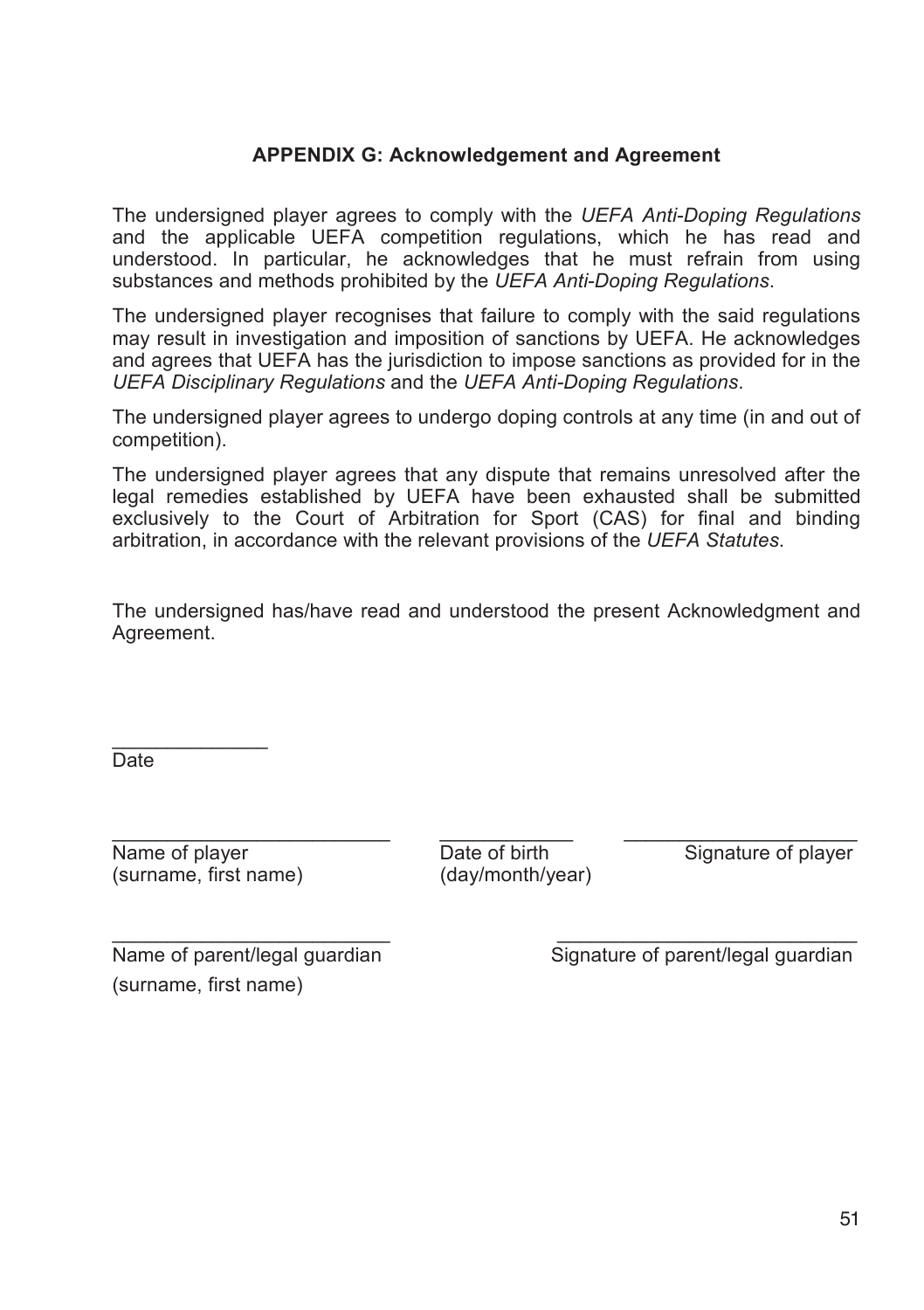### APPENDIX G: Acknowledgement and Agreement

The undersigned player agrees to comply with the *UEFA Anti-Doping Regulations* and the applicable UEFA competition regulations, which he has read and understood. In particular, he acknowledges that he must refrain from using substances and methods prohibited by the *UEFA Anti-Doping Regulations*.

The undersigned player recognises that failure to comply with the said regulations may result in investigation and imposition of sanctions by UEFA. He acknowledges and agrees that UEFA has the jurisdiction to impose sanctions as provided for in the *UEFA Disciplinary Regulations* and the *UEFA Anti-Doping Regulations*.

The undersigned player agrees to undergo doping controls at any time (in and out of competition).

The undersigned player agrees that any dispute that remains unresolved after the legal remedies established by UEFA have been exhausted shall be submitted exclusively to the Court of Arbitration for Sport (CAS) for final and binding arbitration, in accordance with the relevant provisions of the *UEFA Statutes*.

The undersigned has/have read and understood the present Acknowledgment and Agreement.

______________
Date

__________________________ &nbsp;&nbsp;&nbsp; _____________ &nbsp;&nbsp;&nbsp; ______________________
Name of player (surname, first name) &nbsp;&nbsp;&nbsp; Date of birth (day/month/year) &nbsp;&nbsp;&nbsp; Signature of player

__________________________ &nbsp;&nbsp;&nbsp; ____________________________
Name of parent/legal guardian (surname, first name) &nbsp;&nbsp;&nbsp; Signature of parent/legal guardian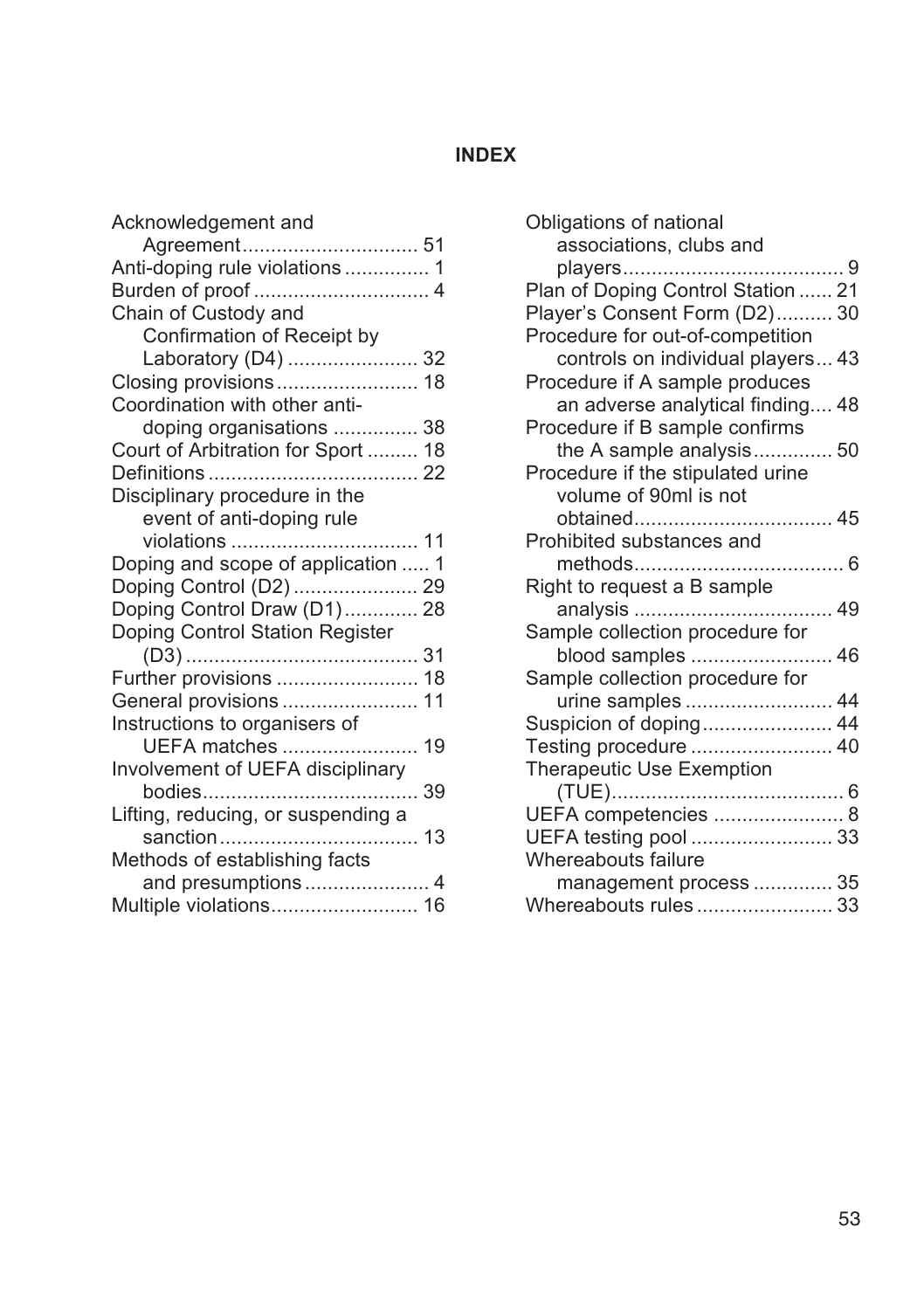## INDEX

Acknowledgement and Agreement ... 51
Anti-doping rule violations ... 1
Burden of proof ... 4
Chain of Custody and Confirmation of Receipt by Laboratory (D4) ... 32
Closing provisions ... 18
Coordination with other anti-doping organisations ... 38
Court of Arbitration for Sport ... 18
Definitions ... 22
Disciplinary procedure in the event of anti-doping rule violations ... 11
Doping and scope of application ... 1
Doping Control (D2) ... 29
Doping Control Draw (D1) ... 28
Doping Control Station Register (D3) ... 31
Further provisions ... 18
General provisions ... 11
Instructions to organisers of UEFA matches ... 19
Involvement of UEFA disciplinary bodies ... 39
Lifting, reducing, or suspending a sanction ... 13
Methods of establishing facts and presumptions ... 4
Multiple violations ... 16
Obligations of national associations, clubs and players ... 9
Plan of Doping Control Station ... 21
Player's Consent Form (D2) ... 30
Procedure for out-of-competition controls on individual players ... 43
Procedure if A sample produces an adverse analytical finding ... 48
Procedure if B sample confirms the A sample analysis ... 50
Procedure if the stipulated urine volume of 90ml is not obtained ... 45
Prohibited substances and methods ... 6
Right to request a B sample analysis ... 49
Sample collection procedure for blood samples ... 46
Sample collection procedure for urine samples ... 44
Suspicion of doping ... 44
Testing procedure ... 40
Therapeutic Use Exemption (TUE) ... 6
UEFA competencies ... 8
UEFA testing pool ... 33
Whereabouts failure management process ... 35
Whereabouts rules ... 33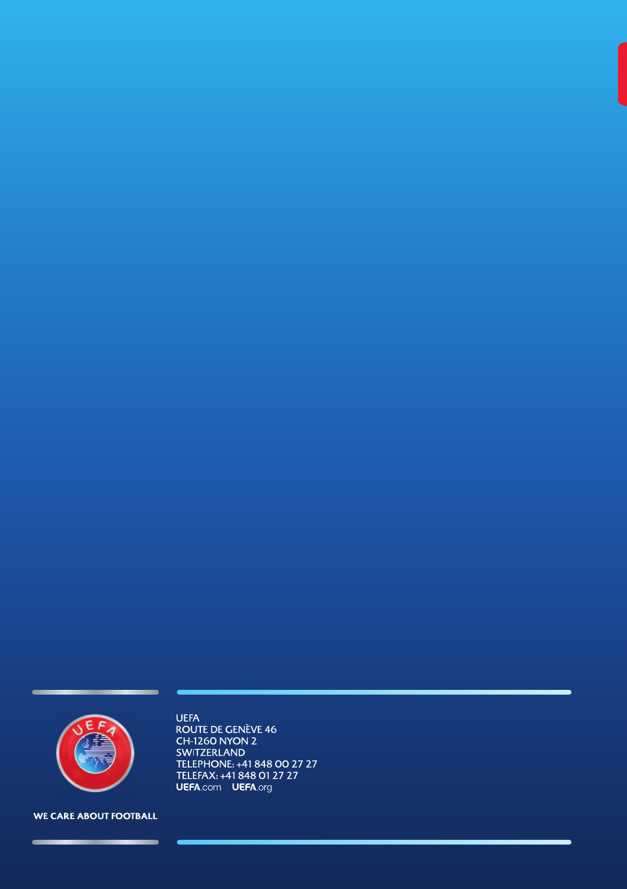WE CARE ABOUT FOOTBALL

UEFA  
ROUTE DE GENÈVE 46  
CH-1260 NYON 2  
SWITZERLAND  
TELEPHONE: +41 848 00 27 27  
TELEFAX: +41 848 01 27 27  
UEFA.com UEFA.org